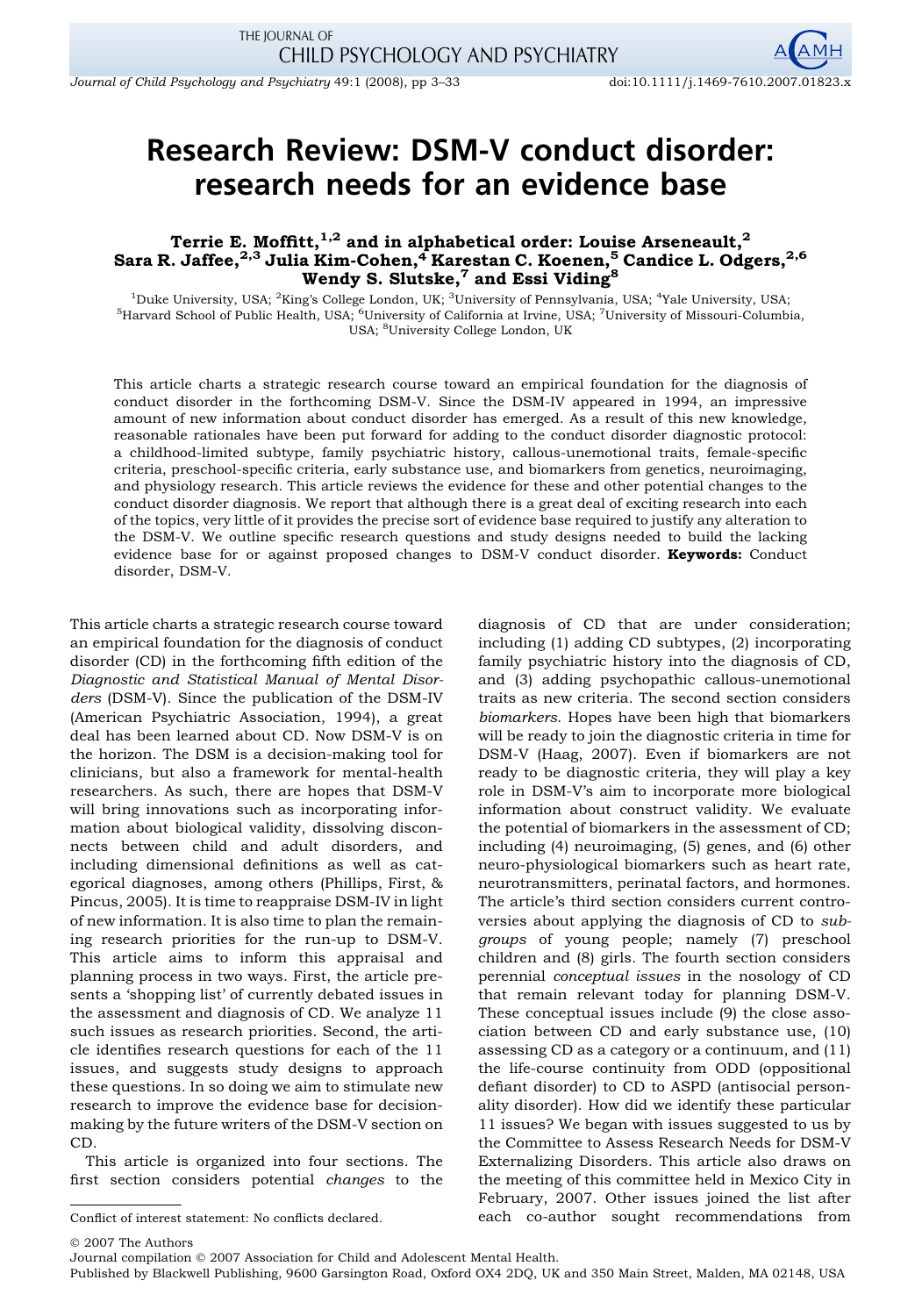# Research Review: DSM-V conduct disorder: research needs for an evidence base

**Terrie E. Moffitt,[1,2] and in alphabetical order: Louise Arseneault,[2] Sara R. Jaffee,[2,3] Julia Kim-Cohen,[4] Karestan C. Koenen,[5] Candice L. Odgers,[2,6] Wendy S. Slutske,[7] and Essi Viding[8]**

[1]Duke University, USA; [2]King's College London, UK; [3]University of Pennsylvania, USA; [4]Yale University, USA; [5]Harvard School of Public Health, USA; [6]University of California at Irvine, USA; [7]University of Missouri-Columbia, USA; [8]University College London, UK

This article charts a strategic research course toward an empirical foundation for the diagnosis of conduct disorder in the forthcoming DSM-V. Since the DSM-IV appeared in 1994, an impressive amount of new information about conduct disorder has emerged. As a result of this new knowledge, reasonable rationales have been put forward for adding to the conduct disorder diagnostic protocol: a childhood-limited subtype, family psychiatric history, callous-unemotional traits, female-specific criteria, preschool-specific criteria, early substance use, and biomarkers from genetics, neuroimaging, and physiology research. This article reviews the evidence for these and other potential changes to the conduct disorder diagnosis. We report that although there is a great deal of exciting research into each of the topics, very little of it provides the precise sort of evidence base required to justify any alteration to the DSM-V. We outline specific research questions and study designs needed to build the lacking evidence base for or against proposed changes to DSM-V conduct disorder. **Keywords:** Conduct disorder, DSM-V.

This article charts a strategic research course toward an empirical foundation for the diagnosis of conduct disorder (CD) in the forthcoming fifth edition of the *Diagnostic and Statistical Manual of Mental Disorders* (DSM-V). Since the publication of the DSM-IV (American Psychiatric Association, 1994), a great deal has been learned about CD. Now DSM-V is on the horizon. The DSM is a decision-making tool for clinicians, but also a framework for mental-health researchers. As such, there are hopes that DSM-V will bring innovations such as incorporating information about biological validity, dissolving disconnects between child and adult disorders, and including dimensional definitions as well as categorical diagnoses, among others (Phillips, First, & Pincus, 2005). It is time to reappraise DSM-IV in light of new information. It is also time to plan the remaining research priorities for the run-up to DSM-V. This article aims to inform this appraisal and planning process in two ways. First, the article presents a 'shopping list' of currently debated issues in the assessment and diagnosis of CD. We analyze 11 such issues as research priorities. Second, the article identifies research questions for each of the 11 issues, and suggests study designs to approach these questions. In so doing we aim to stimulate new research to improve the evidence base for decision-making by the future writers of the DSM-V section on CD.

This article is organized into four sections. The first section considers potential *changes* to the diagnosis of CD that are under consideration; including (1) adding CD subtypes, (2) incorporating family psychiatric history into the diagnosis of CD, and (3) adding psychopathic callous-unemotional traits as new criteria. The second section considers *biomarkers*. Hopes have been high that biomarkers will be ready to join the diagnostic criteria in time for DSM-V (Haag, 2007). Even if biomarkers are not ready to be diagnostic criteria, they will play a key role in DSM-V's aim to incorporate more biological information about construct validity. We evaluate the potential of biomarkers in the assessment of CD; including (4) neuroimaging, (5) genes, and (6) other neuro-physiological biomarkers such as heart rate, neurotransmitters, perinatal factors, and hormones. The article's third section considers current controversies about applying the diagnosis of CD to *subgroups* of young people; namely (7) preschool children and (8) girls. The fourth section considers perennial *conceptual issues* in the nosology of CD that remain relevant today for planning DSM-V. These conceptual issues include (9) the close association between CD and early substance use, (10) assessing CD as a category or a continuum, and (11) the life-course continuity from ODD (oppositional defiant disorder) to CD to ASPD (antisocial personality disorder). How did we identify these particular 11 issues? We began with issues suggested to us by the Committee to Assess Research Needs for DSM-V Externalizing Disorders. This article also draws on the meeting of this committee held in Mexico City in February, 2007. Other issues joined the list after each co-author sought recommendations from

Conflict of interest statement: No conflicts declared.

© 2007 The Authors
Journal compilation © 2007 Association for Child and Adolescent Mental Health.
Published by Blackwell Publishing, 9600 Garsington Road, Oxford OX4 2DQ, UK and 350 Main Street, Malden, MA 02148, USA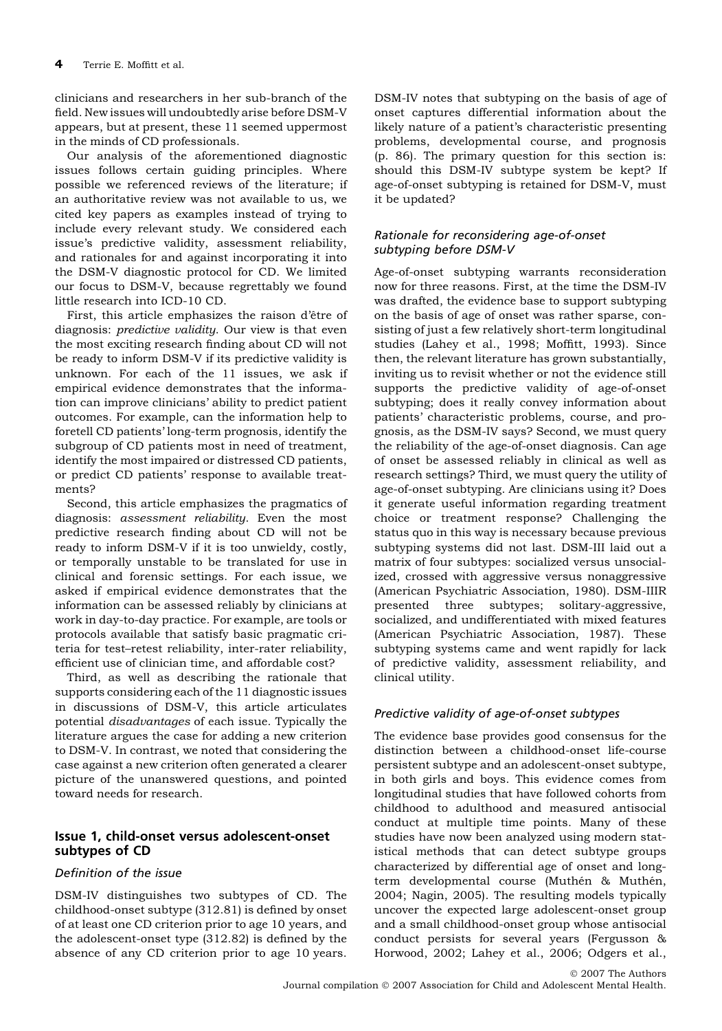clinicians and researchers in her sub-branch of the field. New issues will undoubtedly arise before DSM-V appears, but at present, these 11 seemed uppermost in the minds of CD professionals.

Our analysis of the aforementioned diagnostic issues follows certain guiding principles. Where possible we referenced reviews of the literature; if an authoritative review was not available to us, we cited key papers as examples instead of trying to include every relevant study. We considered each issue's predictive validity, assessment reliability, and rationales for and against incorporating it into the DSM-V diagnostic protocol for CD. We limited our focus to DSM-V, because regrettably we found little research into ICD-10 CD.

First, this article emphasizes the raison d'être of diagnosis: *predictive validity*. Our view is that even the most exciting research finding about CD will not be ready to inform DSM-V if its predictive validity is unknown. For each of the 11 issues, we ask if empirical evidence demonstrates that the information can improve clinicians' ability to predict patient outcomes. For example, can the information help to foretell CD patients' long-term prognosis, identify the subgroup of CD patients most in need of treatment, identify the most impaired or distressed CD patients, or predict CD patients' response to available treatments?

Second, this article emphasizes the pragmatics of diagnosis: *assessment reliability*. Even the most predictive research finding about CD will not be ready to inform DSM-V if it is too unwieldy, costly, or temporally unstable to be translated for use in clinical and forensic settings. For each issue, we asked if empirical evidence demonstrates that the information can be assessed reliably by clinicians at work in day-to-day practice. For example, are tools or protocols available that satisfy basic pragmatic criteria for test–retest reliability, inter-rater reliability, efficient use of clinician time, and affordable cost?

Third, as well as describing the rationale that supports considering each of the 11 diagnostic issues in discussions of DSM-V, this article articulates potential *disadvantages* of each issue. Typically the literature argues the case for adding a new criterion to DSM-V. In contrast, we noted that considering the case against a new criterion often generated a clearer picture of the unanswered questions, and pointed toward needs for research.

## Issue 1, child-onset versus adolescent-onset subtypes of CD

### Definition of the issue

DSM-IV distinguishes two subtypes of CD. The childhood-onset subtype (312.81) is defined by onset of at least one CD criterion prior to age 10 years, and the adolescent-onset type (312.82) is defined by the absence of any CD criterion prior to age 10 years. DSM-IV notes that subtyping on the basis of age of onset captures differential information about the likely nature of a patient's characteristic presenting problems, developmental course, and prognosis (p. 86). The primary question for this section is: should this DSM-IV subtype system be kept? If age-of-onset subtyping is retained for DSM-V, must it be updated?

### Rationale for reconsidering age-of-onset subtyping before DSM-V

Age-of-onset subtyping warrants reconsideration now for three reasons. First, at the time the DSM-IV was drafted, the evidence base to support subtyping on the basis of age of onset was rather sparse, consisting of just a few relatively short-term longitudinal studies (Lahey et al., 1998; Moffitt, 1993). Since then, the relevant literature has grown substantially, inviting us to revisit whether or not the evidence still supports the predictive validity of age-of-onset subtyping; does it really convey information about patients' characteristic problems, course, and prognosis, as the DSM-IV says? Second, we must query the reliability of the age-of-onset diagnosis. Can age of onset be assessed reliably in clinical as well as research settings? Third, we must query the utility of age-of-onset subtyping. Are clinicians using it? Does it generate useful information regarding treatment choice or treatment response? Challenging the status quo in this way is necessary because previous subtyping systems did not last. DSM-III laid out a matrix of four subtypes: socialized versus unsocialized, crossed with aggressive versus nonaggressive (American Psychiatric Association, 1980). DSM-IIIR presented three subtypes; solitary-aggressive, socialized, and undifferentiated with mixed features (American Psychiatric Association, 1987). These subtyping systems came and went rapidly for lack of predictive validity, assessment reliability, and clinical utility.

### Predictive validity of age-of-onset subtypes

The evidence base provides good consensus for the distinction between a childhood-onset life-course persistent subtype and an adolescent-onset subtype, in both girls and boys. This evidence comes from longitudinal studies that have followed cohorts from childhood to adulthood and measured antisocial conduct at multiple time points. Many of these studies have now been analyzed using modern statistical methods that can detect subtype groups characterized by differential age of onset and long-term developmental course (Muthén & Muthén, 2004; Nagin, 2005). The resulting models typically uncover the expected large adolescent-onset group and a small childhood-onset group whose antisocial conduct persists for several years (Fergusson & Horwood, 2002; Lahey et al., 2006; Odgers et al.,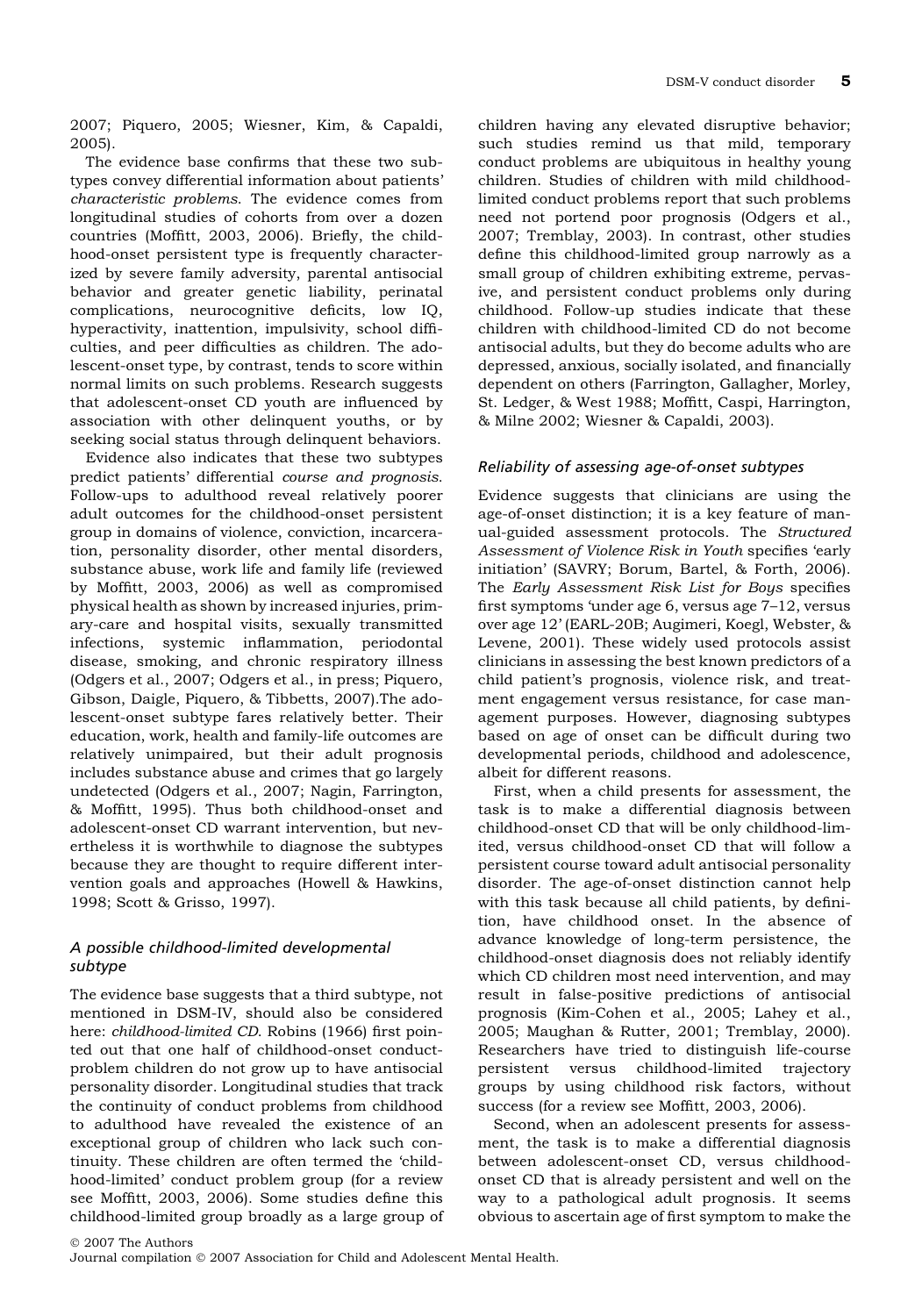2007; Piquero, 2005; Wiesner, Kim, & Capaldi, 2005).

The evidence base confirms that these two subtypes convey differential information about patients' *characteristic problems*. The evidence comes from longitudinal studies of cohorts from over a dozen countries (Moffitt, 2003, 2006). Briefly, the childhood-onset persistent type is frequently characterized by severe family adversity, parental antisocial behavior and greater genetic liability, perinatal complications, neurocognitive deficits, low IQ, hyperactivity, inattention, impulsivity, school difficulties, and peer difficulties as children. The adolescent-onset type, by contrast, tends to score within normal limits on such problems. Research suggests that adolescent-onset CD youth are influenced by association with other delinquent youths, or by seeking social status through delinquent behaviors.

Evidence also indicates that these two subtypes predict patients' differential *course and prognosis*. Follow-ups to adulthood reveal relatively poorer adult outcomes for the childhood-onset persistent group in domains of violence, conviction, incarceration, personality disorder, other mental disorders, substance abuse, work life and family life (reviewed by Moffitt, 2003, 2006) as well as compromised physical health as shown by increased injuries, primary-care and hospital visits, sexually transmitted infections, systemic inflammation, periodontal disease, smoking, and chronic respiratory illness (Odgers et al., 2007; Odgers et al., in press; Piquero, Gibson, Daigle, Piquero, & Tibbetts, 2007).The adolescent-onset subtype fares relatively better. Their education, work, health and family-life outcomes are relatively unimpaired, but their adult prognosis includes substance abuse and crimes that go largely undetected (Odgers et al., 2007; Nagin, Farrington, & Moffitt, 1995). Thus both childhood-onset and adolescent-onset CD warrant intervention, but nevertheless it is worthwhile to diagnose the subtypes because they are thought to require different intervention goals and approaches (Howell & Hawkins, 1998; Scott & Grisso, 1997).

### *A possible childhood-limited developmental subtype*

The evidence base suggests that a third subtype, not mentioned in DSM-IV, should also be considered here: *childhood-limited CD*. Robins (1966) first pointed out that one half of childhood-onset conduct-problem children do not grow up to have antisocial personality disorder. Longitudinal studies that track the continuity of conduct problems from childhood to adulthood have revealed the existence of an exceptional group of children who lack such continuity. These children are often termed the 'childhood-limited' conduct problem group (for a review see Moffitt, 2003, 2006). Some studies define this childhood-limited group broadly as a large group of children having any elevated disruptive behavior; such studies remind us that mild, temporary conduct problems are ubiquitous in healthy young children. Studies of children with mild childhood-limited conduct problems report that such problems need not portend poor prognosis (Odgers et al., 2007; Tremblay, 2003). In contrast, other studies define this childhood-limited group narrowly as a small group of children exhibiting extreme, pervasive, and persistent conduct problems only during childhood. Follow-up studies indicate that these children with childhood-limited CD do not become antisocial adults, but they do become adults who are depressed, anxious, socially isolated, and financially dependent on others (Farrington, Gallagher, Morley, St. Ledger, & West 1988; Moffitt, Caspi, Harrington, & Milne 2002; Wiesner & Capaldi, 2003).

### *Reliability of assessing age-of-onset subtypes*

Evidence suggests that clinicians are using the age-of-onset distinction; it is a key feature of manual-guided assessment protocols. The *Structured Assessment of Violence Risk in Youth* specifies 'early initiation' (SAVRY; Borum, Bartel, & Forth, 2006). The *Early Assessment Risk List for Boys* specifies first symptoms 'under age 6, versus age 7–12, versus over age 12' (EARL-20B; Augimeri, Koegl, Webster, & Levene, 2001). These widely used protocols assist clinicians in assessing the best known predictors of a child patient's prognosis, violence risk, and treatment engagement versus resistance, for case management purposes. However, diagnosing subtypes based on age of onset can be difficult during two developmental periods, childhood and adolescence, albeit for different reasons.

First, when a child presents for assessment, the task is to make a differential diagnosis between childhood-onset CD that will be only childhood-limited, versus childhood-onset CD that will follow a persistent course toward adult antisocial personality disorder. The age-of-onset distinction cannot help with this task because all child patients, by definition, have childhood onset. In the absence of advance knowledge of long-term persistence, the childhood-onset diagnosis does not reliably identify which CD children most need intervention, and may result in false-positive predictions of antisocial prognosis (Kim-Cohen et al., 2005; Lahey et al., 2005; Maughan & Rutter, 2001; Tremblay, 2000). Researchers have tried to distinguish life-course persistent versus childhood-limited trajectory groups by using childhood risk factors, without success (for a review see Moffitt, 2003, 2006).

Second, when an adolescent presents for assessment, the task is to make a differential diagnosis between adolescent-onset CD, versus childhood-onset CD that is already persistent and well on the way to a pathological adult prognosis. It seems obvious to ascertain age of first symptom to make the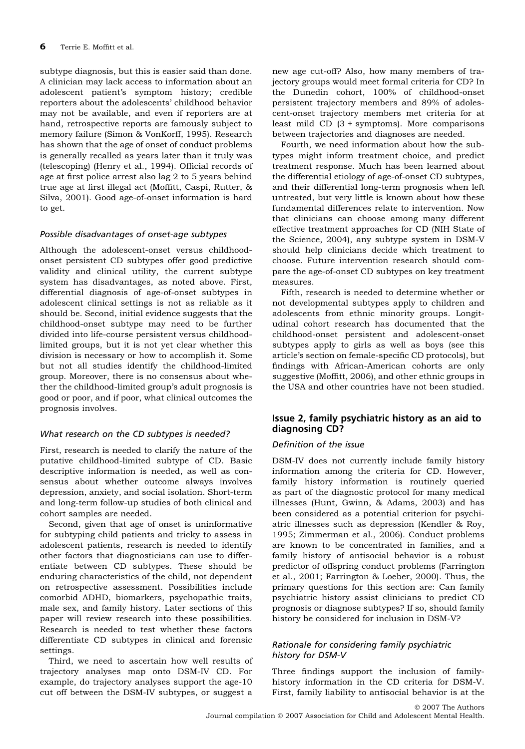subtype diagnosis, but this is easier said than done. A clinician may lack access to information about an adolescent patient's symptom history; credible reporters about the adolescents' childhood behavior may not be available, and even if reporters are at hand, retrospective reports are famously subject to memory failure (Simon & VonKorff, 1995). Research has shown that the age of onset of conduct problems is generally recalled as years later than it truly was (telescoping) (Henry et al., 1994). Official records of age at first police arrest also lag 2 to 5 years behind true age at first illegal act (Moffitt, Caspi, Rutter, & Silva, 2001). Good age-of-onset information is hard to get.

### *Possible disadvantages of onset-age subtypes*

Although the adolescent-onset versus childhood-onset persistent CD subtypes offer good predictive validity and clinical utility, the current subtype system has disadvantages, as noted above. First, differential diagnosis of age-of-onset subtypes in adolescent clinical settings is not as reliable as it should be. Second, initial evidence suggests that the childhood-onset subtype may need to be further divided into life-course persistent versus childhood-limited groups, but it is not yet clear whether this division is necessary or how to accomplish it. Some but not all studies identify the childhood-limited group. Moreover, there is no consensus about whether the childhood-limited group's adult prognosis is good or poor, and if poor, what clinical outcomes the prognosis involves.

### *What research on the CD subtypes is needed?*

First, research is needed to clarify the nature of the putative childhood-limited subtype of CD. Basic descriptive information is needed, as well as consensus about whether outcome always involves depression, anxiety, and social isolation. Short-term and long-term follow-up studies of both clinical and cohort samples are needed.

Second, given that age of onset is uninformative for subtyping child patients and tricky to assess in adolescent patients, research is needed to identify other factors that diagnosticians can use to differentiate between CD subtypes. These should be enduring characteristics of the child, not dependent on retrospective assessment. Possibilities include comorbid ADHD, biomarkers, psychopathic traits, male sex, and family history. Later sections of this paper will review research into these possibilities. Research is needed to test whether these factors differentiate CD subtypes in clinical and forensic settings.

Third, we need to ascertain how well results of trajectory analyses map onto DSM-IV CD. For example, do trajectory analyses support the age-10 cut off between the DSM-IV subtypes, or suggest a new age cut-off? Also, how many members of trajectory groups would meet formal criteria for CD? In the Dunedin cohort, 100% of childhood-onset persistent trajectory members and 89% of adolescent-onset trajectory members met criteria for at least mild CD (3 + symptoms). More comparisons between trajectories and diagnoses are needed.

Fourth, we need information about how the subtypes might inform treatment choice, and predict treatment response. Much has been learned about the differential etiology of age-of-onset CD subtypes, and their differential long-term prognosis when left untreated, but very little is known about how these fundamental differences relate to intervention. Now that clinicians can choose among many different effective treatment approaches for CD (NIH State of the Science, 2004), any subtype system in DSM-V should help clinicians decide which treatment to choose. Future intervention research should compare the age-of-onset CD subtypes on key treatment measures.

Fifth, research is needed to determine whether or not developmental subtypes apply to children and adolescents from ethnic minority groups. Longitudinal cohort research has documented that the childhood-onset persistent and adolescent-onset subtypes apply to girls as well as boys (see this article's section on female-specific CD protocols), but findings with African-American cohorts are only suggestive (Moffitt, 2006), and other ethnic groups in the USA and other countries have not been studied.

## Issue 2, family psychiatric history as an aid to diagnosing CD?

### *Definition of the issue*

DSM-IV does not currently include family history information among the criteria for CD. However, family history information is routinely queried as part of the diagnostic protocol for many medical illnesses (Hunt, Gwinn, & Adams, 2003) and has been considered as a potential criterion for psychiatric illnesses such as depression (Kendler & Roy, 1995; Zimmerman et al., 2006). Conduct problems are known to be concentrated in families, and a family history of antisocial behavior is a robust predictor of offspring conduct problems (Farrington et al., 2001; Farrington & Loeber, 2000). Thus, the primary questions for this section are: Can family psychiatric history assist clinicians to predict CD prognosis or diagnose subtypes? If so, should family history be considered for inclusion in DSM-V?

### *Rationale for considering family psychiatric history for DSM-V*

Three findings support the inclusion of family-history information in the CD criteria for DSM-V. First, family liability to antisocial behavior is at the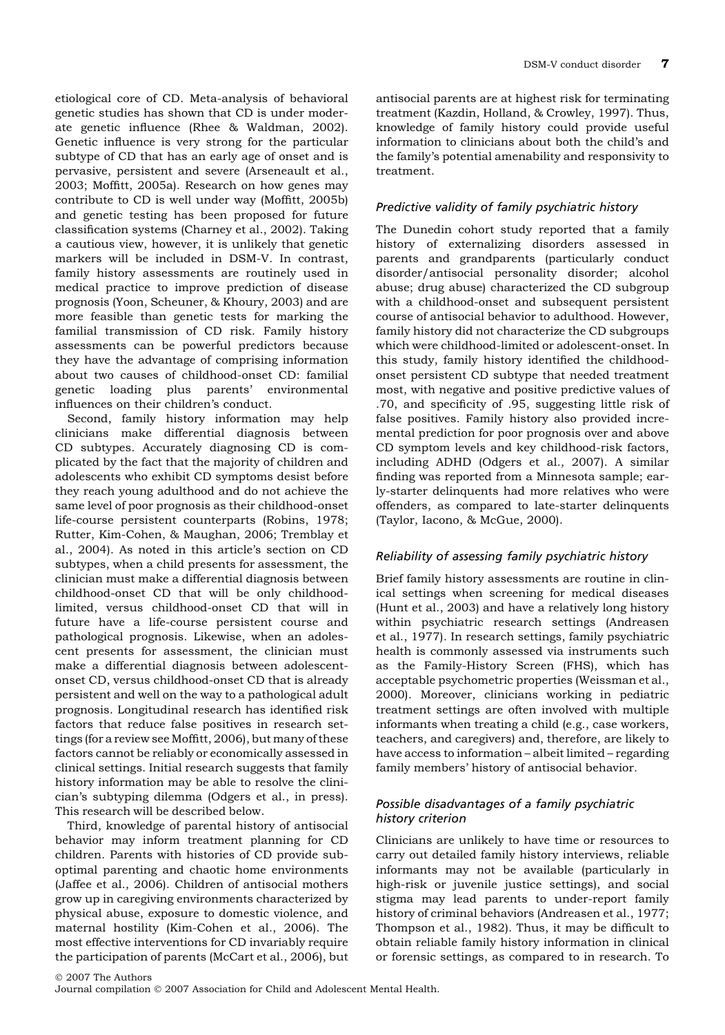etiological core of CD. Meta-analysis of behavioral genetic studies has shown that CD is under moderate genetic influence (Rhee & Waldman, 2002). Genetic influence is very strong for the particular subtype of CD that has an early age of onset and is pervasive, persistent and severe (Arseneault et al., 2003; Moffitt, 2005a). Research on how genes may contribute to CD is well under way (Moffitt, 2005b) and genetic testing has been proposed for future classification systems (Charney et al., 2002). Taking a cautious view, however, it is unlikely that genetic markers will be included in DSM-V. In contrast, family history assessments are routinely used in medical practice to improve prediction of disease prognosis (Yoon, Scheuner, & Khoury, 2003) and are more feasible than genetic tests for marking the familial transmission of CD risk. Family history assessments can be powerful predictors because they have the advantage of comprising information about two causes of childhood-onset CD: familial genetic loading plus parents' environmental influences on their children's conduct.

Second, family history information may help clinicians make differential diagnosis between CD subtypes. Accurately diagnosing CD is complicated by the fact that the majority of children and adolescents who exhibit CD symptoms desist before they reach young adulthood and do not achieve the same level of poor prognosis as their childhood-onset life-course persistent counterparts (Robins, 1978; Rutter, Kim-Cohen, & Maughan, 2006; Tremblay et al., 2004). As noted in this article's section on CD subtypes, when a child presents for assessment, the clinician must make a differential diagnosis between childhood-onset CD that will be only childhood-limited, versus childhood-onset CD that will in future have a life-course persistent course and pathological prognosis. Likewise, when an adolescent presents for assessment, the clinician must make a differential diagnosis between adolescent-onset CD, versus childhood-onset CD that is already persistent and well on the way to a pathological adult prognosis. Longitudinal research has identified risk factors that reduce false positives in research settings (for a review see Moffitt, 2006), but many of these factors cannot be reliably or economically assessed in clinical settings. Initial research suggests that family history information may be able to resolve the clinician's subtyping dilemma (Odgers et al., in press). This research will be described below.

Third, knowledge of parental history of antisocial behavior may inform treatment planning for CD children. Parents with histories of CD provide suboptimal parenting and chaotic home environments (Jaffee et al., 2006). Children of antisocial mothers grow up in caregiving environments characterized by physical abuse, exposure to domestic violence, and maternal hostility (Kim-Cohen et al., 2006). The most effective interventions for CD invariably require the participation of parents (McCart et al., 2006), but antisocial parents are at highest risk for terminating treatment (Kazdin, Holland, & Crowley, 1997). Thus, knowledge of family history could provide useful information to clinicians about both the child's and the family's potential amenability and responsivity to treatment.

### *Predictive validity of family psychiatric history*

The Dunedin cohort study reported that a family history of externalizing disorders assessed in parents and grandparents (particularly conduct disorder/antisocial personality disorder; alcohol abuse; drug abuse) characterized the CD subgroup with a childhood-onset and subsequent persistent course of antisocial behavior to adulthood. However, family history did not characterize the CD subgroups which were childhood-limited or adolescent-onset. In this study, family history identified the childhood-onset persistent CD subtype that needed treatment most, with negative and positive predictive values of .70, and specificity of .95, suggesting little risk of false positives. Family history also provided incremental prediction for poor prognosis over and above CD symptom levels and key childhood-risk factors, including ADHD (Odgers et al., 2007). A similar finding was reported from a Minnesota sample; early-starter delinquents had more relatives who were offenders, as compared to late-starter delinquents (Taylor, Iacono, & McGue, 2000).

### *Reliability of assessing family psychiatric history*

Brief family history assessments are routine in clinical settings when screening for medical diseases (Hunt et al., 2003) and have a relatively long history within psychiatric research settings (Andreasen et al., 1977). In research settings, family psychiatric health is commonly assessed via instruments such as the Family-History Screen (FHS), which has acceptable psychometric properties (Weissman et al., 2000). Moreover, clinicians working in pediatric treatment settings are often involved with multiple informants when treating a child (e.g., case workers, teachers, and caregivers) and, therefore, are likely to have access to information – albeit limited – regarding family members' history of antisocial behavior.

### *Possible disadvantages of a family psychiatric history criterion*

Clinicians are unlikely to have time or resources to carry out detailed family history interviews, reliable informants may not be available (particularly in high-risk or juvenile justice settings), and social stigma may lead parents to under-report family history of criminal behaviors (Andreasen et al., 1977; Thompson et al., 1982). Thus, it may be difficult to obtain reliable family history information in clinical or forensic settings, as compared to in research. To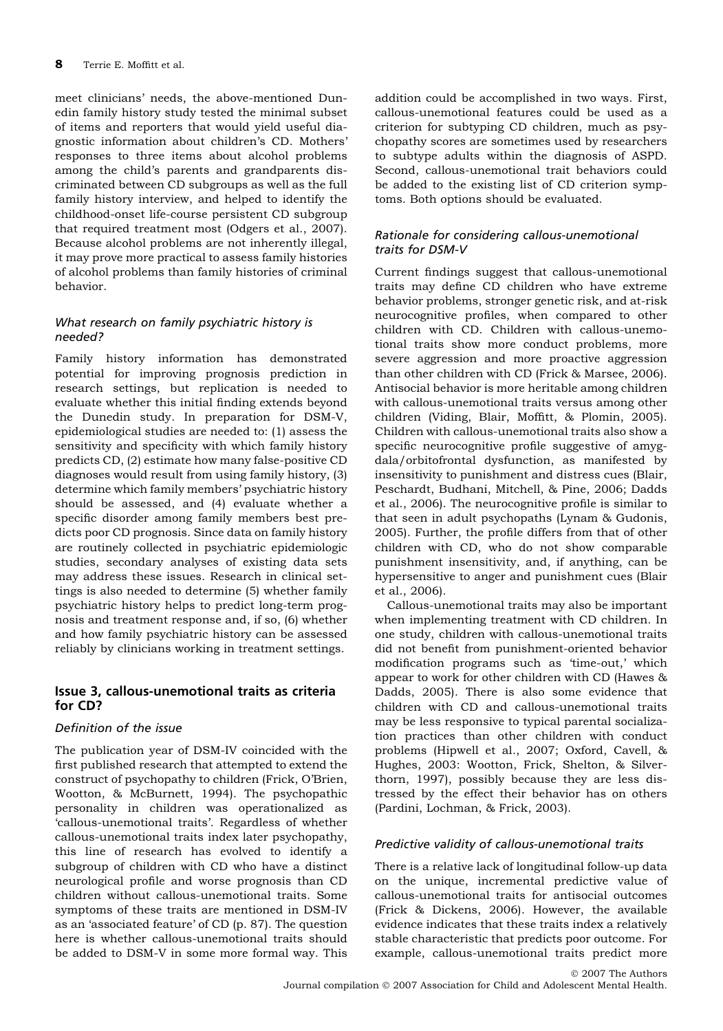meet clinicians' needs, the above-mentioned Dunedin family history study tested the minimal subset of items and reporters that would yield useful diagnostic information about children's CD. Mothers' responses to three items about alcohol problems among the child's parents and grandparents discriminated between CD subgroups as well as the full family history interview, and helped to identify the childhood-onset life-course persistent CD subgroup that required treatment most (Odgers et al., 2007). Because alcohol problems are not inherently illegal, it may prove more practical to assess family histories of alcohol problems than family histories of criminal behavior.

### *What research on family psychiatric history is needed?*

Family history information has demonstrated potential for improving prognosis prediction in research settings, but replication is needed to evaluate whether this initial finding extends beyond the Dunedin study. In preparation for DSM-V, epidemiological studies are needed to: (1) assess the sensitivity and specificity with which family history predicts CD, (2) estimate how many false-positive CD diagnoses would result from using family history, (3) determine which family members' psychiatric history should be assessed, and (4) evaluate whether a specific disorder among family members best predicts poor CD prognosis. Since data on family history are routinely collected in psychiatric epidemiologic studies, secondary analyses of existing data sets may address these issues. Research in clinical settings is also needed to determine (5) whether family psychiatric history helps to predict long-term prognosis and treatment response and, if so, (6) whether and how family psychiatric history can be assessed reliably by clinicians working in treatment settings.

## Issue 3, callous-unemotional traits as criteria for CD?

### *Definition of the issue*

The publication year of DSM-IV coincided with the first published research that attempted to extend the construct of psychopathy to children (Frick, O'Brien, Wootton, & McBurnett, 1994). The psychopathic personality in children was operationalized as 'callous-unemotional traits'. Regardless of whether callous-unemotional traits index later psychopathy, this line of research has evolved to identify a subgroup of children with CD who have a distinct neurological profile and worse prognosis than CD children without callous-unemotional traits. Some symptoms of these traits are mentioned in DSM-IV as an 'associated feature' of CD (p. 87). The question here is whether callous-unemotional traits should be added to DSM-V in some more formal way. This addition could be accomplished in two ways. First, callous-unemotional features could be used as a criterion for subtyping CD children, much as psychopathy scores are sometimes used by researchers to subtype adults within the diagnosis of ASPD. Second, callous-unemotional trait behaviors could be added to the existing list of CD criterion symptoms. Both options should be evaluated.

### *Rationale for considering callous-unemotional traits for DSM-V*

Current findings suggest that callous-unemotional traits may define CD children who have extreme behavior problems, stronger genetic risk, and at-risk neurocognitive profiles, when compared to other children with CD. Children with callous-unemotional traits show more conduct problems, more severe aggression and more proactive aggression than other children with CD (Frick & Marsee, 2006). Antisocial behavior is more heritable among children with callous-unemotional traits versus among other children (Viding, Blair, Moffitt, & Plomin, 2005). Children with callous-unemotional traits also show a specific neurocognitive profile suggestive of amygdala/orbitofrontal dysfunction, as manifested by insensitivity to punishment and distress cues (Blair, Peschardt, Budhani, Mitchell, & Pine, 2006; Dadds et al., 2006). The neurocognitive profile is similar to that seen in adult psychopaths (Lynam & Gudonis, 2005). Further, the profile differs from that of other children with CD, who do not show comparable punishment insensitivity, and, if anything, can be hypersensitive to anger and punishment cues (Blair et al., 2006).

Callous-unemotional traits may also be important when implementing treatment with CD children. In one study, children with callous-unemotional traits did not benefit from punishment-oriented behavior modification programs such as 'time-out,' which appear to work for other children with CD (Hawes & Dadds, 2005). There is also some evidence that children with CD and callous-unemotional traits may be less responsive to typical parental socialization practices than other children with conduct problems (Hipwell et al., 2007; Oxford, Cavell, & Hughes, 2003: Wootton, Frick, Shelton, & Silverthorn, 1997), possibly because they are less distressed by the effect their behavior has on others (Pardini, Lochman, & Frick, 2003).

### *Predictive validity of callous-unemotional traits*

There is a relative lack of longitudinal follow-up data on the unique, incremental predictive value of callous-unemotional traits for antisocial outcomes (Frick & Dickens, 2006). However, the available evidence indicates that these traits index a relatively stable characteristic that predicts poor outcome. For example, callous-unemotional traits predict more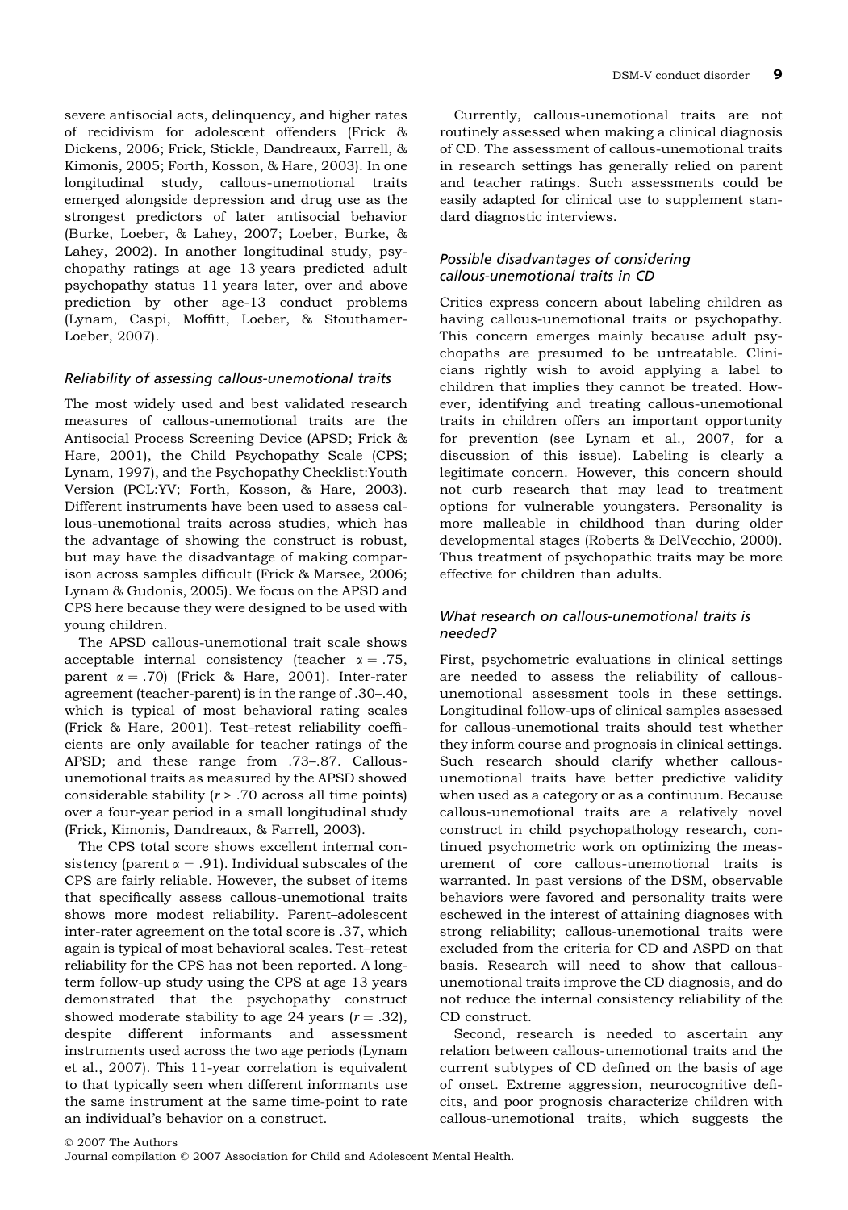severe antisocial acts, delinquency, and higher rates of recidivism for adolescent offenders (Frick & Dickens, 2006; Frick, Stickle, Dandreaux, Farrell, & Kimonis, 2005; Forth, Kosson, & Hare, 2003). In one longitudinal study, callous-unemotional traits emerged alongside depression and drug use as the strongest predictors of later antisocial behavior (Burke, Loeber, & Lahey, 2007; Loeber, Burke, & Lahey, 2002). In another longitudinal study, psychopathy ratings at age 13 years predicted adult psychopathy status 11 years later, over and above prediction by other age-13 conduct problems (Lynam, Caspi, Moffitt, Loeber, & Stouthamer-Loeber, 2007).

### *Reliability of assessing callous-unemotional traits*

The most widely used and best validated research measures of callous-unemotional traits are the Antisocial Process Screening Device (APSD; Frick & Hare, 2001), the Child Psychopathy Scale (CPS; Lynam, 1997), and the Psychopathy Checklist:Youth Version (PCL:YV; Forth, Kosson, & Hare, 2003). Different instruments have been used to assess callous-unemotional traits across studies, which has the advantage of showing the construct is robust, but may have the disadvantage of making comparison across samples difficult (Frick & Marsee, 2006; Lynam & Gudonis, 2005). We focus on the APSD and CPS here because they were designed to be used with young children.

The APSD callous-unemotional trait scale shows acceptable internal consistency (teacher $\alpha = .75$, parent $\alpha = .70$) (Frick & Hare, 2001). Inter-rater agreement (teacher-parent) is in the range of .30–.40, which is typical of most behavioral rating scales (Frick & Hare, 2001). Test–retest reliability coefficients are only available for teacher ratings of the APSD; and these range from .73–.87. Callous-unemotional traits as measured by the APSD showed considerable stability ($r > .70$ across all time points) over a four-year period in a small longitudinal study (Frick, Kimonis, Dandreaux, & Farrell, 2003).

The CPS total score shows excellent internal consistency (parent $\alpha = .91$). Individual subscales of the CPS are fairly reliable. However, the subset of items that specifically assess callous-unemotional traits shows more modest reliability. Parent–adolescent inter-rater agreement on the total score is .37, which again is typical of most behavioral scales. Test–retest reliability for the CPS has not been reported. A long-term follow-up study using the CPS at age 13 years demonstrated that the psychopathy construct showed moderate stability to age 24 years ($r = .32$), despite different informants and assessment instruments used across the two age periods (Lynam et al., 2007). This 11-year correlation is equivalent to that typically seen when different informants use the same instrument at the same time-point to rate an individual's behavior on a construct.

Currently, callous-unemotional traits are not routinely assessed when making a clinical diagnosis of CD. The assessment of callous-unemotional traits in research settings has generally relied on parent and teacher ratings. Such assessments could be easily adapted for clinical use to supplement standard diagnostic interviews.

### *Possible disadvantages of considering callous-unemotional traits in CD*

Critics express concern about labeling children as having callous-unemotional traits or psychopathy. This concern emerges mainly because adult psychopaths are presumed to be untreatable. Clinicians rightly wish to avoid applying a label to children that implies they cannot be treated. However, identifying and treating callous-unemotional traits in children offers an important opportunity for prevention (see Lynam et al., 2007, for a discussion of this issue). Labeling is clearly a legitimate concern. However, this concern should not curb research that may lead to treatment options for vulnerable youngsters. Personality is more malleable in childhood than during older developmental stages (Roberts & DelVecchio, 2000). Thus treatment of psychopathic traits may be more effective for children than adults.

### *What research on callous-unemotional traits is needed?*

First, psychometric evaluations in clinical settings are needed to assess the reliability of callous-unemotional assessment tools in these settings. Longitudinal follow-ups of clinical samples assessed for callous-unemotional traits should test whether they inform course and prognosis in clinical settings. Such research should clarify whether callous-unemotional traits have better predictive validity when used as a category or as a continuum. Because callous-unemotional traits are a relatively novel construct in child psychopathology research, continued psychometric work on optimizing the measurement of core callous-unemotional traits is warranted. In past versions of the DSM, observable behaviors were favored and personality traits were eschewed in the interest of attaining diagnoses with strong reliability; callous-unemotional traits were excluded from the criteria for CD and ASPD on that basis. Research will need to show that callous-unemotional traits improve the CD diagnosis, and do not reduce the internal consistency reliability of the CD construct.

Second, research is needed to ascertain any relation between callous-unemotional traits and the current subtypes of CD defined on the basis of age of onset. Extreme aggression, neurocognitive deficits, and poor prognosis characterize children with callous-unemotional traits, which suggests the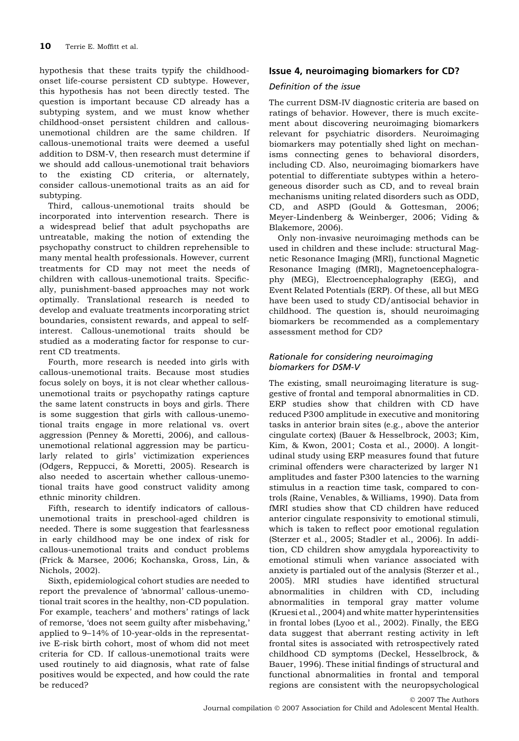hypothesis that these traits typify the childhood-onset life-course persistent CD subtype. However, this hypothesis has not been directly tested. The question is important because CD already has a subtyping system, and we must know whether childhood-onset persistent children and callous-unemotional children are the same children. If callous-unemotional traits were deemed a useful addition to DSM-V, then research must determine if we should add callous-unemotional trait behaviors to the existing CD criteria, or alternately, consider callous-unemotional traits as an aid for subtyping.

Third, callous-unemotional traits should be incorporated into intervention research. There is a widespread belief that adult psychopaths are untreatable, making the notion of extending the psychopathy construct to children reprehensible to many mental health professionals. However, current treatments for CD may not meet the needs of children with callous-unemotional traits. Specifically, punishment-based approaches may not work optimally. Translational research is needed to develop and evaluate treatments incorporating strict boundaries, consistent rewards, and appeal to self-interest. Callous-unemotional traits should be studied as a moderating factor for response to current CD treatments.

Fourth, more research is needed into girls with callous-unemotional traits. Because most studies focus solely on boys, it is not clear whether callous-unemotional traits or psychopathy ratings capture the same latent constructs in boys and girls. There is some suggestion that girls with callous-unemotional traits engage in more relational vs. overt aggression (Penney & Moretti, 2006), and callous-unemotional relational aggression may be particularly related to girls' victimization experiences (Odgers, Reppucci, & Moretti, 2005). Research is also needed to ascertain whether callous-unemotional traits have good construct validity among ethnic minority children.

Fifth, research to identify indicators of callous-unemotional traits in preschool-aged children is needed. There is some suggestion that fearlessness in early childhood may be one index of risk for callous-unemotional traits and conduct problems (Frick & Marsee, 2006; Kochanska, Gross, Lin, & Nichols, 2002).

Sixth, epidemiological cohort studies are needed to report the prevalence of 'abnormal' callous-unemotional trait scores in the healthy, non-CD population. For example, teachers' and mothers' ratings of lack of remorse, 'does not seem guilty after misbehaving,' applied to 9–14% of 10-year-olds in the representative E-risk birth cohort, most of whom did not meet criteria for CD. If callous-unemotional traits were used routinely to aid diagnosis, what rate of false positives would be expected, and how could the rate be reduced?

## Issue 4, neuroimaging biomarkers for CD?

### *Definition of the issue*

The current DSM-IV diagnostic criteria are based on ratings of behavior. However, there is much excitement about discovering neuroimaging biomarkers relevant for psychiatric disorders. Neuroimaging biomarkers may potentially shed light on mechanisms connecting genes to behavioral disorders, including CD. Also, neuroimaging biomarkers have potential to differentiate subtypes within a heterogeneous disorder such as CD, and to reveal brain mechanisms uniting related disorders such as ODD, CD, and ASPD (Gould & Gottesman, 2006; Meyer-Lindenberg & Weinberger, 2006; Viding & Blakemore, 2006).

Only non-invasive neuroimaging methods can be used in children and these include: structural Magnetic Resonance Imaging (MRI), functional Magnetic Resonance Imaging (fMRI), Magnetoencephalography (MEG), Electroencephalography (EEG), and Event Related Potentials (ERP). Of these, all but MEG have been used to study CD/antisocial behavior in childhood. The question is, should neuroimaging biomarkers be recommended as a complementary assessment method for CD?

### *Rationale for considering neuroimaging biomarkers for DSM-V*

The existing, small neuroimaging literature is suggestive of frontal and temporal abnormalities in CD. ERP studies show that children with CD have reduced P300 amplitude in executive and monitoring tasks in anterior brain sites (e.g., above the anterior cingulate cortex) (Bauer & Hesselbrock, 2003; Kim, Kim, & Kwon, 2001; Costa et al., 2000). A longitudinal study using ERP measures found that future criminal offenders were characterized by larger N1 amplitudes and faster P300 latencies to the warning stimulus in a reaction time task, compared to controls (Raine, Venables, & Williams, 1990). Data from fMRI studies show that CD children have reduced anterior cingulate responsivity to emotional stimuli, which is taken to reflect poor emotional regulation (Sterzer et al., 2005; Stadler et al., 2006). In addition, CD children show amygdala hyporeactivity to emotional stimuli when variance associated with anxiety is partialed out of the analysis (Sterzer et al., 2005). MRI studies have identified structural abnormalities in children with CD, including abnormalities in temporal gray matter volume (Kruesi et al., 2004) and white matter hyperintensities in frontal lobes (Lyoo et al., 2002). Finally, the EEG data suggest that aberrant resting activity in left frontal sites is associated with retrospectively rated childhood CD symptoms (Deckel, Hesselbrock, & Bauer, 1996). These initial findings of structural and functional abnormalities in frontal and temporal regions are consistent with the neuropsychological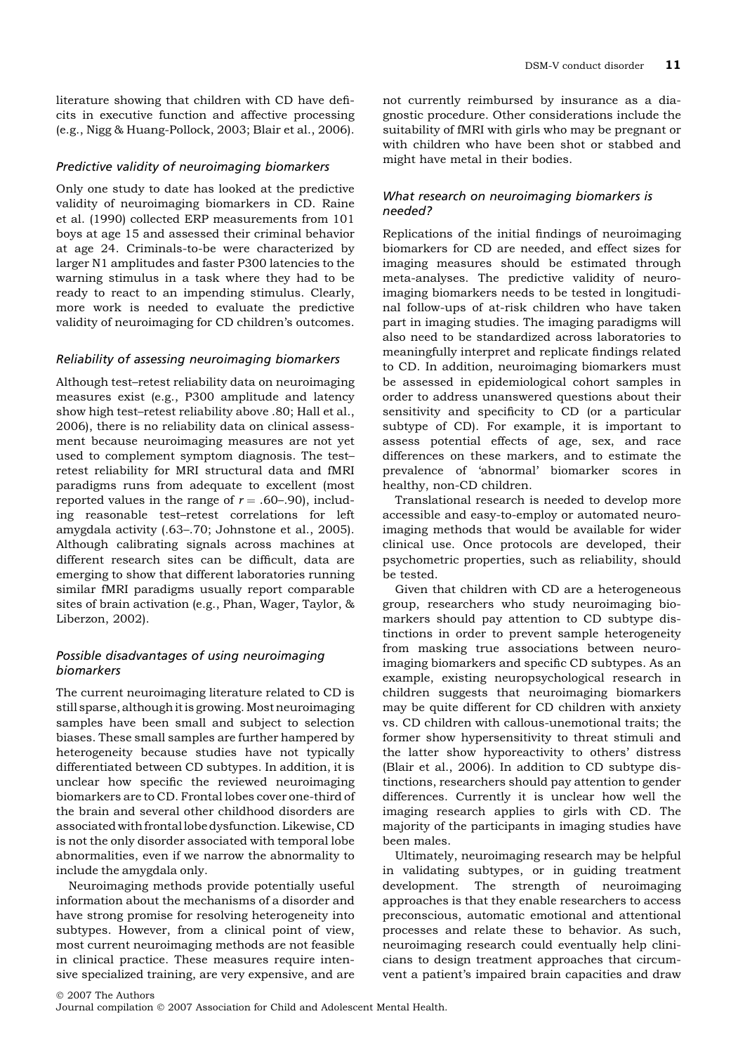literature showing that children with CD have deficits in executive function and affective processing (e.g., Nigg & Huang-Pollock, 2003; Blair et al., 2006).

### *Predictive validity of neuroimaging biomarkers*

Only one study to date has looked at the predictive validity of neuroimaging biomarkers in CD. Raine et al. (1990) collected ERP measurements from 101 boys at age 15 and assessed their criminal behavior at age 24. Criminals-to-be were characterized by larger N1 amplitudes and faster P300 latencies to the warning stimulus in a task where they had to be ready to react to an impending stimulus. Clearly, more work is needed to evaluate the predictive validity of neuroimaging for CD children's outcomes.

### *Reliability of assessing neuroimaging biomarkers*

Although test–retest reliability data on neuroimaging measures exist (e.g., P300 amplitude and latency show high test–retest reliability above .80; Hall et al., 2006), there is no reliability data on clinical assessment because neuroimaging measures are not yet used to complement symptom diagnosis. The test–retest reliability for MRI structural data and fMRI paradigms runs from adequate to excellent (most reported values in the range of $r = .60–.90$), including reasonable test–retest correlations for left amygdala activity (.63–.70; Johnstone et al., 2005). Although calibrating signals across machines at different research sites can be difficult, data are emerging to show that different laboratories running similar fMRI paradigms usually report comparable sites of brain activation (e.g., Phan, Wager, Taylor, & Liberzon, 2002).

### *Possible disadvantages of using neuroimaging biomarkers*

The current neuroimaging literature related to CD is still sparse, although it is growing. Most neuroimaging samples have been small and subject to selection biases. These small samples are further hampered by heterogeneity because studies have not typically differentiated between CD subtypes. In addition, it is unclear how specific the reviewed neuroimaging biomarkers are to CD. Frontal lobes cover one-third of the brain and several other childhood disorders are associated with frontal lobe dysfunction. Likewise, CD is not the only disorder associated with temporal lobe abnormalities, even if we narrow the abnormality to include the amygdala only.

Neuroimaging methods provide potentially useful information about the mechanisms of a disorder and have strong promise for resolving heterogeneity into subtypes. However, from a clinical point of view, most current neuroimaging methods are not feasible in clinical practice. These measures require intensive specialized training, are very expensive, and are not currently reimbursed by insurance as a diagnostic procedure. Other considerations include the suitability of fMRI with girls who may be pregnant or with children who have been shot or stabbed and might have metal in their bodies.

### *What research on neuroimaging biomarkers is needed?*

Replications of the initial findings of neuroimaging biomarkers for CD are needed, and effect sizes for imaging measures should be estimated through meta-analyses. The predictive validity of neuroimaging biomarkers needs to be tested in longitudinal follow-ups of at-risk children who have taken part in imaging studies. The imaging paradigms will also need to be standardized across laboratories to meaningfully interpret and replicate findings related to CD. In addition, neuroimaging biomarkers must be assessed in epidemiological cohort samples in order to address unanswered questions about their sensitivity and specificity to CD (or a particular subtype of CD). For example, it is important to assess potential effects of age, sex, and race differences on these markers, and to estimate the prevalence of 'abnormal' biomarker scores in healthy, non-CD children.

Translational research is needed to develop more accessible and easy-to-employ or automated neuroimaging methods that would be available for wider clinical use. Once protocols are developed, their psychometric properties, such as reliability, should be tested.

Given that children with CD are a heterogeneous group, researchers who study neuroimaging biomarkers should pay attention to CD subtype distinctions in order to prevent sample heterogeneity from masking true associations between neuroimaging biomarkers and specific CD subtypes. As an example, existing neuropsychological research in children suggests that neuroimaging biomarkers may be quite different for CD children with anxiety vs. CD children with callous-unemotional traits; the former show hypersensitivity to threat stimuli and the latter show hyporeactivity to others' distress (Blair et al., 2006). In addition to CD subtype distinctions, researchers should pay attention to gender differences. Currently it is unclear how well the imaging research applies to girls with CD. The majority of the participants in imaging studies have been males.

Ultimately, neuroimaging research may be helpful in validating subtypes, or in guiding treatment development. The strength of neuroimaging approaches is that they enable researchers to access preconscious, automatic emotional and attentional processes and relate these to behavior. As such, neuroimaging research could eventually help clinicians to design treatment approaches that circumvent a patient's impaired brain capacities and draw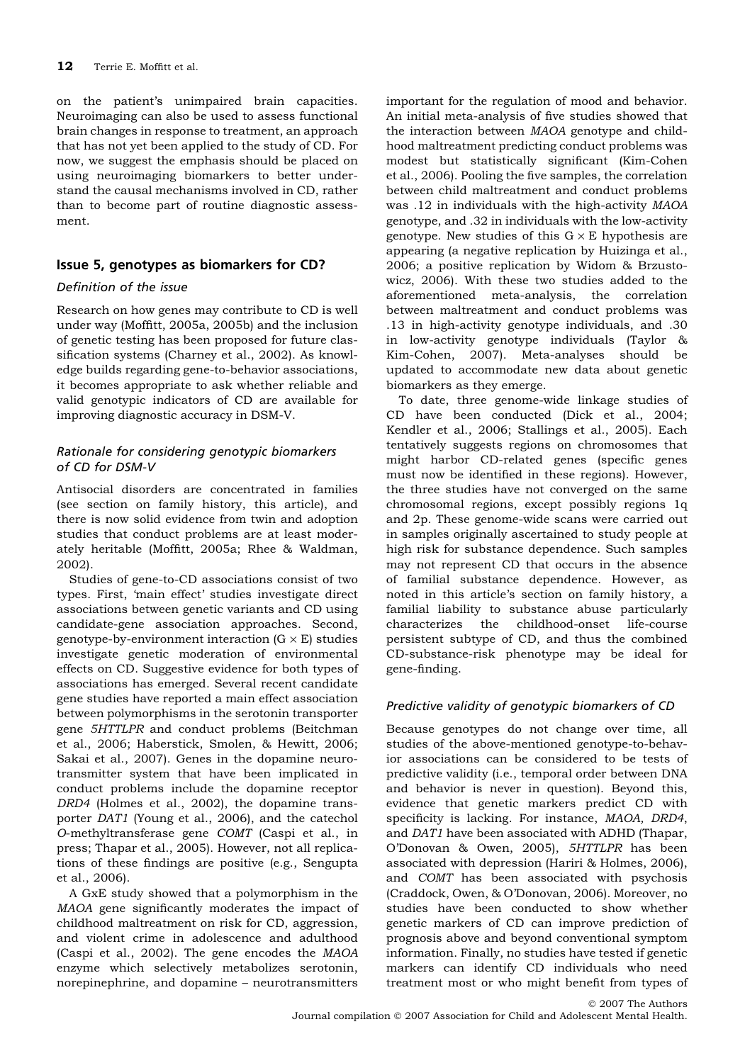on the patient's unimpaired brain capacities. Neuroimaging can also be used to assess functional brain changes in response to treatment, an approach that has not yet been applied to the study of CD. For now, we suggest the emphasis should be placed on using neuroimaging biomarkers to better understand the causal mechanisms involved in CD, rather than to become part of routine diagnostic assessment.

## Issue 5, genotypes as biomarkers for CD?

### *Definition of the issue*

Research on how genes may contribute to CD is well under way (Moffitt, 2005a, 2005b) and the inclusion of genetic testing has been proposed for future classification systems (Charney et al., 2002). As knowledge builds regarding gene-to-behavior associations, it becomes appropriate to ask whether reliable and valid genotypic indicators of CD are available for improving diagnostic accuracy in DSM-V.

### *Rationale for considering genotypic biomarkers of CD for DSM-V*

Antisocial disorders are concentrated in families (see section on family history, this article), and there is now solid evidence from twin and adoption studies that conduct problems are at least moderately heritable (Moffitt, 2005a; Rhee & Waldman, 2002).

Studies of gene-to-CD associations consist of two types. First, 'main effect' studies investigate direct associations between genetic variants and CD using candidate-gene association approaches. Second, genotype-by-environment interaction (G × E) studies investigate genetic moderation of environmental effects on CD. Suggestive evidence for both types of associations has emerged. Several recent candidate gene studies have reported a main effect association between polymorphisms in the serotonin transporter gene *5HTTLPR* and conduct problems (Beitchman et al., 2006; Haberstick, Smolen, & Hewitt, 2006; Sakai et al., 2007). Genes in the dopamine neurotransmitter system that have been implicated in conduct problems include the dopamine receptor *DRD4* (Holmes et al., 2002), the dopamine transporter *DAT1* (Young et al., 2006), and the catechol *O*-methyltransferase gene *COMT* (Caspi et al., in press; Thapar et al., 2005). However, not all replications of these findings are positive (e.g., Sengupta et al., 2006).

A GxE study showed that a polymorphism in the *MAOA* gene significantly moderates the impact of childhood maltreatment on risk for CD, aggression, and violent crime in adolescence and adulthood (Caspi et al., 2002). The gene encodes the *MAOA* enzyme which selectively metabolizes serotonin, norepinephrine, and dopamine – neurotransmitters important for the regulation of mood and behavior. An initial meta-analysis of five studies showed that the interaction between *MAOA* genotype and childhood maltreatment predicting conduct problems was modest but statistically significant (Kim-Cohen et al., 2006). Pooling the five samples, the correlation between child maltreatment and conduct problems was .12 in individuals with the high-activity *MAOA* genotype, and .32 in individuals with the low-activity genotype. New studies of this G × E hypothesis are appearing (a negative replication by Huizinga et al., 2006; a positive replication by Widom & Brzustowicz, 2006). With these two studies added to the aforementioned meta-analysis, the correlation between maltreatment and conduct problems was .13 in high-activity genotype individuals, and .30 in low-activity genotype individuals (Taylor & Kim-Cohen, 2007). Meta-analyses should be updated to accommodate new data about genetic biomarkers as they emerge.

To date, three genome-wide linkage studies of CD have been conducted (Dick et al., 2004; Kendler et al., 2006; Stallings et al., 2005). Each tentatively suggests regions on chromosomes that might harbor CD-related genes (specific genes must now be identified in these regions). However, the three studies have not converged on the same chromosomal regions, except possibly regions 1q and 2p. These genome-wide scans were carried out in samples originally ascertained to study people at high risk for substance dependence. Such samples may not represent CD that occurs in the absence of familial substance dependence. However, as noted in this article's section on family history, a familial liability to substance abuse particularly characterizes the childhood-onset life-course persistent subtype of CD, and thus the combined CD-substance-risk phenotype may be ideal for gene-finding.

### *Predictive validity of genotypic biomarkers of CD*

Because genotypes do not change over time, all studies of the above-mentioned genotype-to-behavior associations can be considered to be tests of predictive validity (i.e., temporal order between DNA and behavior is never in question). Beyond this, evidence that genetic markers predict CD with specificity is lacking. For instance, *MAOA, DRD4*, and *DAT1* have been associated with ADHD (Thapar, O'Donovan & Owen, 2005), *5HTTLPR* has been associated with depression (Hariri & Holmes, 2006), and *COMT* has been associated with psychosis (Craddock, Owen, & O'Donovan, 2006). Moreover, no studies have been conducted to show whether genetic markers of CD can improve prediction of prognosis above and beyond conventional symptom information. Finally, no studies have tested if genetic markers can identify CD individuals who need treatment most or who might benefit from types of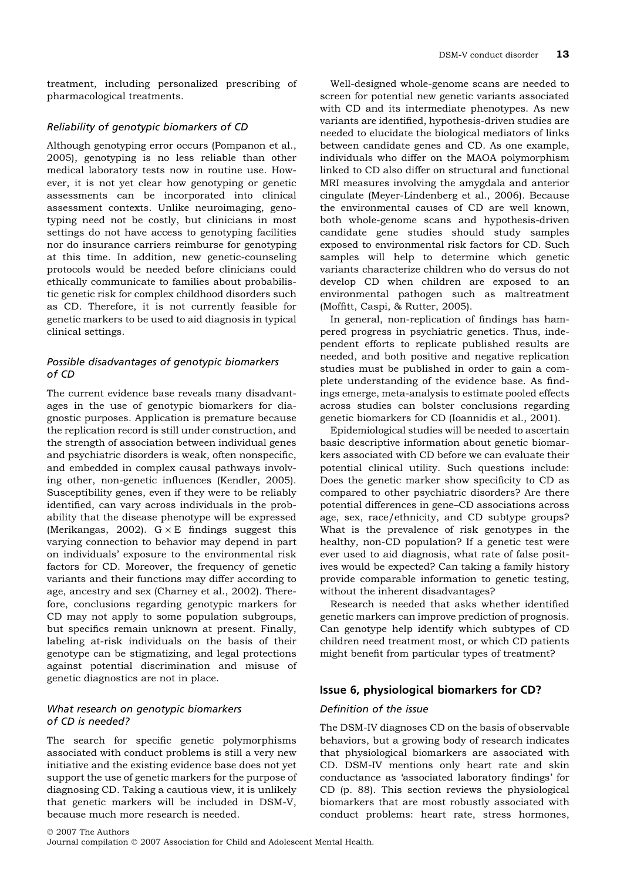treatment, including personalized prescribing of pharmacological treatments.

### *Reliability of genotypic biomarkers of CD*

Although genotyping error occurs (Pompanon et al., 2005), genotyping is no less reliable than other medical laboratory tests now in routine use. However, it is not yet clear how genotyping or genetic assessments can be incorporated into clinical assessment contexts. Unlike neuroimaging, genotyping need not be costly, but clinicians in most settings do not have access to genotyping facilities nor do insurance carriers reimburse for genotyping at this time. In addition, new genetic-counseling protocols would be needed before clinicians could ethically communicate to families about probabilistic genetic risk for complex childhood disorders such as CD. Therefore, it is not currently feasible for genetic markers to be used to aid diagnosis in typical clinical settings.

### *Possible disadvantages of genotypic biomarkers of CD*

The current evidence base reveals many disadvantages in the use of genotypic biomarkers for diagnostic purposes. Application is premature because the replication record is still under construction, and the strength of association between individual genes and psychiatric disorders is weak, often nonspecific, and embedded in complex causal pathways involving other, non-genetic influences (Kendler, 2005). Susceptibility genes, even if they were to be reliably identified, can vary across individuals in the probability that the disease phenotype will be expressed (Merikangas, 2002). $G \times E$ findings suggest this varying connection to behavior may depend in part on individuals' exposure to the environmental risk factors for CD. Moreover, the frequency of genetic variants and their functions may differ according to age, ancestry and sex (Charney et al., 2002). Therefore, conclusions regarding genotypic markers for CD may not apply to some population subgroups, but specifics remain unknown at present. Finally, labeling at-risk individuals on the basis of their genotype can be stigmatizing, and legal protections against potential discrimination and misuse of genetic diagnostics are not in place.

### *What research on genotypic biomarkers of CD is needed?*

The search for specific genetic polymorphisms associated with conduct problems is still a very new initiative and the existing evidence base does not yet support the use of genetic markers for the purpose of diagnosing CD. Taking a cautious view, it is unlikely that genetic markers will be included in DSM-V, because much more research is needed.

Well-designed whole-genome scans are needed to screen for potential new genetic variants associated with CD and its intermediate phenotypes. As new variants are identified, hypothesis-driven studies are needed to elucidate the biological mediators of links between candidate genes and CD. As one example, individuals who differ on the MAOA polymorphism linked to CD also differ on structural and functional MRI measures involving the amygdala and anterior cingulate (Meyer-Lindenberg et al., 2006). Because the environmental causes of CD are well known, both whole-genome scans and hypothesis-driven candidate gene studies should study samples exposed to environmental risk factors for CD. Such samples will help to determine which genetic variants characterize children who do versus do not develop CD when children are exposed to an environmental pathogen such as maltreatment (Moffitt, Caspi, & Rutter, 2005).

In general, non-replication of findings has hampered progress in psychiatric genetics. Thus, independent efforts to replicate published results are needed, and both positive and negative replication studies must be published in order to gain a complete understanding of the evidence base. As findings emerge, meta-analysis to estimate pooled effects across studies can bolster conclusions regarding genetic biomarkers for CD (Ioannidis et al., 2001).

Epidemiological studies will be needed to ascertain basic descriptive information about genetic biomarkers associated with CD before we can evaluate their potential clinical utility. Such questions include: Does the genetic marker show specificity to CD as compared to other psychiatric disorders? Are there potential differences in gene–CD associations across age, sex, race/ethnicity, and CD subtype groups? What is the prevalence of risk genotypes in the healthy, non-CD population? If a genetic test were ever used to aid diagnosis, what rate of false positives would be expected? Can taking a family history provide comparable information to genetic testing, without the inherent disadvantages?

Research is needed that asks whether identified genetic markers can improve prediction of prognosis. Can genotype help identify which subtypes of CD children need treatment most, or which CD patients might benefit from particular types of treatment?

## Issue 6, physiological biomarkers for CD?

### *Definition of the issue*

The DSM-IV diagnoses CD on the basis of observable behaviors, but a growing body of research indicates that physiological biomarkers are associated with CD. DSM-IV mentions only heart rate and skin conductance as 'associated laboratory findings' for CD (p. 88). This section reviews the physiological biomarkers that are most robustly associated with conduct problems: heart rate, stress hormones,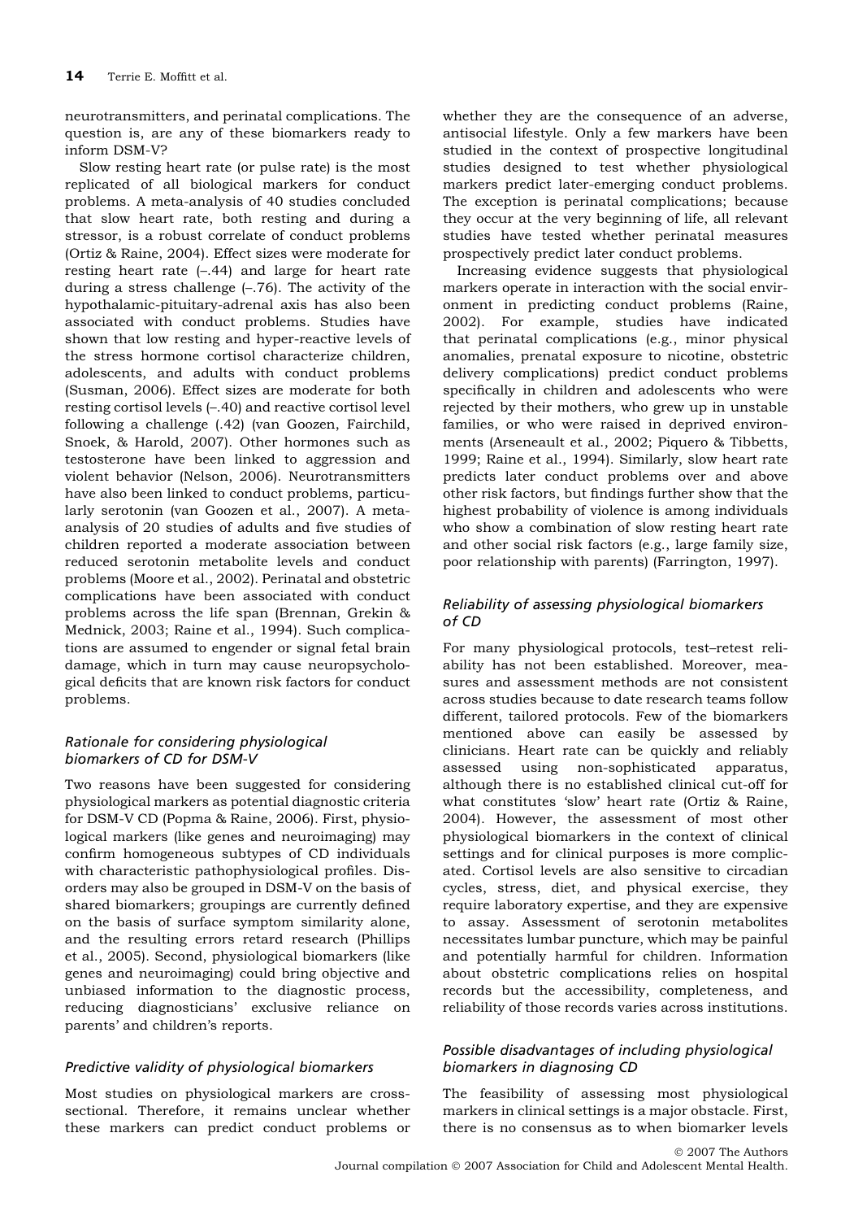neurotransmitters, and perinatal complications. The question is, are any of these biomarkers ready to inform DSM-V?

Slow resting heart rate (or pulse rate) is the most replicated of all biological markers for conduct problems. A meta-analysis of 40 studies concluded that slow heart rate, both resting and during a stressor, is a robust correlate of conduct problems (Ortiz & Raine, 2004). Effect sizes were moderate for resting heart rate (–.44) and large for heart rate during a stress challenge (–.76). The activity of the hypothalamic-pituitary-adrenal axis has also been associated with conduct problems. Studies have shown that low resting and hyper-reactive levels of the stress hormone cortisol characterize children, adolescents, and adults with conduct problems (Susman, 2006). Effect sizes are moderate for both resting cortisol levels (–.40) and reactive cortisol level following a challenge (.42) (van Goozen, Fairchild, Snoek, & Harold, 2007). Other hormones such as testosterone have been linked to aggression and violent behavior (Nelson, 2006). Neurotransmitters have also been linked to conduct problems, particularly serotonin (van Goozen et al., 2007). A meta-analysis of 20 studies of adults and five studies of children reported a moderate association between reduced serotonin metabolite levels and conduct problems (Moore et al., 2002). Perinatal and obstetric complications have been associated with conduct problems across the life span (Brennan, Grekin & Mednick, 2003; Raine et al., 1994). Such complications are assumed to engender or signal fetal brain damage, which in turn may cause neuropsychological deficits that are known risk factors for conduct problems.

### *Rationale for considering physiological biomarkers of CD for DSM-V*

Two reasons have been suggested for considering physiological markers as potential diagnostic criteria for DSM-V CD (Popma & Raine, 2006). First, physiological markers (like genes and neuroimaging) may confirm homogeneous subtypes of CD individuals with characteristic pathophysiological profiles. Disorders may also be grouped in DSM-V on the basis of shared biomarkers; groupings are currently defined on the basis of surface symptom similarity alone, and the resulting errors retard research (Phillips et al., 2005). Second, physiological biomarkers (like genes and neuroimaging) could bring objective and unbiased information to the diagnostic process, reducing diagnosticians' exclusive reliance on parents' and children's reports.

### *Predictive validity of physiological biomarkers*

Most studies on physiological markers are cross-sectional. Therefore, it remains unclear whether these markers can predict conduct problems or whether they are the consequence of an adverse, antisocial lifestyle. Only a few markers have been studied in the context of prospective longitudinal studies designed to test whether physiological markers predict later-emerging conduct problems. The exception is perinatal complications; because they occur at the very beginning of life, all relevant studies have tested whether perinatal measures prospectively predict later conduct problems.

Increasing evidence suggests that physiological markers operate in interaction with the social environment in predicting conduct problems (Raine, 2002). For example, studies have indicated that perinatal complications (e.g., minor physical anomalies, prenatal exposure to nicotine, obstetric delivery complications) predict conduct problems specifically in children and adolescents who were rejected by their mothers, who grew up in unstable families, or who were raised in deprived environments (Arseneault et al., 2002; Piquero & Tibbetts, 1999; Raine et al., 1994). Similarly, slow heart rate predicts later conduct problems over and above other risk factors, but findings further show that the highest probability of violence is among individuals who show a combination of slow resting heart rate and other social risk factors (e.g., large family size, poor relationship with parents) (Farrington, 1997).

### *Reliability of assessing physiological biomarkers of CD*

For many physiological protocols, test–retest reliability has not been established. Moreover, measures and assessment methods are not consistent across studies because to date research teams follow different, tailored protocols. Few of the biomarkers mentioned above can easily be assessed by clinicians. Heart rate can be quickly and reliably assessed using non-sophisticated apparatus, although there is no established clinical cut-off for what constitutes 'slow' heart rate (Ortiz & Raine, 2004). However, the assessment of most other physiological biomarkers in the context of clinical settings and for clinical purposes is more complicated. Cortisol levels are also sensitive to circadian cycles, stress, diet, and physical exercise, they require laboratory expertise, and they are expensive to assay. Assessment of serotonin metabolites necessitates lumbar puncture, which may be painful and potentially harmful for children. Information about obstetric complications relies on hospital records but the accessibility, completeness, and reliability of those records varies across institutions.

### *Possible disadvantages of including physiological biomarkers in diagnosing CD*

The feasibility of assessing most physiological markers in clinical settings is a major obstacle. First, there is no consensus as to when biomarker levels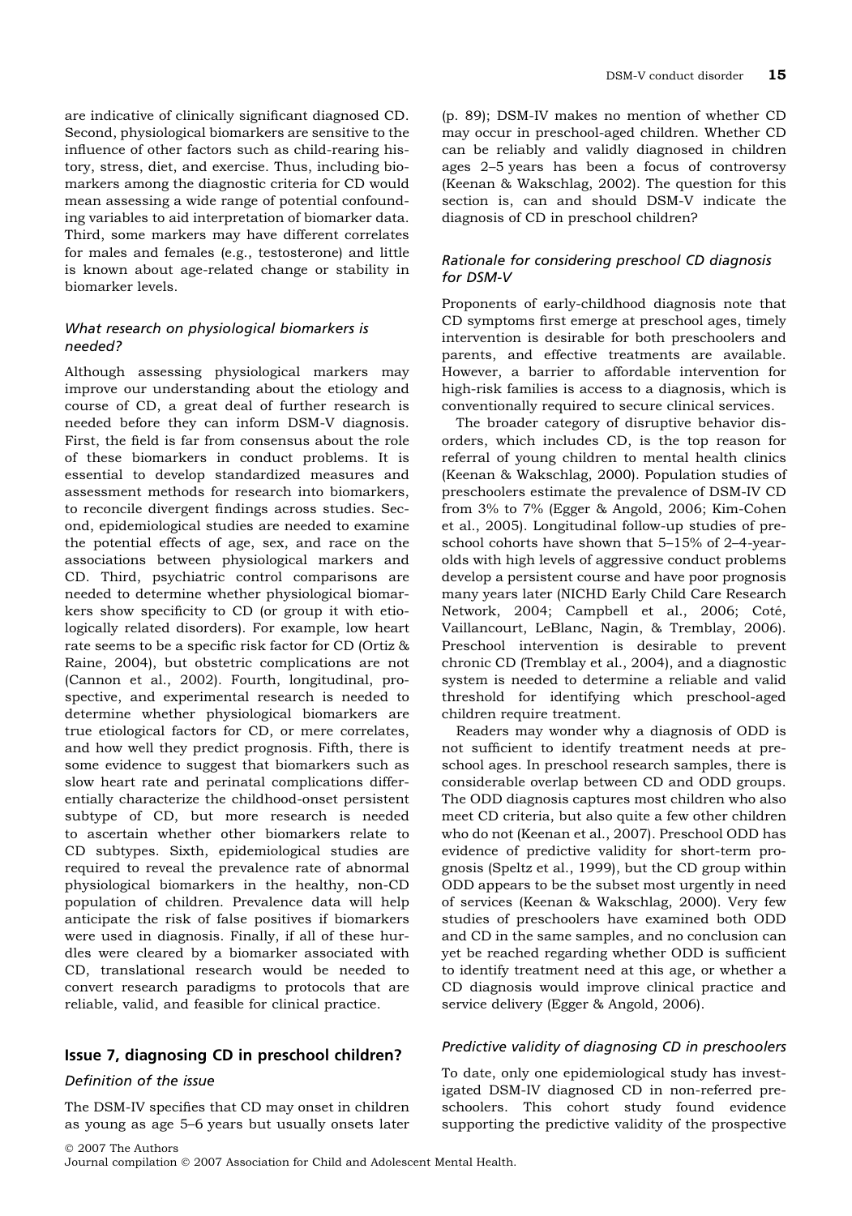are indicative of clinically significant diagnosed CD. Second, physiological biomarkers are sensitive to the influence of other factors such as child-rearing history, stress, diet, and exercise. Thus, including biomarkers among the diagnostic criteria for CD would mean assessing a wide range of potential confounding variables to aid interpretation of biomarker data. Third, some markers may have different correlates for males and females (e.g., testosterone) and little is known about age-related change or stability in biomarker levels.

### *What research on physiological biomarkers is needed?*

Although assessing physiological markers may improve our understanding about the etiology and course of CD, a great deal of further research is needed before they can inform DSM-V diagnosis. First, the field is far from consensus about the role of these biomarkers in conduct problems. It is essential to develop standardized measures and assessment methods for research into biomarkers, to reconcile divergent findings across studies. Second, epidemiological studies are needed to examine the potential effects of age, sex, and race on the associations between physiological markers and CD. Third, psychiatric control comparisons are needed to determine whether physiological biomarkers show specificity to CD (or group it with etiologically related disorders). For example, low heart rate seems to be a specific risk factor for CD (Ortiz & Raine, 2004), but obstetric complications are not (Cannon et al., 2002). Fourth, longitudinal, prospective, and experimental research is needed to determine whether physiological biomarkers are true etiological factors for CD, or mere correlates, and how well they predict prognosis. Fifth, there is some evidence to suggest that biomarkers such as slow heart rate and perinatal complications differentially characterize the childhood-onset persistent subtype of CD, but more research is needed to ascertain whether other biomarkers relate to CD subtypes. Sixth, epidemiological studies are required to reveal the prevalence rate of abnormal physiological biomarkers in the healthy, non-CD population of children. Prevalence data will help anticipate the risk of false positives if biomarkers were used in diagnosis. Finally, if all of these hurdles were cleared by a biomarker associated with CD, translational research would be needed to convert research paradigms to protocols that are reliable, valid, and feasible for clinical practice.

## Issue 7, diagnosing CD in preschool children?

### *Definition of the issue*

The DSM-IV specifies that CD may onset in children as young as age 5–6 years but usually onsets later (p. 89); DSM-IV makes no mention of whether CD may occur in preschool-aged children. Whether CD can be reliably and validly diagnosed in children ages 2–5 years has been a focus of controversy (Keenan & Wakschlag, 2002). The question for this section is, can and should DSM-V indicate the diagnosis of CD in preschool children?

### *Rationale for considering preschool CD diagnosis for DSM-V*

Proponents of early-childhood diagnosis note that CD symptoms first emerge at preschool ages, timely intervention is desirable for both preschoolers and parents, and effective treatments are available. However, a barrier to affordable intervention for high-risk families is access to a diagnosis, which is conventionally required to secure clinical services.

The broader category of disruptive behavior disorders, which includes CD, is the top reason for referral of young children to mental health clinics (Keenan & Wakschlag, 2000). Population studies of preschoolers estimate the prevalence of DSM-IV CD from 3% to 7% (Egger & Angold, 2006; Kim-Cohen et al., 2005). Longitudinal follow-up studies of preschool cohorts have shown that 5–15% of 2–4-year-olds with high levels of aggressive conduct problems develop a persistent course and have poor prognosis many years later (NICHD Early Child Care Research Network, 2004; Campbell et al., 2006; Coté, Vaillancourt, LeBlanc, Nagin, & Tremblay, 2006). Preschool intervention is desirable to prevent chronic CD (Tremblay et al., 2004), and a diagnostic system is needed to determine a reliable and valid threshold for identifying which preschool-aged children require treatment.

Readers may wonder why a diagnosis of ODD is not sufficient to identify treatment needs at preschool ages. In preschool research samples, there is considerable overlap between CD and ODD groups. The ODD diagnosis captures most children who also meet CD criteria, but also quite a few other children who do not (Keenan et al., 2007). Preschool ODD has evidence of predictive validity for short-term prognosis (Speltz et al., 1999), but the CD group within ODD appears to be the subset most urgently in need of services (Keenan & Wakschlag, 2000). Very few studies of preschoolers have examined both ODD and CD in the same samples, and no conclusion can yet be reached regarding whether ODD is sufficient to identify treatment need at this age, or whether a CD diagnosis would improve clinical practice and service delivery (Egger & Angold, 2006).

### *Predictive validity of diagnosing CD in preschoolers*

To date, only one epidemiological study has investigated DSM-IV diagnosed CD in non-referred preschoolers. This cohort study found evidence supporting the predictive validity of the prospective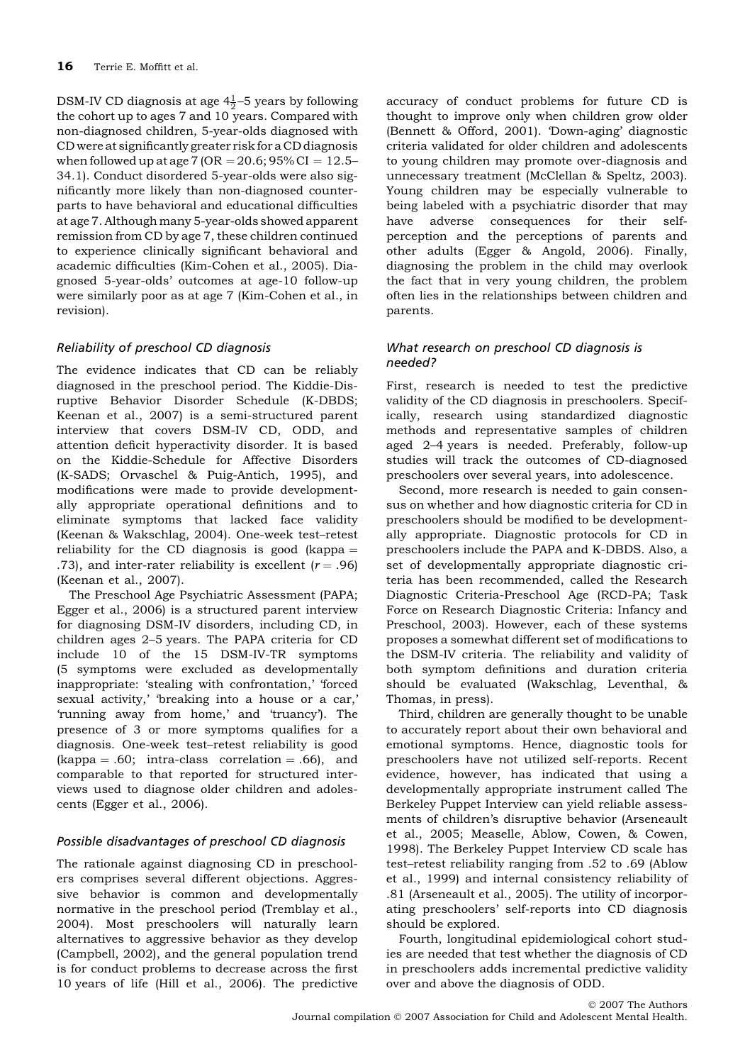DSM-IV CD diagnosis at age $4\frac{1}{2}$–5 years by following the cohort up to ages 7 and 10 years. Compared with non-diagnosed children, 5-year-olds diagnosed with CD were at significantly greater risk for a CD diagnosis when followed up at age 7 (OR = 20.6; 95% CI = 12.5–34.1). Conduct disordered 5-year-olds were also significantly more likely than non-diagnosed counterparts to have behavioral and educational difficulties at age 7. Although many 5-year-olds showed apparent remission from CD by age 7, these children continued to experience clinically significant behavioral and academic difficulties (Kim-Cohen et al., 2005). Diagnosed 5-year-olds' outcomes at age-10 follow-up were similarly poor as at age 7 (Kim-Cohen et al., in revision).

### *Reliability of preschool CD diagnosis*

The evidence indicates that CD can be reliably diagnosed in the preschool period. The Kiddie-Disruptive Behavior Disorder Schedule (K-DBDS; Keenan et al., 2007) is a semi-structured parent interview that covers DSM-IV CD, ODD, and attention deficit hyperactivity disorder. It is based on the Kiddie-Schedule for Affective Disorders (K-SADS; Orvaschel & Puig-Antich, 1995), and modifications were made to provide developmentally appropriate operational definitions and to eliminate symptoms that lacked face validity (Keenan & Wakschlag, 2004). One-week test–retest reliability for the CD diagnosis is good (kappa = .73), and inter-rater reliability is excellent ($r = .96$) (Keenan et al., 2007).

The Preschool Age Psychiatric Assessment (PAPA; Egger et al., 2006) is a structured parent interview for diagnosing DSM-IV disorders, including CD, in children ages 2–5 years. The PAPA criteria for CD include 10 of the 15 DSM-IV-TR symptoms (5 symptoms were excluded as developmentally inappropriate: 'stealing with confrontation,' 'forced sexual activity,' 'breaking into a house or a car,' 'running away from home,' and 'truancy'). The presence of 3 or more symptoms qualifies for a diagnosis. One-week test–retest reliability is good (kappa = .60; intra-class correlation = .66), and comparable to that reported for structured interviews used to diagnose older children and adolescents (Egger et al., 2006).

### *Possible disadvantages of preschool CD diagnosis*

The rationale against diagnosing CD in preschoolers comprises several different objections. Aggressive behavior is common and developmentally normative in the preschool period (Tremblay et al., 2004). Most preschoolers will naturally learn alternatives to aggressive behavior as they develop (Campbell, 2002), and the general population trend is for conduct problems to decrease across the first 10 years of life (Hill et al., 2006). The predictive accuracy of conduct problems for future CD is thought to improve only when children grow older (Bennett & Offord, 2001). 'Down-aging' diagnostic criteria validated for older children and adolescents to young children may promote over-diagnosis and unnecessary treatment (McClellan & Speltz, 2003). Young children may be especially vulnerable to being labeled with a psychiatric disorder that may have adverse consequences for their self-perception and the perceptions of parents and other adults (Egger & Angold, 2006). Finally, diagnosing the problem in the child may overlook the fact that in very young children, the problem often lies in the relationships between children and parents.

### *What research on preschool CD diagnosis is needed?*

First, research is needed to test the predictive validity of the CD diagnosis in preschoolers. Specifically, research using standardized diagnostic methods and representative samples of children aged 2–4 years is needed. Preferably, follow-up studies will track the outcomes of CD-diagnosed preschoolers over several years, into adolescence.

Second, more research is needed to gain consensus on whether and how diagnostic criteria for CD in preschoolers should be modified to be developmentally appropriate. Diagnostic protocols for CD in preschoolers include the PAPA and K-DBDS. Also, a set of developmentally appropriate diagnostic criteria has been recommended, called the Research Diagnostic Criteria-Preschool Age (RCD-PA; Task Force on Research Diagnostic Criteria: Infancy and Preschool, 2003). However, each of these systems proposes a somewhat different set of modifications to the DSM-IV criteria. The reliability and validity of both symptom definitions and duration criteria should be evaluated (Wakschlag, Leventhal, & Thomas, in press).

Third, children are generally thought to be unable to accurately report about their own behavioral and emotional symptoms. Hence, diagnostic tools for preschoolers have not utilized self-reports. Recent evidence, however, has indicated that using a developmentally appropriate instrument called The Berkeley Puppet Interview can yield reliable assessments of children's disruptive behavior (Arseneault et al., 2005; Measelle, Ablow, Cowen, & Cowen, 1998). The Berkeley Puppet Interview CD scale has test–retest reliability ranging from .52 to .69 (Ablow et al., 1999) and internal consistency reliability of .81 (Arseneault et al., 2005). The utility of incorporating preschoolers' self-reports into CD diagnosis should be explored.

Fourth, longitudinal epidemiological cohort studies are needed that test whether the diagnosis of CD in preschoolers adds incremental predictive validity over and above the diagnosis of ODD.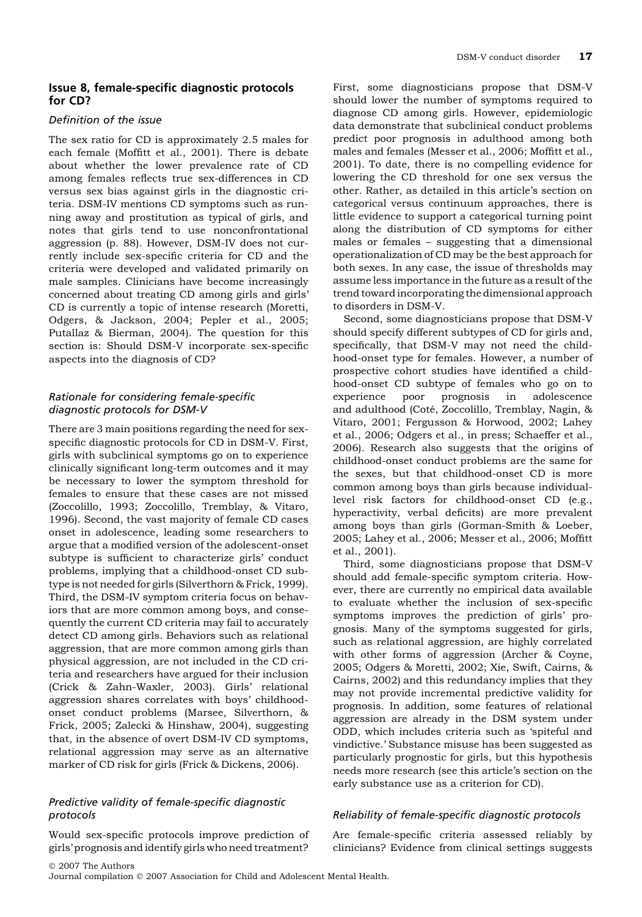## Issue 8, female-specific diagnostic protocols for CD?

### Definition of the issue

The sex ratio for CD is approximately 2.5 males for each female (Moffitt et al., 2001). There is debate about whether the lower prevalence rate of CD among females reflects true sex-differences in CD versus sex bias against girls in the diagnostic criteria. DSM-IV mentions CD symptoms such as running away and prostitution as typical of girls, and notes that girls tend to use nonconfrontational aggression (p. 88). However, DSM-IV does not currently include sex-specific criteria for CD and the criteria were developed and validated primarily on male samples. Clinicians have become increasingly concerned about treating CD among girls and girls' CD is currently a topic of intense research (Moretti, Odgers, & Jackson, 2004; Pepler et al., 2005; Putallaz & Bierman, 2004). The question for this section is: Should DSM-V incorporate sex-specific aspects into the diagnosis of CD?

### Rationale for considering female-specific diagnostic protocols for DSM-V

There are 3 main positions regarding the need for sex-specific diagnostic protocols for CD in DSM-V. First, girls with subclinical symptoms go on to experience clinically significant long-term outcomes and it may be necessary to lower the symptom threshold for females to ensure that these cases are not missed (Zoccolillo, 1993; Zoccolillo, Tremblay, & Vitaro, 1996). Second, the vast majority of female CD cases onset in adolescence, leading some researchers to argue that a modified version of the adolescent-onset subtype is sufficient to characterize girls' conduct problems, implying that a childhood-onset CD subtype is not needed for girls (Silverthorn & Frick, 1999). Third, the DSM-IV symptom criteria focus on behaviors that are more common among boys, and consequently the current CD criteria may fail to accurately detect CD among girls. Behaviors such as relational aggression, that are more common among girls than physical aggression, are not included in the CD criteria and researchers have argued for their inclusion (Crick & Zahn-Waxler, 2003). Girls' relational aggression shares correlates with boys' childhood-onset conduct problems (Marsee, Silverthorn, & Frick, 2005; Zalecki & Hinshaw, 2004), suggesting that, in the absence of overt DSM-IV CD symptoms, relational aggression may serve as an alternative marker of CD risk for girls (Frick & Dickens, 2006).

### Predictive validity of female-specific diagnostic protocols

Would sex-specific protocols improve prediction of girls' prognosis and identify girls who need treatment? First, some diagnosticians propose that DSM-V should lower the number of symptoms required to diagnose CD among girls. However, epidemiologic data demonstrate that subclinical conduct problems predict poor prognosis in adulthood among both males and females (Messer et al., 2006; Moffitt et al., 2001). To date, there is no compelling evidence for lowering the CD threshold for one sex versus the other. Rather, as detailed in this article's section on categorical versus continuum approaches, there is little evidence to support a categorical turning point along the distribution of CD symptoms for either males or females – suggesting that a dimensional operationalization of CD may be the best approach for both sexes. In any case, the issue of thresholds may assume less importance in the future as a result of the trend toward incorporating the dimensional approach to disorders in DSM-V.

Second, some diagnosticians propose that DSM-V should specify different subtypes of CD for girls and, specifically, that DSM-V may not need the childhood-onset type for females. However, a number of prospective cohort studies have identified a childhood-onset CD subtype of females who go on to experience poor prognosis in adolescence and adulthood (Coté, Zoccolillo, Tremblay, Nagin, & Vitaro, 2001; Fergusson & Horwood, 2002; Lahey et al., 2006; Odgers et al., in press; Schaeffer et al., 2006). Research also suggests that the origins of childhood-onset conduct problems are the same for the sexes, but that childhood-onset CD is more common among boys than girls because individual-level risk factors for childhood-onset CD (e.g., hyperactivity, verbal deficits) are more prevalent among boys than girls (Gorman-Smith & Loeber, 2005; Lahey et al., 2006; Messer et al., 2006; Moffitt et al., 2001).

Third, some diagnosticians propose that DSM-V should add female-specific symptom criteria. However, there are currently no empirical data available to evaluate whether the inclusion of sex-specific symptoms improves the prediction of girls' prognosis. Many of the symptoms suggested for girls, such as relational aggression, are highly correlated with other forms of aggression (Archer & Coyne, 2005; Odgers & Moretti, 2002; Xie, Swift, Cairns, & Cairns, 2002) and this redundancy implies that they may not provide incremental predictive validity for prognosis. In addition, some features of relational aggression are already in the DSM system under ODD, which includes criteria such as 'spiteful and vindictive.' Substance misuse has been suggested as particularly prognostic for girls, but this hypothesis needs more research (see this article's section on the early substance use as a criterion for CD).

### Reliability of female-specific diagnostic protocols

Are female-specific criteria assessed reliably by clinicians? Evidence from clinical settings suggests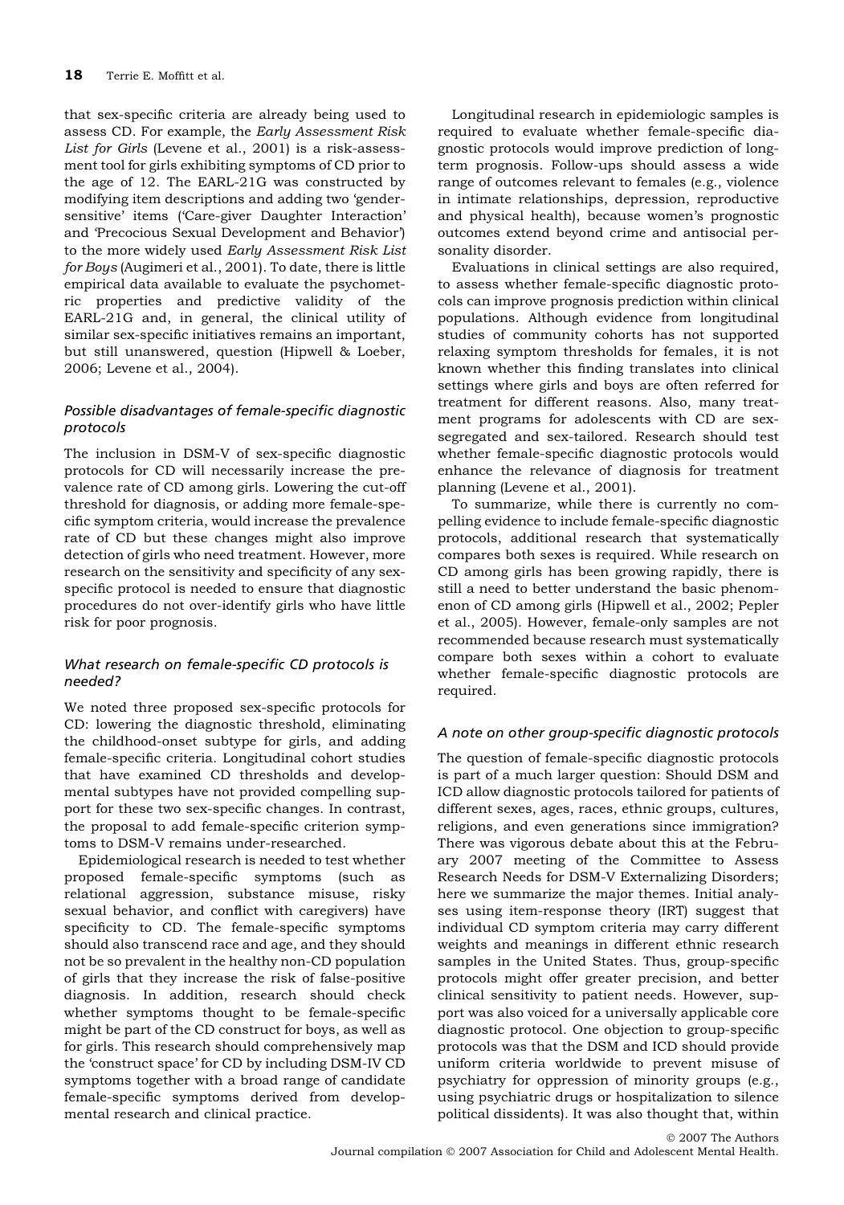that sex-specific criteria are already being used to assess CD. For example, the *Early Assessment Risk List for Girls* (Levene et al., 2001) is a risk-assessment tool for girls exhibiting symptoms of CD prior to the age of 12. The EARL-21G was constructed by modifying item descriptions and adding two 'gender-sensitive' items ('Care-giver Daughter Interaction' and 'Precocious Sexual Development and Behavior') to the more widely used *Early Assessment Risk List for Boys* (Augimeri et al., 2001). To date, there is little empirical data available to evaluate the psychometric properties and predictive validity of the EARL-21G and, in general, the clinical utility of similar sex-specific initiatives remains an important, but still unanswered, question (Hipwell & Loeber, 2006; Levene et al., 2004).

### *Possible disadvantages of female-specific diagnostic protocols*

The inclusion in DSM-V of sex-specific diagnostic protocols for CD will necessarily increase the prevalence rate of CD among girls. Lowering the cut-off threshold for diagnosis, or adding more female-specific symptom criteria, would increase the prevalence rate of CD but these changes might also improve detection of girls who need treatment. However, more research on the sensitivity and specificity of any sex-specific protocol is needed to ensure that diagnostic procedures do not over-identify girls who have little risk for poor prognosis.

### *What research on female-specific CD protocols is needed?*

We noted three proposed sex-specific protocols for CD: lowering the diagnostic threshold, eliminating the childhood-onset subtype for girls, and adding female-specific criteria. Longitudinal cohort studies that have examined CD thresholds and developmental subtypes have not provided compelling support for these two sex-specific changes. In contrast, the proposal to add female-specific criterion symptoms to DSM-V remains under-researched.

Epidemiological research is needed to test whether proposed female-specific symptoms (such as relational aggression, substance misuse, risky sexual behavior, and conflict with caregivers) have specificity to CD. The female-specific symptoms should also transcend race and age, and they should not be so prevalent in the healthy non-CD population of girls that they increase the risk of false-positive diagnosis. In addition, research should check whether symptoms thought to be female-specific might be part of the CD construct for boys, as well as for girls. This research should comprehensively map the 'construct space' for CD by including DSM-IV CD symptoms together with a broad range of candidate female-specific symptoms derived from developmental research and clinical practice.

Longitudinal research in epidemiologic samples is required to evaluate whether female-specific diagnostic protocols would improve prediction of long-term prognosis. Follow-ups should assess a wide range of outcomes relevant to females (e.g., violence in intimate relationships, depression, reproductive and physical health), because women's prognostic outcomes extend beyond crime and antisocial personality disorder.

Evaluations in clinical settings are also required, to assess whether female-specific diagnostic protocols can improve prognosis prediction within clinical populations. Although evidence from longitudinal studies of community cohorts has not supported relaxing symptom thresholds for females, it is not known whether this finding translates into clinical settings where girls and boys are often referred for treatment for different reasons. Also, many treatment programs for adolescents with CD are sex-segregated and sex-tailored. Research should test whether female-specific diagnostic protocols would enhance the relevance of diagnosis for treatment planning (Levene et al., 2001).

To summarize, while there is currently no compelling evidence to include female-specific diagnostic protocols, additional research that systematically compares both sexes is required. While research on CD among girls has been growing rapidly, there is still a need to better understand the basic phenomenon of CD among girls (Hipwell et al., 2002; Pepler et al., 2005). However, female-only samples are not recommended because research must systematically compare both sexes within a cohort to evaluate whether female-specific diagnostic protocols are required.

### *A note on other group-specific diagnostic protocols*

The question of female-specific diagnostic protocols is part of a much larger question: Should DSM and ICD allow diagnostic protocols tailored for patients of different sexes, ages, races, ethnic groups, cultures, religions, and even generations since immigration? There was vigorous debate about this at the February 2007 meeting of the Committee to Assess Research Needs for DSM-V Externalizing Disorders; here we summarize the major themes. Initial analyses using item-response theory (IRT) suggest that individual CD symptom criteria may carry different weights and meanings in different ethnic research samples in the United States. Thus, group-specific protocols might offer greater precision, and better clinical sensitivity to patient needs. However, support was also voiced for a universally applicable core diagnostic protocol. One objection to group-specific protocols was that the DSM and ICD should provide uniform criteria worldwide to prevent misuse of psychiatry for oppression of minority groups (e.g., using psychiatric drugs or hospitalization to silence political dissidents). It was also thought that, within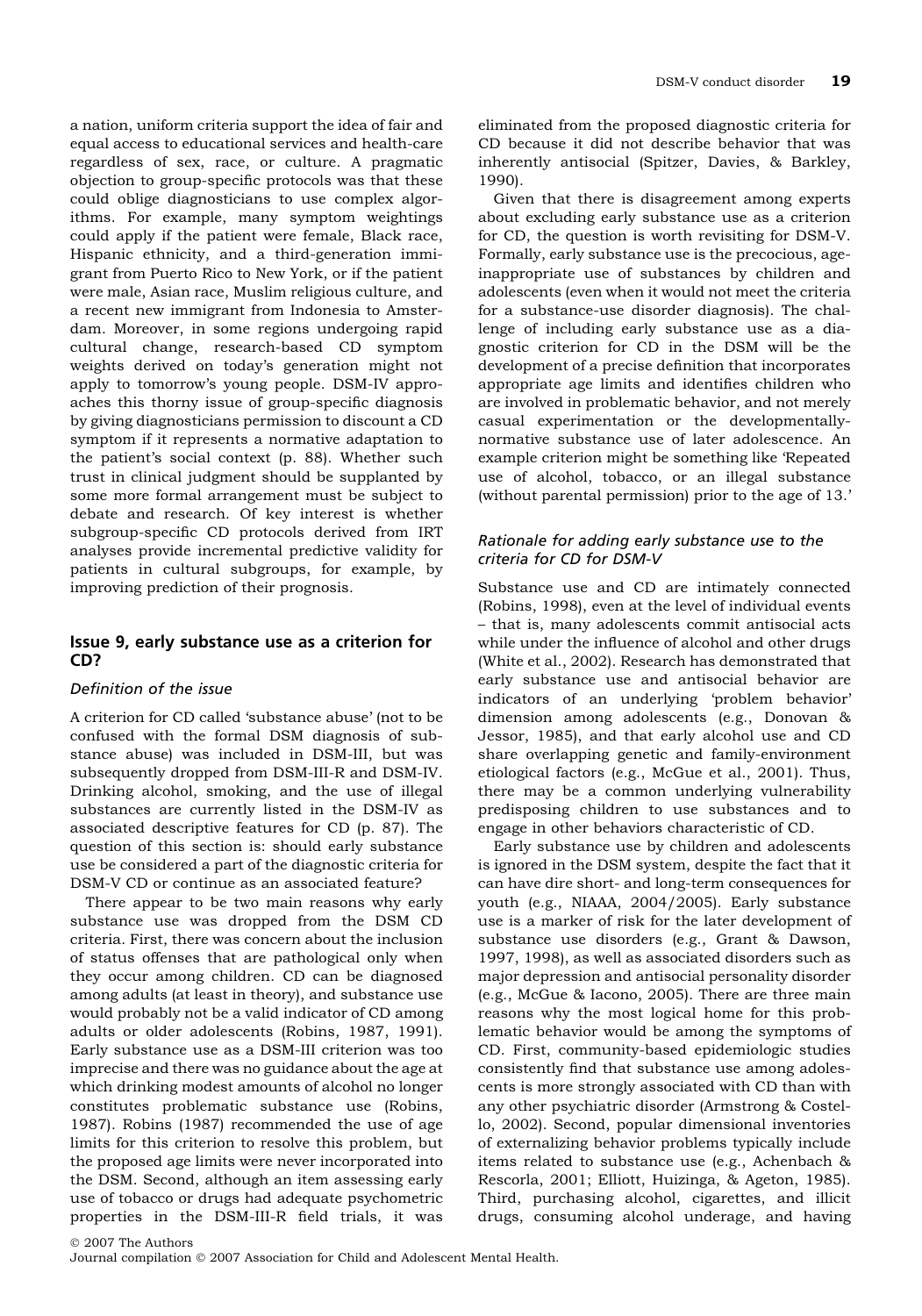a nation, uniform criteria support the idea of fair and equal access to educational services and health-care regardless of sex, race, or culture. A pragmatic objection to group-specific protocols was that these could oblige diagnosticians to use complex algorithms. For example, many symptom weightings could apply if the patient were female, Black race, Hispanic ethnicity, and a third-generation immigrant from Puerto Rico to New York, or if the patient were male, Asian race, Muslim religious culture, and a recent new immigrant from Indonesia to Amsterdam. Moreover, in some regions undergoing rapid cultural change, research-based CD symptom weights derived on today's generation might not apply to tomorrow's young people. DSM-IV approaches this thorny issue of group-specific diagnosis by giving diagnosticians permission to discount a CD symptom if it represents a normative adaptation to the patient's social context (p. 88). Whether such trust in clinical judgment should be supplanted by some more formal arrangement must be subject to debate and research. Of key interest is whether subgroup-specific CD protocols derived from IRT analyses provide incremental predictive validity for patients in cultural subgroups, for example, by improving prediction of their prognosis.

## Issue 9, early substance use as a criterion for CD?

### *Definition of the issue*

A criterion for CD called 'substance abuse' (not to be confused with the formal DSM diagnosis of substance abuse) was included in DSM-III, but was subsequently dropped from DSM-III-R and DSM-IV. Drinking alcohol, smoking, and the use of illegal substances are currently listed in the DSM-IV as associated descriptive features for CD (p. 87). The question of this section is: should early substance use be considered a part of the diagnostic criteria for DSM-V CD or continue as an associated feature?

There appear to be two main reasons why early substance use was dropped from the DSM CD criteria. First, there was concern about the inclusion of status offenses that are pathological only when they occur among children. CD can be diagnosed among adults (at least in theory), and substance use would probably not be a valid indicator of CD among adults or older adolescents (Robins, 1987, 1991). Early substance use as a DSM-III criterion was too imprecise and there was no guidance about the age at which drinking modest amounts of alcohol no longer constitutes problematic substance use (Robins, 1987). Robins (1987) recommended the use of age limits for this criterion to resolve this problem, but the proposed age limits were never incorporated into the DSM. Second, although an item assessing early use of tobacco or drugs had adequate psychometric properties in the DSM-III-R field trials, it was eliminated from the proposed diagnostic criteria for CD because it did not describe behavior that was inherently antisocial (Spitzer, Davies, & Barkley, 1990).

Given that there is disagreement among experts about excluding early substance use as a criterion for CD, the question is worth revisiting for DSM-V. Formally, early substance use is the precocious, age-inappropriate use of substances by children and adolescents (even when it would not meet the criteria for a substance-use disorder diagnosis). The challenge of including early substance use as a diagnostic criterion for CD in the DSM will be the development of a precise definition that incorporates appropriate age limits and identifies children who are involved in problematic behavior, and not merely casual experimentation or the developmentally-normative substance use of later adolescence. An example criterion might be something like 'Repeated use of alcohol, tobacco, or an illegal substance (without parental permission) prior to the age of 13.'

### *Rationale for adding early substance use to the criteria for CD for DSM-V*

Substance use and CD are intimately connected (Robins, 1998), even at the level of individual events – that is, many adolescents commit antisocial acts while under the influence of alcohol and other drugs (White et al., 2002). Research has demonstrated that early substance use and antisocial behavior are indicators of an underlying 'problem behavior' dimension among adolescents (e.g., Donovan & Jessor, 1985), and that early alcohol use and CD share overlapping genetic and family-environment etiological factors (e.g., McGue et al., 2001). Thus, there may be a common underlying vulnerability predisposing children to use substances and to engage in other behaviors characteristic of CD.

Early substance use by children and adolescents is ignored in the DSM system, despite the fact that it can have dire short- and long-term consequences for youth (e.g., NIAAA, 2004/2005). Early substance use is a marker of risk for the later development of substance use disorders (e.g., Grant & Dawson, 1997, 1998), as well as associated disorders such as major depression and antisocial personality disorder (e.g., McGue & Iacono, 2005). There are three main reasons why the most logical home for this problematic behavior would be among the symptoms of CD. First, community-based epidemiologic studies consistently find that substance use among adolescents is more strongly associated with CD than with any other psychiatric disorder (Armstrong & Costello, 2002). Second, popular dimensional inventories of externalizing behavior problems typically include items related to substance use (e.g., Achenbach & Rescorla, 2001; Elliott, Huizinga, & Ageton, 1985). Third, purchasing alcohol, cigarettes, and illicit drugs, consuming alcohol underage, and having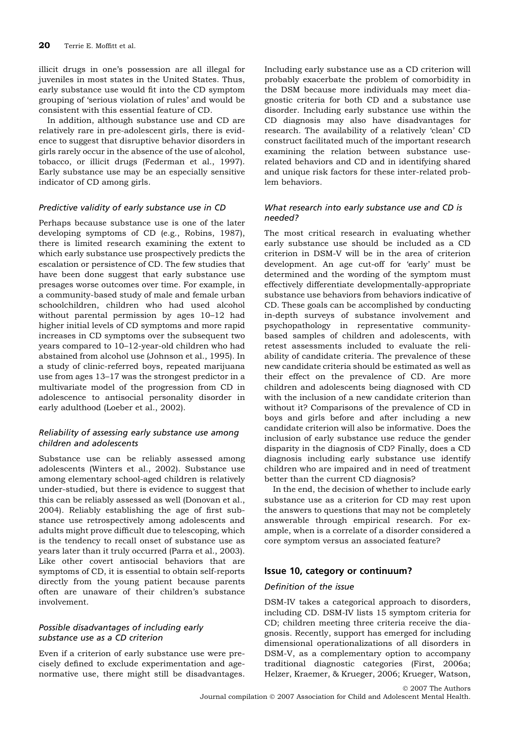illicit drugs in one's possession are all illegal for juveniles in most states in the United States. Thus, early substance use would fit into the CD symptom grouping of 'serious violation of rules' and would be consistent with this essential feature of CD.

In addition, although substance use and CD are relatively rare in pre-adolescent girls, there is evidence to suggest that disruptive behavior disorders in girls rarely occur in the absence of the use of alcohol, tobacco, or illicit drugs (Federman et al., 1997). Early substance use may be an especially sensitive indicator of CD among girls.

### *Predictive validity of early substance use in CD*

Perhaps because substance use is one of the later developing symptoms of CD (e.g., Robins, 1987), there is limited research examining the extent to which early substance use prospectively predicts the escalation or persistence of CD. The few studies that have been done suggest that early substance use presages worse outcomes over time. For example, in a community-based study of male and female urban schoolchildren, children who had used alcohol without parental permission by ages 10–12 had higher initial levels of CD symptoms and more rapid increases in CD symptoms over the subsequent two years compared to 10–12-year-old children who had abstained from alcohol use (Johnson et al., 1995). In a study of clinic-referred boys, repeated marijuana use from ages 13–17 was the strongest predictor in a multivariate model of the progression from CD in adolescence to antisocial personality disorder in early adulthood (Loeber et al., 2002).

### *Reliability of assessing early substance use among children and adolescents*

Substance use can be reliably assessed among adolescents (Winters et al., 2002). Substance use among elementary school-aged children is relatively under-studied, but there is evidence to suggest that this can be reliably assessed as well (Donovan et al., 2004). Reliably establishing the age of first substance use retrospectively among adolescents and adults might prove difficult due to telescoping, which is the tendency to recall onset of substance use as years later than it truly occurred (Parra et al., 2003). Like other covert antisocial behaviors that are symptoms of CD, it is essential to obtain self-reports directly from the young patient because parents often are unaware of their children's substance involvement.

### *Possible disadvantages of including early substance use as a CD criterion*

Even if a criterion of early substance use were precisely defined to exclude experimentation and age-normative use, there might still be disadvantages. Including early substance use as a CD criterion will probably exacerbate the problem of comorbidity in the DSM because more individuals may meet diagnostic criteria for both CD and a substance use disorder. Including early substance use within the CD diagnosis may also have disadvantages for research. The availability of a relatively 'clean' CD construct facilitated much of the important research examining the relation between substance use-related behaviors and CD and in identifying shared and unique risk factors for these inter-related problem behaviors.

### *What research into early substance use and CD is needed?*

The most critical research in evaluating whether early substance use should be included as a CD criterion in DSM-V will be in the area of criterion development. An age cut-off for 'early' must be determined and the wording of the symptom must effectively differentiate developmentally-appropriate substance use behaviors from behaviors indicative of CD. These goals can be accomplished by conducting in-depth surveys of substance involvement and psychopathology in representative community-based samples of children and adolescents, with retest assessments included to evaluate the reliability of candidate criteria. The prevalence of these new candidate criteria should be estimated as well as their effect on the prevalence of CD. Are more children and adolescents being diagnosed with CD with the inclusion of a new candidate criterion than without it? Comparisons of the prevalence of CD in boys and girls before and after including a new candidate criterion will also be informative. Does the inclusion of early substance use reduce the gender disparity in the diagnosis of CD? Finally, does a CD diagnosis including early substance use identify children who are impaired and in need of treatment better than the current CD diagnosis?

In the end, the decision of whether to include early substance use as a criterion for CD may rest upon the answers to questions that may not be completely answerable through empirical research. For example, when is a correlate of a disorder considered a core symptom versus an associated feature?

## Issue 10, category or continuum?

### *Definition of the issue*

DSM-IV takes a categorical approach to disorders, including CD. DSM-IV lists 15 symptom criteria for CD; children meeting three criteria receive the diagnosis. Recently, support has emerged for including dimensional operationalizations of all disorders in DSM-V, as a complementary option to accompany traditional diagnostic categories (First, 2006a; Helzer, Kraemer, & Krueger, 2006; Krueger, Watson,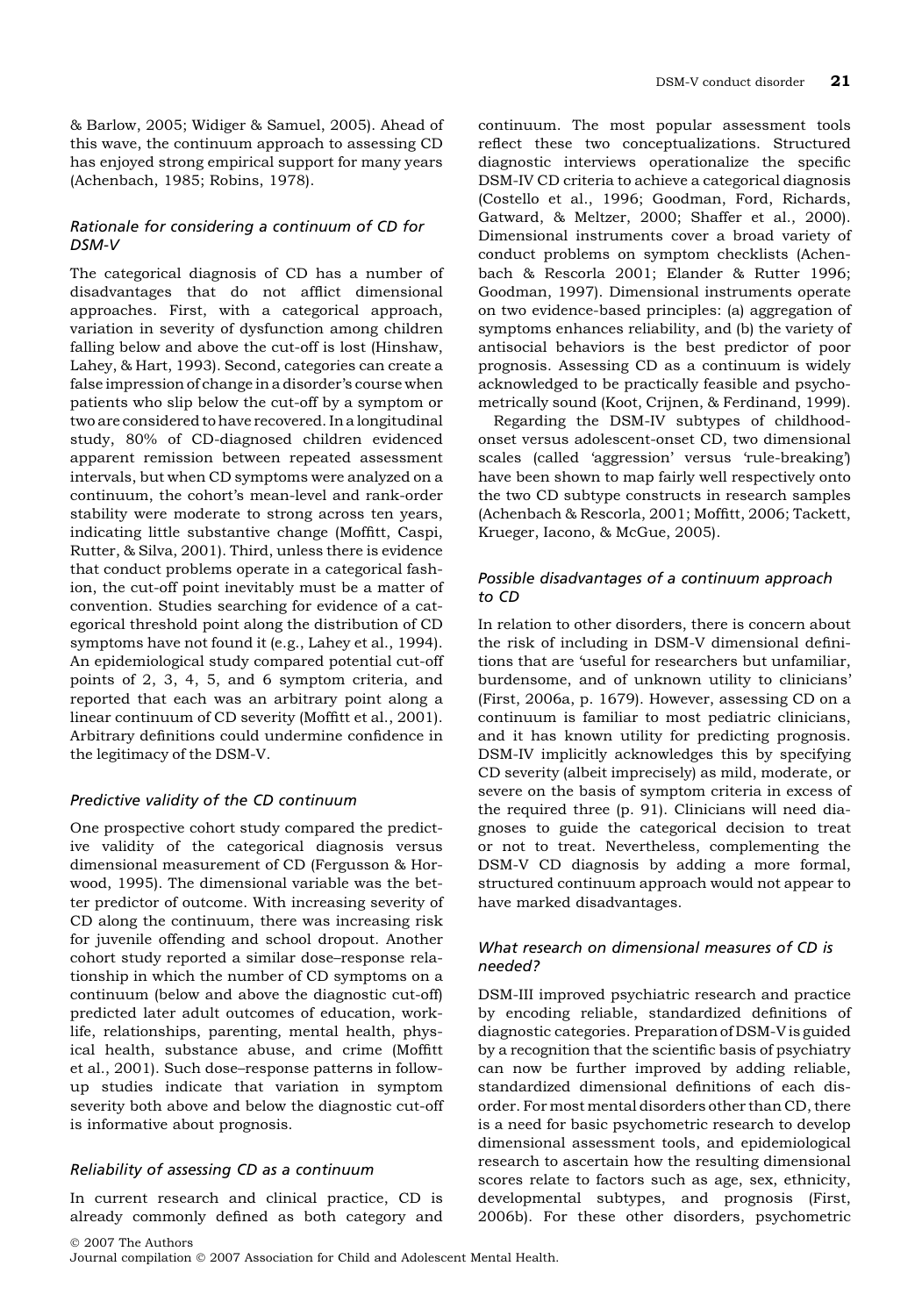& Barlow, 2005; Widiger & Samuel, 2005). Ahead of this wave, the continuum approach to assessing CD has enjoyed strong empirical support for many years (Achenbach, 1985; Robins, 1978).

### *Rationale for considering a continuum of CD for DSM-V*

The categorical diagnosis of CD has a number of disadvantages that do not afflict dimensional approaches. First, with a categorical approach, variation in severity of dysfunction among children falling below and above the cut-off is lost (Hinshaw, Lahey, & Hart, 1993). Second, categories can create a false impression of change in a disorder's course when patients who slip below the cut-off by a symptom or two are considered to have recovered. In a longitudinal study, 80% of CD-diagnosed children evidenced apparent remission between repeated assessment intervals, but when CD symptoms were analyzed on a continuum, the cohort's mean-level and rank-order stability were moderate to strong across ten years, indicating little substantive change (Moffitt, Caspi, Rutter, & Silva, 2001). Third, unless there is evidence that conduct problems operate in a categorical fashion, the cut-off point inevitably must be a matter of convention. Studies searching for evidence of a categorical threshold point along the distribution of CD symptoms have not found it (e.g., Lahey et al., 1994). An epidemiological study compared potential cut-off points of 2, 3, 4, 5, and 6 symptom criteria, and reported that each was an arbitrary point along a linear continuum of CD severity (Moffitt et al., 2001). Arbitrary definitions could undermine confidence in the legitimacy of the DSM-V.

### *Predictive validity of the CD continuum*

One prospective cohort study compared the predictive validity of the categorical diagnosis versus dimensional measurement of CD (Fergusson & Horwood, 1995). The dimensional variable was the better predictor of outcome. With increasing severity of CD along the continuum, there was increasing risk for juvenile offending and school dropout. Another cohort study reported a similar dose–response relationship in which the number of CD symptoms on a continuum (below and above the diagnostic cut-off) predicted later adult outcomes of education, worklife, relationships, parenting, mental health, physical health, substance abuse, and crime (Moffitt et al., 2001). Such dose–response patterns in follow-up studies indicate that variation in symptom severity both above and below the diagnostic cut-off is informative about prognosis.

### *Reliability of assessing CD as a continuum*

In current research and clinical practice, CD is already commonly defined as both category and continuum. The most popular assessment tools reflect these two conceptualizations. Structured diagnostic interviews operationalize the specific DSM-IV CD criteria to achieve a categorical diagnosis (Costello et al., 1996; Goodman, Ford, Richards, Gatward, & Meltzer, 2000; Shaffer et al., 2000). Dimensional instruments cover a broad variety of conduct problems on symptom checklists (Achenbach & Rescorla 2001; Elander & Rutter 1996; Goodman, 1997). Dimensional instruments operate on two evidence-based principles: (a) aggregation of symptoms enhances reliability, and (b) the variety of antisocial behaviors is the best predictor of poor prognosis. Assessing CD as a continuum is widely acknowledged to be practically feasible and psychometrically sound (Koot, Crijnen, & Ferdinand, 1999).

Regarding the DSM-IV subtypes of childhood-onset versus adolescent-onset CD, two dimensional scales (called 'aggression' versus 'rule-breaking') have been shown to map fairly well respectively onto the two CD subtype constructs in research samples (Achenbach & Rescorla, 2001; Moffitt, 2006; Tackett, Krueger, Iacono, & McGue, 2005).

### *Possible disadvantages of a continuum approach to CD*

In relation to other disorders, there is concern about the risk of including in DSM-V dimensional definitions that are 'useful for researchers but unfamiliar, burdensome, and of unknown utility to clinicians' (First, 2006a, p. 1679). However, assessing CD on a continuum is familiar to most pediatric clinicians, and it has known utility for predicting prognosis. DSM-IV implicitly acknowledges this by specifying CD severity (albeit imprecisely) as mild, moderate, or severe on the basis of symptom criteria in excess of the required three (p. 91). Clinicians will need diagnoses to guide the categorical decision to treat or not to treat. Nevertheless, complementing the DSM-V CD diagnosis by adding a more formal, structured continuum approach would not appear to have marked disadvantages.

### *What research on dimensional measures of CD is needed?*

DSM-III improved psychiatric research and practice by encoding reliable, standardized definitions of diagnostic categories. Preparation of DSM-V is guided by a recognition that the scientific basis of psychiatry can now be further improved by adding reliable, standardized dimensional definitions of each disorder. For most mental disorders other than CD, there is a need for basic psychometric research to develop dimensional assessment tools, and epidemiological research to ascertain how the resulting dimensional scores relate to factors such as age, sex, ethnicity, developmental subtypes, and prognosis (First, 2006b). For these other disorders, psychometric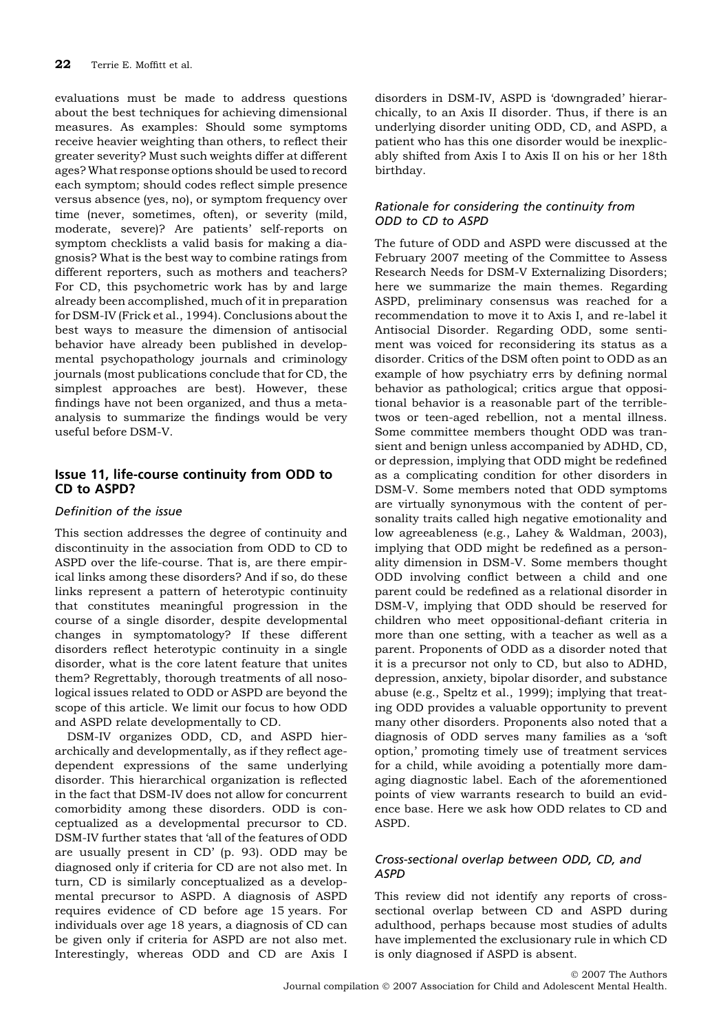evaluations must be made to address questions about the best techniques for achieving dimensional measures. As examples: Should some symptoms receive heavier weighting than others, to reflect their greater severity? Must such weights differ at different ages? What response options should be used to record each symptom; should codes reflect simple presence versus absence (yes, no), or symptom frequency over time (never, sometimes, often), or severity (mild, moderate, severe)? Are patients' self-reports on symptom checklists a valid basis for making a diagnosis? What is the best way to combine ratings from different reporters, such as mothers and teachers? For CD, this psychometric work has by and large already been accomplished, much of it in preparation for DSM-IV (Frick et al., 1994). Conclusions about the best ways to measure the dimension of antisocial behavior have already been published in developmental psychopathology journals and criminology journals (most publications conclude that for CD, the simplest approaches are best). However, these findings have not been organized, and thus a meta-analysis to summarize the findings would be very useful before DSM-V.

## Issue 11, life-course continuity from ODD to CD to ASPD?

### *Definition of the issue*

This section addresses the degree of continuity and discontinuity in the association from ODD to CD to ASPD over the life-course. That is, are there empirical links among these disorders? And if so, do these links represent a pattern of heterotypic continuity that constitutes meaningful progression in the course of a single disorder, despite developmental changes in symptomatology? If these different disorders reflect heterotypic continuity in a single disorder, what is the core latent feature that unites them? Regrettably, thorough treatments of all nosological issues related to ODD or ASPD are beyond the scope of this article. We limit our focus to how ODD and ASPD relate developmentally to CD.

DSM-IV organizes ODD, CD, and ASPD hierarchically and developmentally, as if they reflect age-dependent expressions of the same underlying disorder. This hierarchical organization is reflected in the fact that DSM-IV does not allow for concurrent comorbidity among these disorders. ODD is conceptualized as a developmental precursor to CD. DSM-IV further states that 'all of the features of ODD are usually present in CD' (p. 93). ODD may be diagnosed only if criteria for CD are not also met. In turn, CD is similarly conceptualized as a developmental precursor to ASPD. A diagnosis of ASPD requires evidence of CD before age 15 years. For individuals over age 18 years, a diagnosis of CD can be given only if criteria for ASPD are not also met. Interestingly, whereas ODD and CD are Axis I disorders in DSM-IV, ASPD is 'downgraded' hierarchically, to an Axis II disorder. Thus, if there is an underlying disorder uniting ODD, CD, and ASPD, a patient who has this one disorder would be inexplicably shifted from Axis I to Axis II on his or her 18th birthday.

### *Rationale for considering the continuity from ODD to CD to ASPD*

The future of ODD and ASPD were discussed at the February 2007 meeting of the Committee to Assess Research Needs for DSM-V Externalizing Disorders; here we summarize the main themes. Regarding ASPD, preliminary consensus was reached for a recommendation to move it to Axis I, and re-label it Antisocial Disorder. Regarding ODD, some sentiment was voiced for reconsidering its status as a disorder. Critics of the DSM often point to ODD as an example of how psychiatry errs by defining normal behavior as pathological; critics argue that oppositional behavior is a reasonable part of the terrible-twos or teen-aged rebellion, not a mental illness. Some committee members thought ODD was transient and benign unless accompanied by ADHD, CD, or depression, implying that ODD might be redefined as a complicating condition for other disorders in DSM-V. Some members noted that ODD symptoms are virtually synonymous with the content of personality traits called high negative emotionality and low agreeableness (e.g., Lahey & Waldman, 2003), implying that ODD might be redefined as a personality dimension in DSM-V. Some members thought ODD involving conflict between a child and one parent could be redefined as a relational disorder in DSM-V, implying that ODD should be reserved for children who meet oppositional-defiant criteria in more than one setting, with a teacher as well as a parent. Proponents of ODD as a disorder noted that it is a precursor not only to CD, but also to ADHD, depression, anxiety, bipolar disorder, and substance abuse (e.g., Speltz et al., 1999); implying that treating ODD provides a valuable opportunity to prevent many other disorders. Proponents also noted that a diagnosis of ODD serves many families as a 'soft option,' promoting timely use of treatment services for a child, while avoiding a potentially more damaging diagnostic label. Each of the aforementioned points of view warrants research to build an evidence base. Here we ask how ODD relates to CD and ASPD.

### *Cross-sectional overlap between ODD, CD, and ASPD*

This review did not identify any reports of cross-sectional overlap between CD and ASPD during adulthood, perhaps because most studies of adults have implemented the exclusionary rule in which CD is only diagnosed if ASPD is absent.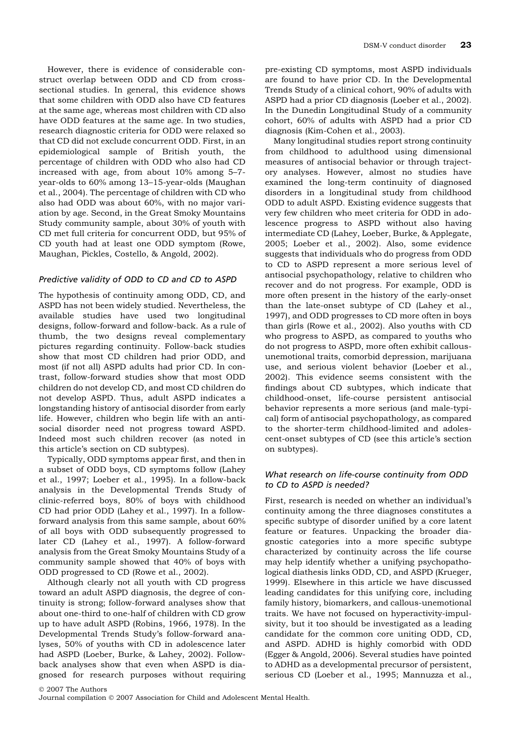However, there is evidence of considerable construct overlap between ODD and CD from cross-sectional studies. In general, this evidence shows that some children with ODD also have CD features at the same age, whereas most children with CD also have ODD features at the same age. In two studies, research diagnostic criteria for ODD were relaxed so that CD did not exclude concurrent ODD. First, in an epidemiological sample of British youth, the percentage of children with ODD who also had CD increased with age, from about 10% among 5–7-year-olds to 60% among 13–15-year-olds (Maughan et al., 2004). The percentage of children with CD who also had ODD was about 60%, with no major variation by age. Second, in the Great Smoky Mountains Study community sample, about 30% of youth with CD met full criteria for concurrent ODD, but 95% of CD youth had at least one ODD symptom (Rowe, Maughan, Pickles, Costello, & Angold, 2002).

### *Predictive validity of ODD to CD and CD to ASPD*

The hypothesis of continuity among ODD, CD, and ASPD has not been widely studied. Nevertheless, the available studies have used two longitudinal designs, follow-forward and follow-back. As a rule of thumb, the two designs reveal complementary pictures regarding continuity. Follow-back studies show that most CD children had prior ODD, and most (if not all) ASPD adults had prior CD. In contrast, follow-forward studies show that most ODD children do not develop CD, and most CD children do not develop ASPD. Thus, adult ASPD indicates a longstanding history of antisocial disorder from early life. However, children who begin life with an antisocial disorder need not progress toward ASPD. Indeed most such children recover (as noted in this article's section on CD subtypes).

Typically, ODD symptoms appear first, and then in a subset of ODD boys, CD symptoms follow (Lahey et al., 1997; Loeber et al., 1995). In a follow-back analysis in the Developmental Trends Study of clinic-referred boys, 80% of boys with childhood CD had prior ODD (Lahey et al., 1997). In a follow-forward analysis from this same sample, about 60% of all boys with ODD subsequently progressed to later CD (Lahey et al., 1997). A follow-forward analysis from the Great Smoky Mountains Study of a community sample showed that 40% of boys with ODD progressed to CD (Rowe et al., 2002).

Although clearly not all youth with CD progress toward an adult ASPD diagnosis, the degree of continuity is strong; follow-forward analyses show that about one-third to one-half of children with CD grow up to have adult ASPD (Robins, 1966, 1978). In the Developmental Trends Study's follow-forward analyses, 50% of youths with CD in adolescence later had ASPD (Loeber, Burke, & Lahey, 2002). Follow-back analyses show that even when ASPD is diagnosed for research purposes without requiring pre-existing CD symptoms, most ASPD individuals are found to have prior CD. In the Developmental Trends Study of a clinical cohort, 90% of adults with ASPD had a prior CD diagnosis (Loeber et al., 2002). In the Dunedin Longitudinal Study of a community cohort, 60% of adults with ASPD had a prior CD diagnosis (Kim-Cohen et al., 2003).

Many longitudinal studies report strong continuity from childhood to adulthood using dimensional measures of antisocial behavior or through trajectory analyses. However, almost no studies have examined the long-term continuity of diagnosed disorders in a longitudinal study from childhood ODD to adult ASPD. Existing evidence suggests that very few children who meet criteria for ODD in adolescence progress to ASPD without also having intermediate CD (Lahey, Loeber, Burke, & Applegate, 2005; Loeber et al., 2002). Also, some evidence suggests that individuals who do progress from ODD to CD to ASPD represent a more serious level of antisocial psychopathology, relative to children who recover and do not progress. For example, ODD is more often present in the history of the early-onset than the late-onset subtype of CD (Lahey et al., 1997), and ODD progresses to CD more often in boys than girls (Rowe et al., 2002). Also youths with CD who progress to ASPD, as compared to youths who do not progress to ASPD, more often exhibit callous-unemotional traits, comorbid depression, marijuana use, and serious violent behavior (Loeber et al., 2002). This evidence seems consistent with the findings about CD subtypes, which indicate that childhood-onset, life-course persistent antisocial behavior represents a more serious (and male-typical) form of antisocial psychopathology, as compared to the shorter-term childhood-limited and adolescent-onset subtypes of CD (see this article's section on subtypes).

### *What research on life-course continuity from ODD to CD to ASPD is needed?*

First, research is needed on whether an individual's continuity among the three diagnoses constitutes a specific subtype of disorder unified by a core latent feature or features. Unpacking the broader diagnostic categories into a more specific subtype characterized by continuity across the life course may help identify whether a unifying psychopathological diathesis links ODD, CD, and ASPD (Krueger, 1999). Elsewhere in this article we have discussed leading candidates for this unifying core, including family history, biomarkers, and callous-unemotional traits. We have not focused on hyperactivity-impulsivity, but it too should be investigated as a leading candidate for the common core uniting ODD, CD, and ASPD. ADHD is highly comorbid with ODD (Egger & Angold, 2006). Several studies have pointed to ADHD as a developmental precursor of persistent, serious CD (Loeber et al., 1995; Mannuzza et al.,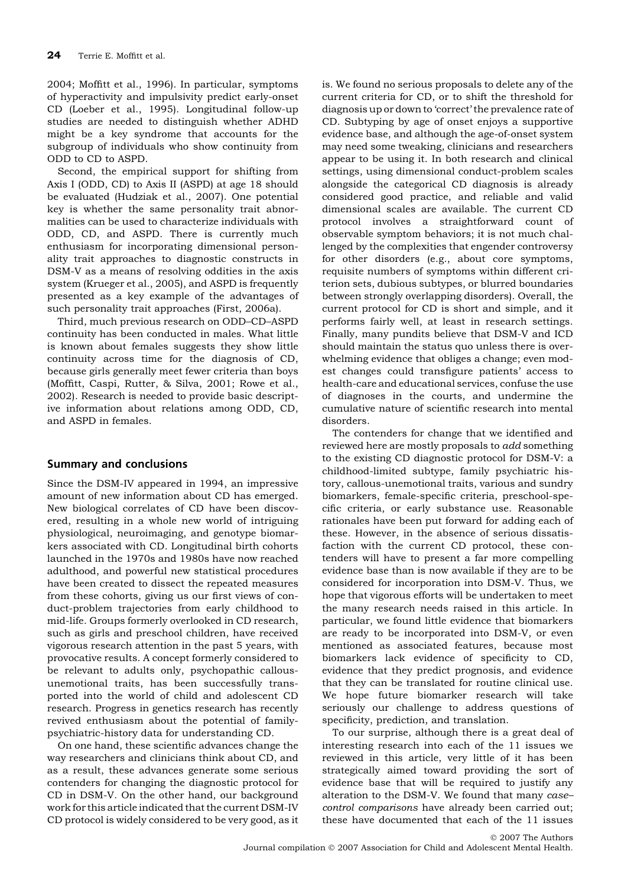2004; Moffitt et al., 1996). In particular, symptoms of hyperactivity and impulsivity predict early-onset CD (Loeber et al., 1995). Longitudinal follow-up studies are needed to distinguish whether ADHD might be a key syndrome that accounts for the subgroup of individuals who show continuity from ODD to CD to ASPD.

Second, the empirical support for shifting from Axis I (ODD, CD) to Axis II (ASPD) at age 18 should be evaluated (Hudziak et al., 2007). One potential key is whether the same personality trait abnormalities can be used to characterize individuals with ODD, CD, and ASPD. There is currently much enthusiasm for incorporating dimensional personality trait approaches to diagnostic constructs in DSM-V as a means of resolving oddities in the axis system (Krueger et al., 2005), and ASPD is frequently presented as a key example of the advantages of such personality trait approaches (First, 2006a).

Third, much previous research on ODD–CD–ASPD continuity has been conducted in males. What little is known about females suggests they show little continuity across time for the diagnosis of CD, because girls generally meet fewer criteria than boys (Moffitt, Caspi, Rutter, & Silva, 2001; Rowe et al., 2002). Research is needed to provide basic descriptive information about relations among ODD, CD, and ASPD in females.

## Summary and conclusions

Since the DSM-IV appeared in 1994, an impressive amount of new information about CD has emerged. New biological correlates of CD have been discovered, resulting in a whole new world of intriguing physiological, neuroimaging, and genotype biomarkers associated with CD. Longitudinal birth cohorts launched in the 1970s and 1980s have now reached adulthood, and powerful new statistical procedures have been created to dissect the repeated measures from these cohorts, giving us our first views of conduct-problem trajectories from early childhood to mid-life. Groups formerly overlooked in CD research, such as girls and preschool children, have received vigorous research attention in the past 5 years, with provocative results. A concept formerly considered to be relevant to adults only, psychopathic callous-unemotional traits, has been successfully transported into the world of child and adolescent CD research. Progress in genetics research has recently revived enthusiasm about the potential of family-psychiatric-history data for understanding CD.

On one hand, these scientific advances change the way researchers and clinicians think about CD, and as a result, these advances generate some serious contenders for changing the diagnostic protocol for CD in DSM-V. On the other hand, our background work for this article indicated that the current DSM-IV CD protocol is widely considered to be very good, as it is. We found no serious proposals to delete any of the current criteria for CD, or to shift the threshold for diagnosis up or down to 'correct' the prevalence rate of CD. Subtyping by age of onset enjoys a supportive evidence base, and although the age-of-onset system may need some tweaking, clinicians and researchers appear to be using it. In both research and clinical settings, using dimensional conduct-problem scales alongside the categorical CD diagnosis is already considered good practice, and reliable and valid dimensional scales are available. The current CD protocol involves a straightforward count of observable symptom behaviors; it is not much challenged by the complexities that engender controversy for other disorders (e.g., about core symptoms, requisite numbers of symptoms within different criterion sets, dubious subtypes, or blurred boundaries between strongly overlapping disorders). Overall, the current protocol for CD is short and simple, and it performs fairly well, at least in research settings. Finally, many pundits believe that DSM-V and ICD should maintain the status quo unless there is overwhelming evidence that obliges a change; even modest changes could transfigure patients' access to health-care and educational services, confuse the use of diagnoses in the courts, and undermine the cumulative nature of scientific research into mental disorders.

The contenders for change that we identified and reviewed here are mostly proposals to *add* something to the existing CD diagnostic protocol for DSM-V: a childhood-limited subtype, family psychiatric history, callous-unemotional traits, various and sundry biomarkers, female-specific criteria, preschool-specific criteria, or early substance use. Reasonable rationales have been put forward for adding each of these. However, in the absence of serious dissatisfaction with the current CD protocol, these contenders will have to present a far more compelling evidence base than is now available if they are to be considered for incorporation into DSM-V. Thus, we hope that vigorous efforts will be undertaken to meet the many research needs raised in this article. In particular, we found little evidence that biomarkers are ready to be incorporated into DSM-V, or even mentioned as associated features, because most biomarkers lack evidence of specificity to CD, evidence that they predict prognosis, and evidence that they can be translated for routine clinical use. We hope future biomarker research will take seriously our challenge to address questions of specificity, prediction, and translation.

To our surprise, although there is a great deal of interesting research into each of the 11 issues we reviewed in this article, very little of it has been strategically aimed toward providing the sort of evidence base that will be required to justify any alteration to the DSM-V. We found that many *case–control comparisons* have already been carried out; these have documented that each of the 11 issues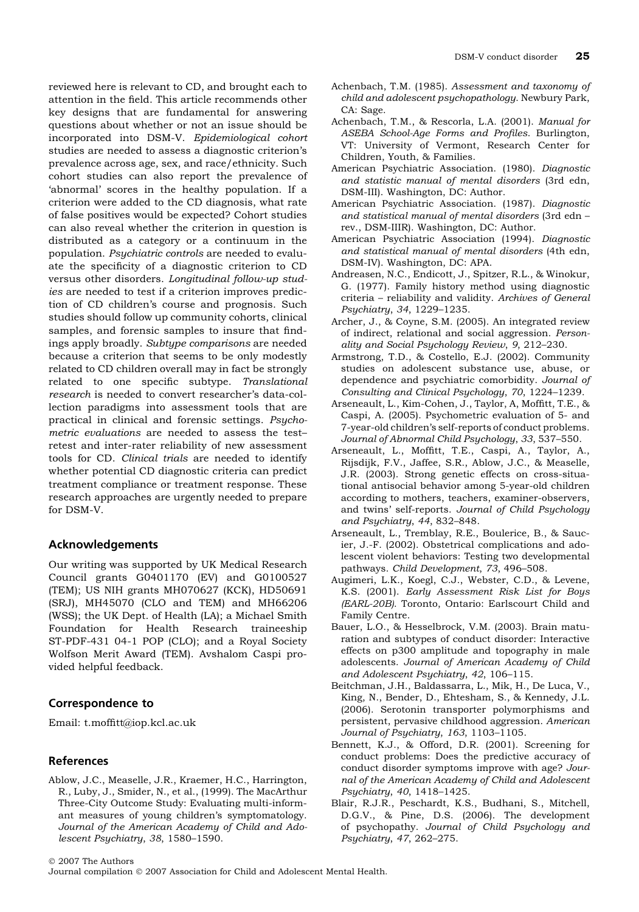reviewed here is relevant to CD, and brought each to attention in the field. This article recommends other key designs that are fundamental for answering questions about whether or not an issue should be incorporated into DSM-V. *Epidemiological cohort* studies are needed to assess a diagnostic criterion's prevalence across age, sex, and race/ethnicity. Such cohort studies can also report the prevalence of 'abnormal' scores in the healthy population. If a criterion were added to the CD diagnosis, what rate of false positives would be expected? Cohort studies can also reveal whether the criterion in question is distributed as a category or a continuum in the population. *Psychiatric controls* are needed to evaluate the specificity of a diagnostic criterion to CD versus other disorders. *Longitudinal follow-up studies* are needed to test if a criterion improves prediction of CD children's course and prognosis. Such studies should follow up community cohorts, clinical samples, and forensic samples to insure that findings apply broadly. *Subtype comparisons* are needed because a criterion that seems to be only modestly related to CD children overall may in fact be strongly related to one specific subtype. *Translational research* is needed to convert researcher's data-collection paradigms into assessment tools that are practical in clinical and forensic settings. *Psychometric evaluations* are needed to assess the test–retest and inter-rater reliability of new assessment tools for CD. *Clinical trials* are needed to identify whether potential CD diagnostic criteria can predict treatment compliance or treatment response. These research approaches are urgently needed to prepare for DSM-V.

## Acknowledgements

Our writing was supported by UK Medical Research Council grants G0401170 (EV) and G0100527 (TEM); US NIH grants MH070627 (KCK), HD50691 (SRJ), MH45070 (CLO and TEM) and MH66206 (WSS); the UK Dept. of Health (LA); a Michael Smith Foundation for Health Research traineeship ST-PDF-431 04-1 POP (CLO); and a Royal Society Wolfson Merit Award (TEM). Avshalom Caspi provided helpful feedback.

## Correspondence to

Email: t.moffitt@iop.kcl.ac.uk

## References

Ablow, J.C., Measelle, J.R., Kraemer, H.C., Harrington, R., Luby, J., Smider, N., et al., (1999). The MacArthur Three-City Outcome Study: Evaluating multi-informant measures of young children's symptomatology. *Journal of the American Academy of Child and Adolescent Psychiatry*, *38*, 1580–1590.

Achenbach, T.M. (1985). *Assessment and taxonomy of child and adolescent psychopathology*. Newbury Park, CA: Sage.

Achenbach, T.M., & Rescorla, L.A. (2001). *Manual for ASEBA School-Age Forms and Profiles*. Burlington, VT: University of Vermont, Research Center for Children, Youth, & Families.

American Psychiatric Association. (1980). *Diagnostic and statistic manual of mental disorders* (3rd edn, DSM-III). Washington, DC: Author.

American Psychiatric Association. (1987). *Diagnostic and statistical manual of mental disorders* (3rd edn – rev., DSM-IIIR). Washington, DC: Author.

American Psychiatric Association (1994). *Diagnostic and statistical manual of mental disorders* (4th edn, DSM-IV). Washington, DC: APA.

Andreasen, N.C., Endicott, J., Spitzer, R.L., & Winokur, G. (1977). Family history method using diagnostic criteria – reliability and validity. *Archives of General Psychiatry*, *34*, 1229–1235.

Archer, J., & Coyne, S.M. (2005). An integrated review of indirect, relational and social aggression. *Personality and Social Psychology Review*, *9*, 212–230.

Armstrong, T.D., & Costello, E.J. (2002). Community studies on adolescent substance use, abuse, or dependence and psychiatric comorbidity. *Journal of Consulting and Clinical Psychology*, *70*, 1224–1239.

Arseneault, L., Kim-Cohen, J., Taylor, A, Moffitt, T.E., & Caspi, A. (2005). Psychometric evaluation of 5- and 7-year-old children's self-reports of conduct problems. *Journal of Abnormal Child Psychology*, *33*, 537–550.

Arseneault, L., Moffitt, T.E., Caspi, A., Taylor, A., Rijsdijk, F.V., Jaffee, S.R., Ablow, J.C., & Measelle, J.R. (2003). Strong genetic effects on cross-situational antisocial behavior among 5-year-old children according to mothers, teachers, examiner-observers, and twins' self-reports. *Journal of Child Psychology and Psychiatry*, *44*, 832–848.

Arseneault, L., Tremblay, R.E., Boulerice, B., & Saucier, J.-F. (2002). Obstetrical complications and adolescent violent behaviors: Testing two developmental pathways. *Child Development*, *73*, 496–508.

Augimeri, L.K., Koegl, C.J., Webster, C.D., & Levene, K.S. (2001). *Early Assessment Risk List for Boys (EARL-20B)*. Toronto, Ontario: Earlscourt Child and Family Centre.

Bauer, L.O., & Hesselbrock, V.M. (2003). Brain maturation and subtypes of conduct disorder: Interactive effects on p300 amplitude and topography in male adolescents. *Journal of American Academy of Child and Adolescent Psychiatry*, *42*, 106–115.

Beitchman, J.H., Baldassarra, L., Mik, H., De Luca, V., King, N., Bender, D., Ehtesham, S., & Kennedy, J.L. (2006). Serotonin transporter polymorphisms and persistent, pervasive childhood aggression. *American Journal of Psychiatry*, *163*, 1103–1105.

Bennett, K.J., & Offord, D.R. (2001). Screening for conduct problems: Does the predictive accuracy of conduct disorder symptoms improve with age? *Journal of the American Academy of Child and Adolescent Psychiatry*, *40*, 1418–1425.

Blair, R.J.R., Peschardt, K.S., Budhani, S., Mitchell, D.G.V., & Pine, D.S. (2006). The development of psychopathy. *Journal of Child Psychology and Psychiatry*, *47*, 262–275.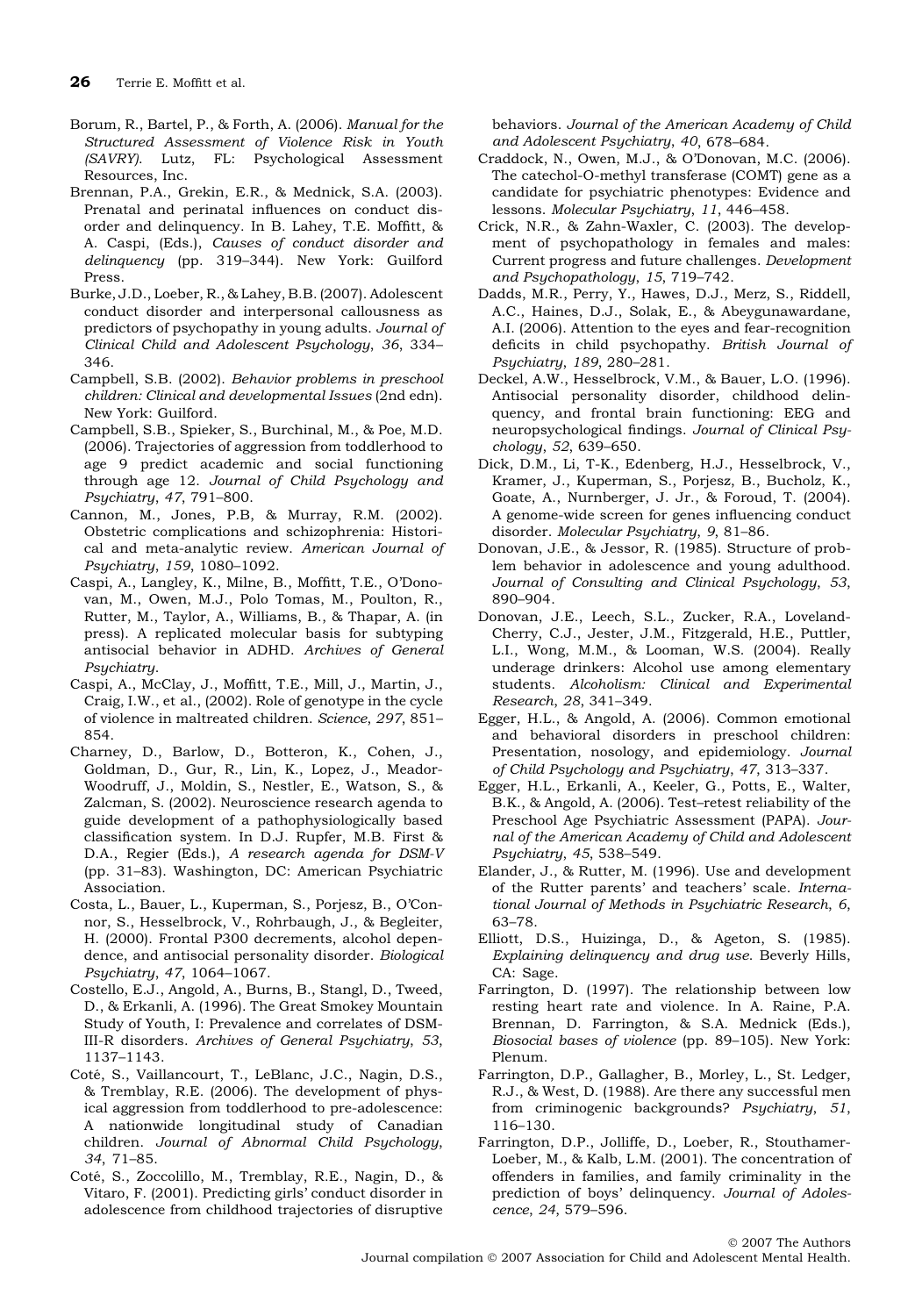Borum, R., Bartel, P., & Forth, A. (2006). *Manual for the Structured Assessment of Violence Risk in Youth (SAVRY).* Lutz, FL: Psychological Assessment Resources, Inc.

Brennan, P.A., Grekin, E.R., & Mednick, S.A. (2003). Prenatal and perinatal influences on conduct disorder and delinquency. In B. Lahey, T.E. Moffitt, & A. Caspi, (Eds.), *Causes of conduct disorder and delinquency* (pp. 319–344). New York: Guilford Press.

Burke, J.D., Loeber, R., & Lahey, B.B. (2007). Adolescent conduct disorder and interpersonal callousness as predictors of psychopathy in young adults. *Journal of Clinical Child and Adolescent Psychology*, *36*, 334–346.

Campbell, S.B. (2002). *Behavior problems in preschool children: Clinical and developmental Issues* (2nd edn). New York: Guilford.

Campbell, S.B., Spieker, S., Burchinal, M., & Poe, M.D. (2006). Trajectories of aggression from toddlerhood to age 9 predict academic and social functioning through age 12. *Journal of Child Psychology and Psychiatry*, *47*, 791–800.

Cannon, M., Jones, P.B, & Murray, R.M. (2002). Obstetric complications and schizophrenia: Historical and meta-analytic review. *American Journal of Psychiatry*, *159*, 1080–1092.

Caspi, A., Langley, K., Milne, B., Moffitt, T.E., O'Donovan, M., Owen, M.J., Polo Tomas, M., Poulton, R., Rutter, M., Taylor, A., Williams, B., & Thapar, A. (in press). A replicated molecular basis for subtyping antisocial behavior in ADHD. *Archives of General Psychiatry*.

Caspi, A., McClay, J., Moffitt, T.E., Mill, J., Martin, J., Craig, I.W., et al., (2002). Role of genotype in the cycle of violence in maltreated children. *Science*, *297*, 851–854.

Charney, D., Barlow, D., Botteron, K., Cohen, J., Goldman, D., Gur, R., Lin, K., Lopez, J., Meador-Woodruff, J., Moldin, S., Nestler, E., Watson, S., & Zalcman, S. (2002). Neuroscience research agenda to guide development of a pathophysiologically based classification system. In D.J. Rupfer, M.B. First & D.A., Regier (Eds.), *A research agenda for DSM-V* (pp. 31–83). Washington, DC: American Psychiatric Association.

Costa, L., Bauer, L., Kuperman, S., Porjesz, B., O'Connor, S., Hesselbrock, V., Rohrbaugh, J., & Begleiter, H. (2000). Frontal P300 decrements, alcohol dependence, and antisocial personality disorder. *Biological Psychiatry*, *47*, 1064–1067.

Costello, E.J., Angold, A., Burns, B., Stangl, D., Tweed, D., & Erkanli, A. (1996). The Great Smokey Mountain Study of Youth, I: Prevalence and correlates of DSM-III-R disorders. *Archives of General Psychiatry*, *53*, 1137–1143.

Coté, S., Vaillancourt, T., LeBlanc, J.C., Nagin, D.S., & Tremblay, R.E. (2006). The development of physical aggression from toddlerhood to pre-adolescence: A nationwide longitudinal study of Canadian children. *Journal of Abnormal Child Psychology*, *34*, 71–85.

Coté, S., Zoccolillo, M., Tremblay, R.E., Nagin, D., & Vitaro, F. (2001). Predicting girls' conduct disorder in adolescence from childhood trajectories of disruptive behaviors. *Journal of the American Academy of Child and Adolescent Psychiatry*, *40*, 678–684.

Craddock, N., Owen, M.J., & O'Donovan, M.C. (2006). The catechol-O-methyl transferase (COMT) gene as a candidate for psychiatric phenotypes: Evidence and lessons. *Molecular Psychiatry*, *11*, 446–458.

Crick, N.R., & Zahn-Waxler, C. (2003). The development of psychopathology in females and males: Current progress and future challenges. *Development and Psychopathology*, *15*, 719–742.

Dadds, M.R., Perry, Y., Hawes, D.J., Merz, S., Riddell, A.C., Haines, D.J., Solak, E., & Abeygunawardane, A.I. (2006). Attention to the eyes and fear-recognition deficits in child psychopathy. *British Journal of Psychiatry*, *189*, 280–281.

Deckel, A.W., Hesselbrock, V.M., & Bauer, L.O. (1996). Antisocial personality disorder, childhood delinquency, and frontal brain functioning: EEG and neuropsychological findings. *Journal of Clinical Psychology*, *52*, 639–650.

Dick, D.M., Li, T-K., Edenberg, H.J., Hesselbrock, V., Kramer, J., Kuperman, S., Porjesz, B., Bucholz, K., Goate, A., Nurnberger, J. Jr., & Foroud, T. (2004). A genome-wide screen for genes influencing conduct disorder. *Molecular Psychiatry*, *9*, 81–86.

Donovan, J.E., & Jessor, R. (1985). Structure of problem behavior in adolescence and young adulthood. *Journal of Consulting and Clinical Psychology*, *53*, 890–904.

Donovan, J.E., Leech, S.L., Zucker, R.A., Loveland-Cherry, C.J., Jester, J.M., Fitzgerald, H.E., Puttler, L.I., Wong, M.M., & Looman, W.S. (2004). Really underage drinkers: Alcohol use among elementary students. *Alcoholism: Clinical and Experimental Research*, *28*, 341–349.

Egger, H.L., & Angold, A. (2006). Common emotional and behavioral disorders in preschool children: Presentation, nosology, and epidemiology. *Journal of Child Psychology and Psychiatry*, *47*, 313–337.

Egger, H.L., Erkanli, A., Keeler, G., Potts, E., Walter, B.K., & Angold, A. (2006). Test–retest reliability of the Preschool Age Psychiatric Assessment (PAPA). *Journal of the American Academy of Child and Adolescent Psychiatry*, *45*, 538–549.

Elander, J., & Rutter, M. (1996). Use and development of the Rutter parents' and teachers' scale. *International Journal of Methods in Psychiatric Research*, *6*, 63–78.

Elliott, D.S., Huizinga, D., & Ageton, S. (1985). *Explaining delinquency and drug use*. Beverly Hills, CA: Sage.

Farrington, D. (1997). The relationship between low resting heart rate and violence. In A. Raine, P.A. Brennan, D. Farrington, & S.A. Mednick (Eds.), *Biosocial bases of violence* (pp. 89–105). New York: Plenum.

Farrington, D.P., Gallagher, B., Morley, L., St. Ledger, R.J., & West, D. (1988). Are there any successful men from criminogenic backgrounds? *Psychiatry*, *51*, 116–130.

Farrington, D.P., Jolliffe, D., Loeber, R., Stouthamer-Loeber, M., & Kalb, L.M. (2001). The concentration of offenders in families, and family criminality in the prediction of boys' delinquency. *Journal of Adolescence*, *24*, 579–596.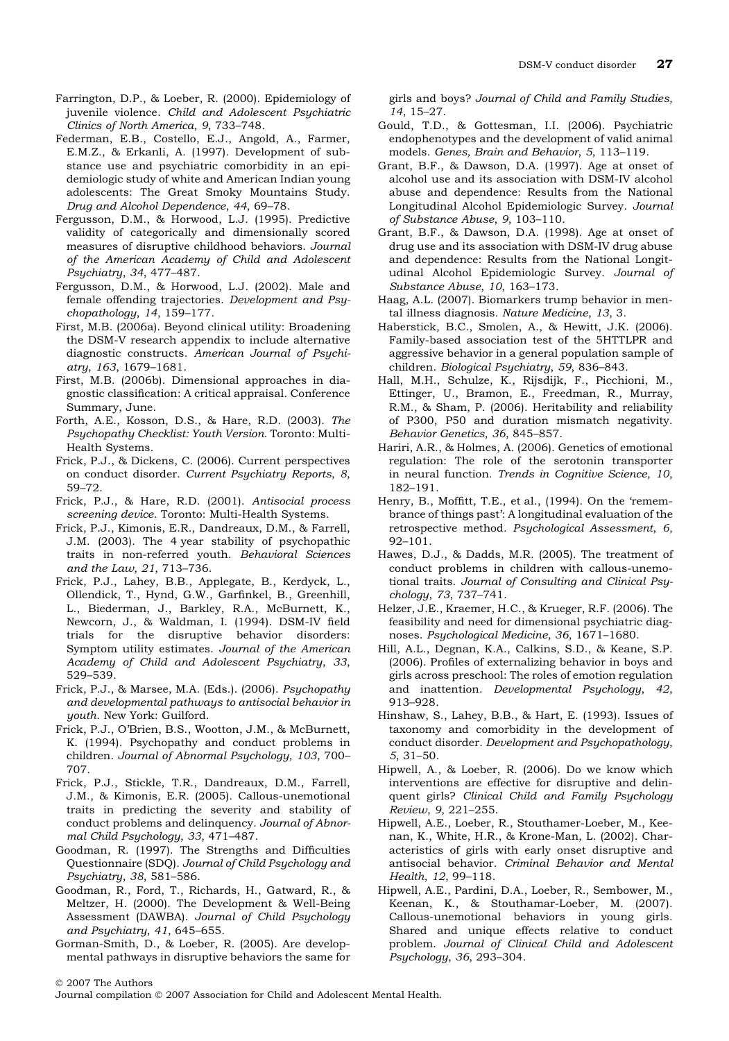Farrington, D.P., & Loeber, R. (2000). Epidemiology of juvenile violence. *Child and Adolescent Psychiatric Clinics of North America*, *9*, 733–748.

Federman, E.B., Costello, E.J., Angold, A., Farmer, E.M.Z., & Erkanli, A. (1997). Development of substance use and psychiatric comorbidity in an epidemiologic study of white and American Indian young adolescents: The Great Smoky Mountains Study. *Drug and Alcohol Dependence*, *44*, 69–78.

Fergusson, D.M., & Horwood, L.J. (1995). Predictive validity of categorically and dimensionally scored measures of disruptive childhood behaviors. *Journal of the American Academy of Child and Adolescent Psychiatry*, *34*, 477–487.

Fergusson, D.M., & Horwood, L.J. (2002). Male and female offending trajectories. *Development and Psychopathology*, *14*, 159–177.

First, M.B. (2006a). Beyond clinical utility: Broadening the DSM-V research appendix to include alternative diagnostic constructs. *American Journal of Psychiatry*, *163*, 1679–1681.

First, M.B. (2006b). Dimensional approaches in diagnostic classification: A critical appraisal. Conference Summary, June.

Forth, A.E., Kosson, D.S., & Hare, R.D. (2003). *The Psychopathy Checklist: Youth Version*. Toronto: Multi-Health Systems.

Frick, P.J., & Dickens, C. (2006). Current perspectives on conduct disorder. *Current Psychiatry Reports*, *8*, 59–72.

Frick, P.J., & Hare, R.D. (2001). *Antisocial process screening device*. Toronto: Multi-Health Systems.

Frick, P.J., Kimonis, E.R., Dandreaux, D.M., & Farrell, J.M. (2003). The 4 year stability of psychopathic traits in non-referred youth. *Behavioral Sciences and the Law*, *21*, 713–736.

Frick, P.J., Lahey, B.B., Applegate, B., Kerdyck, L., Ollendick, T., Hynd, G.W., Garfinkel, B., Greenhill, L., Biederman, J., Barkley, R.A., McBurnett, K., Newcorn, J., & Waldman, I. (1994). DSM-IV field trials for the disruptive behavior disorders: Symptom utility estimates. *Journal of the American Academy of Child and Adolescent Psychiatry*, *33*, 529–539.

Frick, P.J., & Marsee, M.A. (Eds.). (2006). *Psychopathy and developmental pathways to antisocial behavior in youth*. New York: Guilford.

Frick, P.J., O'Brien, B.S., Wootton, J.M., & McBurnett, K. (1994). Psychopathy and conduct problems in children. *Journal of Abnormal Psychology*, *103*, 700–707.

Frick, P.J., Stickle, T.R., Dandreaux, D.M., Farrell, J.M., & Kimonis, E.R. (2005). Callous-unemotional traits in predicting the severity and stability of conduct problems and delinquency. *Journal of Abnormal Child Psychology*, *33*, 471–487.

Goodman, R. (1997). The Strengths and Difficulties Questionnaire (SDQ). *Journal of Child Psychology and Psychiatry*, *38*, 581–586.

Goodman, R., Ford, T., Richards, H., Gatward, R., & Meltzer, H. (2000). The Development & Well-Being Assessment (DAWBA). *Journal of Child Psychology and Psychiatry*, *41*, 645–655.

Gorman-Smith, D., & Loeber, R. (2005). Are developmental pathways in disruptive behaviors the same for girls and boys? *Journal of Child and Family Studies*, *14*, 15–27.

Gould, T.D., & Gottesman, I.I. (2006). Psychiatric endophenotypes and the development of valid animal models. *Genes, Brain and Behavior*, *5*, 113–119.

Grant, B.F., & Dawson, D.A. (1997). Age at onset of alcohol use and its association with DSM-IV alcohol abuse and dependence: Results from the National Longitudinal Alcohol Epidemiologic Survey. *Journal of Substance Abuse*, *9*, 103–110.

Grant, B.F., & Dawson, D.A. (1998). Age at onset of drug use and its association with DSM-IV drug abuse and dependence: Results from the National Longitudinal Alcohol Epidemiologic Survey. *Journal of Substance Abuse*, *10*, 163–173.

Haag, A.L. (2007). Biomarkers trump behavior in mental illness diagnosis. *Nature Medicine*, *13*, 3.

Haberstick, B.C., Smolen, A., & Hewitt, J.K. (2006). Family-based association test of the 5HTTLPR and aggressive behavior in a general population sample of children. *Biological Psychiatry*, *59*, 836–843.

Hall, M.H., Schulze, K., Rijsdijk, F., Picchioni, M., Ettinger, U., Bramon, E., Freedman, R., Murray, R.M., & Sham, P. (2006). Heritability and reliability of P300, P50 and duration mismatch negativity. *Behavior Genetics*, *36*, 845–857.

Hariri, A.R., & Holmes, A. (2006). Genetics of emotional regulation: The role of the serotonin transporter in neural function. *Trends in Cognitive Science*, *10*, 182–191.

Henry, B., Moffitt, T.E., et al., (1994). On the 'remembrance of things past': A longitudinal evaluation of the retrospective method. *Psychological Assessment*, *6*, 92–101.

Hawes, D.J., & Dadds, M.R. (2005). The treatment of conduct problems in children with callous-unemotional traits. *Journal of Consulting and Clinical Psychology*, *73*, 737–741.

Helzer, J.E., Kraemer, H.C., & Krueger, R.F. (2006). The feasibility and need for dimensional psychiatric diagnoses. *Psychological Medicine*, *36*, 1671–1680.

Hill, A.L., Degnan, K.A., Calkins, S.D., & Keane, S.P. (2006). Profiles of externalizing behavior in boys and girls across preschool: The roles of emotion regulation and inattention. *Developmental Psychology*, *42*, 913–928.

Hinshaw, S., Lahey, B.B., & Hart, E. (1993). Issues of taxonomy and comorbidity in the development of conduct disorder. *Development and Psychopathology*, *5*, 31–50.

Hipwell, A., & Loeber, R. (2006). Do we know which interventions are effective for disruptive and delinquent girls? *Clinical Child and Family Psychology Review*, *9*, 221–255.

Hipwell, A.E., Loeber, R., Stouthamer-Loeber, M., Keenan, K., White, H.R., & Krone-Man, L. (2002). Characteristics of girls with early onset disruptive and antisocial behavior. *Criminal Behavior and Mental Health*, *12*, 99–118.

Hipwell, A.E., Pardini, D.A., Loeber, R., Sembower, M., Keenan, K., & Stouthamar-Loeber, M. (2007). Callous-unemotional behaviors in young girls. Shared and unique effects relative to conduct problem. *Journal of Clinical Child and Adolescent Psychology*, *36*, 293–304.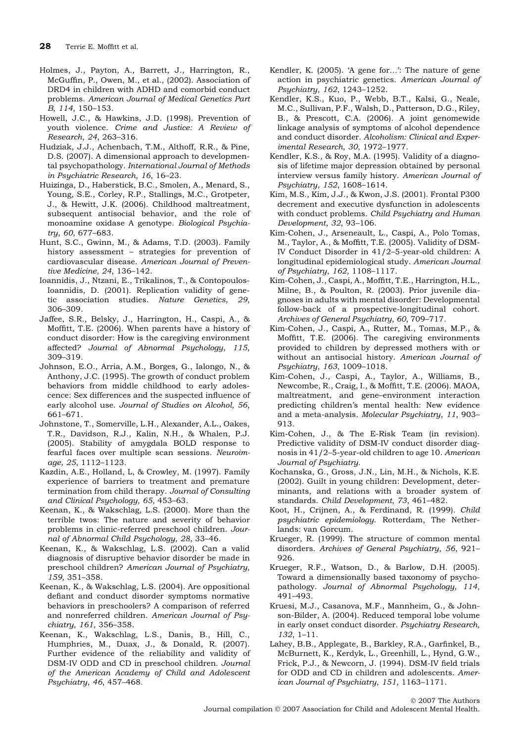Holmes, J., Payton, A., Barrett, J., Harrington, R., McGuffin, P., Owen, M., et al., (2002). Association of DRD4 in children with ADHD and comorbid conduct problems. *American Journal of Medical Genetics Part B*, *114*, 150–153.

Howell, J.C., & Hawkins, J.D. (1998). Prevention of youth violence. *Crime and Justice: A Review of Research*, *24*, 263–316.

Hudziak, J.J., Achenbach, T.M., Althoff, R.R., & Pine, D.S. (2007). A dimensional approach to developmental psychopathology. *International Journal of Methods in Psychiatric Research*, *16*, 16–23.

Huizinga, D., Haberstick, B.C., Smolen, A., Menard, S., Young, S.E., Corley, R.P., Stallings, M.C., Grotpeter, J., & Hewitt, J.K. (2006). Childhood maltreatment, subsequent antisocial behavior, and the role of monoamine oxidase A genotype. *Biological Psychiatry*, *60*, 677–683.

Hunt, S.C., Gwinn, M., & Adams, T.D. (2003). Family history assessment – strategies for prevention of cardiovascular disease. *American Journal of Preventive Medicine*, *24*, 136–142.

Ioannidis, J., Ntzani, E., Trikalinos, T., & Contopoulos-Ioannidis, D. (2001). Replication validity of genetic association studies. *Nature Genetics*, *29*, 306–309.

Jaffee, S.R., Belsky, J., Harrington, H., Caspi, A., & Moffitt, T.E. (2006). When parents have a history of conduct disorder: How is the caregiving environment affected? *Journal of Abnormal Psychology*, *115*, 309–319.

Johnson, E.O., Arria, A.M., Borges, G., Ialongo, N., & Anthony, J.C. (1995). The growth of conduct problem behaviors from middle childhood to early adolescence: Sex differences and the suspected influence of early alcohol use. *Journal of Studies on Alcohol*, *56*, 661–671.

Johnstone, T., Somerville, L.H., Alexander, A.L., Oakes, T.R., Davidson, R.J., Kalin, N.H., & Whalen, P.J. (2005). Stability of amygdala BOLD response to fearful faces over multiple scan sessions. *Neuroimage*, *25*, 1112–1123.

Kazdin, A.E., Holland, L, & Crowley, M. (1997). Family experience of barriers to treatment and premature termination from child therapy. *Journal of Consulting and Clinical Psychology*, *65*, 453–63.

Keenan, K., & Wakschlag, L.S. (2000). More than the terrible twos: The nature and severity of behavior problems in clinic-referred preschool children. *Journal of Abnormal Child Psychology*, *28*, 33–46.

Keenan, K., & Wakschlag, L.S. (2002). Can a valid diagnosis of disruptive behavior disorder be made in preschool children? *American Journal of Psychiatry*, *159*, 351–358.

Keenan, K., & Wakschlag, L.S. (2004). Are oppositional defiant and conduct disorder symptoms normative behaviors in preschoolers? A comparison of referred and nonreferred children. *American Journal of Psychiatry*, *161*, 356–358.

Keenan, K., Wakschlag, L.S., Danis, B., Hill, C., Humphries, M., Duax, J., & Donald, R. (2007). Further evidence of the reliability and validity of DSM-IV ODD and CD in preschool children. *Journal of the American Academy of Child and Adolescent Psychiatry*, *46*, 457–468.

Kendler, K. (2005). 'A gene for…': The nature of gene action in psychiatric genetics. *American Journal of Psychiatry*, *162*, 1243–1252.

Kendler, K.S., Kuo, P., Webb, B.T., Kalsi, G., Neale, M.C., Sullivan, P.F., Walsh, D., Patterson, D.G., Riley, B., & Prescott, C.A. (2006). A joint genomewide linkage analysis of symptoms of alcohol dependence and conduct disorder. *Alcoholism: Clinical and Experimental Research*, *30*, 1972–1977.

Kendler, K.S., & Roy, M.A. (1995). Validity of a diagnosis of lifetime major depression obtained by personal interview versus family history. *American Journal of Psychiatry*, *152*, 1608–1614.

Kim, M.S., Kim, J.J., & Kwon, J.S. (2001). Frontal P300 decrement and executive dysfunction in adolescents with conduct problems. *Child Psychiatry and Human Development*, *32*, 93–106.

Kim-Cohen, J., Arseneault, L., Caspi, A., Polo Tomas, M., Taylor, A., & Moffitt, T.E. (2005). Validity of DSM-IV Conduct Disorder in 41/2–5-year-old children: A longitudinal epidemiological study. *American Journal of Psychiatry*, *162*, 1108–1117.

Kim-Cohen, J., Caspi, A., Moffitt, T.E., Harrington, H.L., Milne, B., & Poulton, R. (2003). Prior juvenile diagnoses in adults with mental disorder: Developmental follow-back of a prospective-longitudinal cohort. *Archives of General Psychiatry*, *60*, 709–717.

Kim-Cohen, J., Caspi, A., Rutter, M., Tomas, M.P., & Moffitt, T.E. (2006). The caregiving environments provided to children by depressed mothers with or without an antisocial history. *American Journal of Psychiatry*, *163*, 1009–1018.

Kim-Cohen, J., Caspi, A., Taylor, A., Williams, B., Newcombe, R., Craig, I., & Moffitt, T.E. (2006). MAOA, maltreatment, and gene–environment interaction predicting children's mental health: New evidence and a meta-analysis. *Molecular Psychiatry*, *11*, 903–913.

Kim-Cohen, J., & The E-Risk Team (in revision). Predictive validity of DSM-IV conduct disorder diagnosis in 41/2–5-year-old children to age 10. *American Journal of Psychiatry*.

Kochanska, G., Gross, J.N., Lin, M.H., & Nichols, K.E. (2002). Guilt in young children: Development, determinants, and relations with a broader system of standards. *Child Development*, *73*, 461–482.

Koot, H., Crijnen, A., & Ferdinand, R. (1999). *Child psychiatric epidemiology*. Rotterdam, The Netherlands: van Gorcum.

Krueger, R. (1999). The structure of common mental disorders. *Archives of General Psychiatry*, *56*, 921–926.

Krueger, R.F., Watson, D., & Barlow, D.H. (2005). Toward a dimensionally based taxonomy of psychopathology. *Journal of Abnormal Psychology*, *114*, 491–493.

Kruesi, M.J., Casanova, M.F., Mannheim, G., & Johnson-Bilder, A. (2004). Reduced temporal lobe volume in early onset conduct disorder. *Psychiatry Research*, *132*, 1–11.

Lahey, B.B., Applegate, B., Barkley, R.A., Garfinkel, B., McBurnett, K., Kerdyk, L., Greenhill, L., Hynd, G.W., Frick, P.J., & Newcorn, J. (1994). DSM-IV field trials for ODD and CD in children and adolescents. *American Journal of Psychiatry*, *151*, 1163–1171.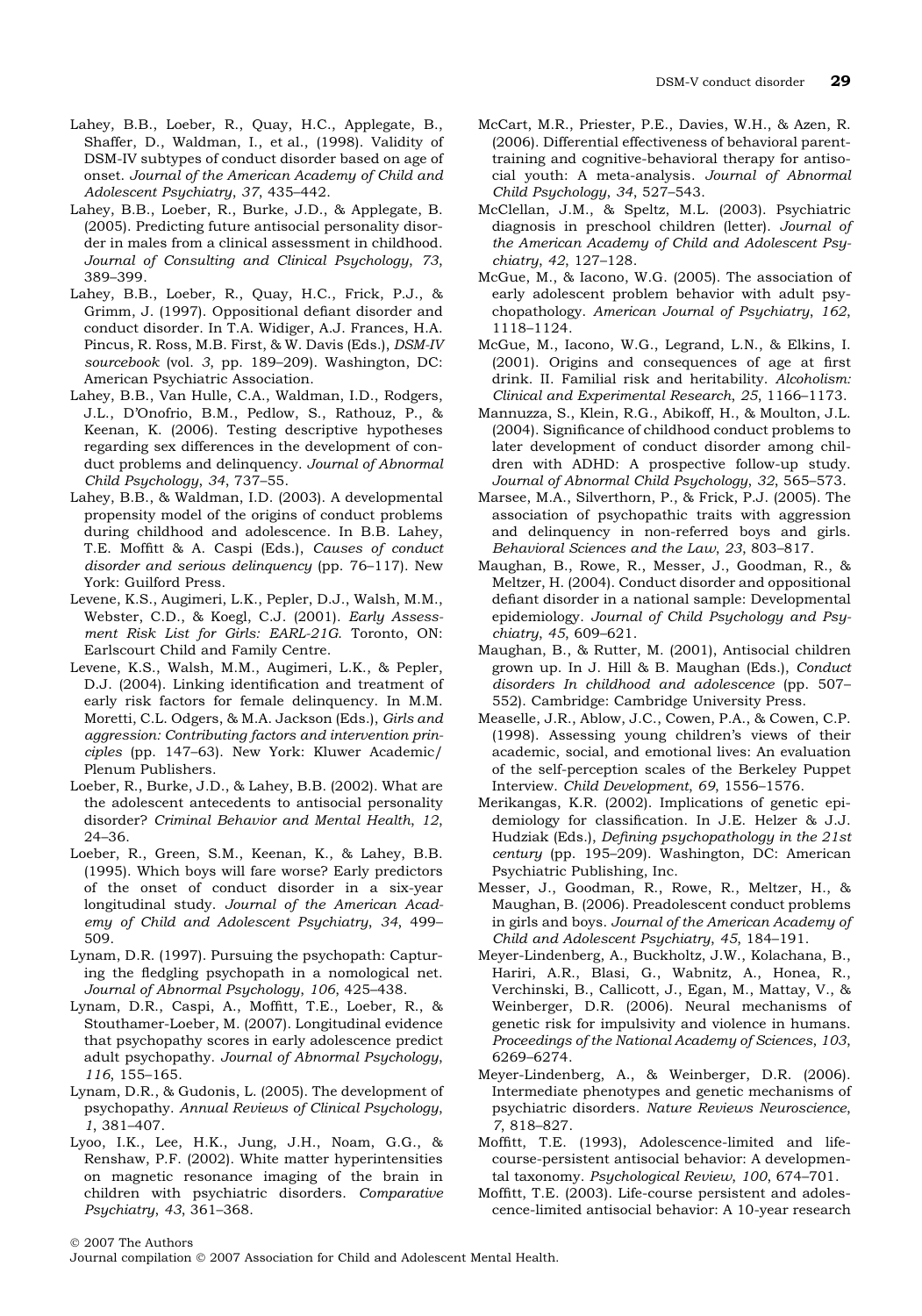Lahey, B.B., Loeber, R., Quay, H.C., Applegate, B., Shaffer, D., Waldman, I., et al., (1998). Validity of DSM-IV subtypes of conduct disorder based on age of onset. *Journal of the American Academy of Child and Adolescent Psychiatry*, *37*, 435–442.

Lahey, B.B., Loeber, R., Burke, J.D., & Applegate, B. (2005). Predicting future antisocial personality disorder in males from a clinical assessment in childhood. *Journal of Consulting and Clinical Psychology*, *73*, 389–399.

Lahey, B.B., Loeber, R., Quay, H.C., Frick, P.J., & Grimm, J. (1997). Oppositional defiant disorder and conduct disorder. In T.A. Widiger, A.J. Frances, H.A. Pincus, R. Ross, M.B. First, & W. Davis (Eds.), *DSM-IV sourcebook* (vol. *3*, pp. 189–209). Washington, DC: American Psychiatric Association.

Lahey, B.B., Van Hulle, C.A., Waldman, I.D., Rodgers, J.L., D'Onofrio, B.M., Pedlow, S., Rathouz, P., & Keenan, K. (2006). Testing descriptive hypotheses regarding sex differences in the development of conduct problems and delinquency. *Journal of Abnormal Child Psychology*, *34*, 737–55.

Lahey, B.B., & Waldman, I.D. (2003). A developmental propensity model of the origins of conduct problems during childhood and adolescence. In B.B. Lahey, T.E. Moffitt & A. Caspi (Eds.), *Causes of conduct disorder and serious delinquency* (pp. 76–117). New York: Guilford Press.

Levene, K.S., Augimeri, L.K., Pepler, D.J., Walsh, M.M., Webster, C.D., & Koegl, C.J. (2001). *Early Assessment Risk List for Girls: EARL-21G*. Toronto, ON: Earlscourt Child and Family Centre.

Levene, K.S., Walsh, M.M., Augimeri, L.K., & Pepler, D.J. (2004). Linking identification and treatment of early risk factors for female delinquency. In M.M. Moretti, C.L. Odgers, & M.A. Jackson (Eds.), *Girls and aggression: Contributing factors and intervention principles* (pp. 147–63). New York: Kluwer Academic/ Plenum Publishers.

Loeber, R., Burke, J.D., & Lahey, B.B. (2002). What are the adolescent antecedents to antisocial personality disorder? *Criminal Behavior and Mental Health*, *12*, 24–36.

Loeber, R., Green, S.M., Keenan, K., & Lahey, B.B. (1995). Which boys will fare worse? Early predictors of the onset of conduct disorder in a six-year longitudinal study. *Journal of the American Academy of Child and Adolescent Psychiatry*, *34*, 499–509.

Lynam, D.R. (1997). Pursuing the psychopath: Capturing the fledgling psychopath in a nomological net. *Journal of Abnormal Psychology*, *106*, 425–438.

Lynam, D.R., Caspi, A., Moffitt, T.E., Loeber, R., & Stouthamer-Loeber, M. (2007). Longitudinal evidence that psychopathy scores in early adolescence predict adult psychopathy. *Journal of Abnormal Psychology*, *116*, 155–165.

Lynam, D.R., & Gudonis, L. (2005). The development of psychopathy. *Annual Reviews of Clinical Psychology*, *1*, 381–407.

Lyoo, I.K., Lee, H.K., Jung, J.H., Noam, G.G., & Renshaw, P.F. (2002). White matter hyperintensities on magnetic resonance imaging of the brain in children with psychiatric disorders. *Comparative Psychiatry*, *43*, 361–368.

McCart, M.R., Priester, P.E., Davies, W.H., & Azen, R. (2006). Differential effectiveness of behavioral parent-training and cognitive-behavioral therapy for antisocial youth: A meta-analysis. *Journal of Abnormal Child Psychology*, *34*, 527–543.

McClellan, J.M., & Speltz, M.L. (2003). Psychiatric diagnosis in preschool children (letter). *Journal of the American Academy of Child and Adolescent Psychiatry*, *42*, 127–128.

McGue, M., & Iacono, W.G. (2005). The association of early adolescent problem behavior with adult psychopathology. *American Journal of Psychiatry*, *162*, 1118–1124.

McGue, M., Iacono, W.G., Legrand, L.N., & Elkins, I. (2001). Origins and consequences of age at first drink. II. Familial risk and heritability. *Alcoholism: Clinical and Experimental Research*, *25*, 1166–1173.

Mannuzza, S., Klein, R.G., Abikoff, H., & Moulton, J.L. (2004). Significance of childhood conduct problems to later development of conduct disorder among children with ADHD: A prospective follow-up study. *Journal of Abnormal Child Psychology*, *32*, 565–573.

Marsee, M.A., Silverthorn, P., & Frick, P.J. (2005). The association of psychopathic traits with aggression and delinquency in non-referred boys and girls. *Behavioral Sciences and the Law*, *23*, 803–817.

Maughan, B., Rowe, R., Messer, J., Goodman, R., & Meltzer, H. (2004). Conduct disorder and oppositional defiant disorder in a national sample: Developmental epidemiology. *Journal of Child Psychology and Psychiatry*, *45*, 609–621.

Maughan, B., & Rutter, M. (2001), Antisocial children grown up. In J. Hill & B. Maughan (Eds.), *Conduct disorders In childhood and adolescence* (pp. 507–552). Cambridge: Cambridge University Press.

Measelle, J.R., Ablow, J.C., Cowen, P.A., & Cowen, C.P. (1998). Assessing young children's views of their academic, social, and emotional lives: An evaluation of the self-perception scales of the Berkeley Puppet Interview. *Child Development*, *69*, 1556–1576.

Merikangas, K.R. (2002). Implications of genetic epidemiology for classification. In J.E. Helzer & J.J. Hudziak (Eds.), *Defining psychopathology in the 21st century* (pp. 195–209). Washington, DC: American Psychiatric Publishing, Inc.

Messer, J., Goodman, R., Rowe, R., Meltzer, H., & Maughan, B. (2006). Preadolescent conduct problems in girls and boys. *Journal of the American Academy of Child and Adolescent Psychiatry*, *45*, 184–191.

Meyer-Lindenberg, A., Buckholtz, J.W., Kolachana, B., Hariri, A.R., Blasi, G., Wabnitz, A., Honea, R., Verchinski, B., Callicott, J., Egan, M., Mattay, V., & Weinberger, D.R. (2006). Neural mechanisms of genetic risk for impulsivity and violence in humans. *Proceedings of the National Academy of Sciences*, *103*, 6269–6274.

Meyer-Lindenberg, A., & Weinberger, D.R. (2006). Intermediate phenotypes and genetic mechanisms of psychiatric disorders. *Nature Reviews Neuroscience*, *7*, 818–827.

Moffitt, T.E. (1993), Adolescence-limited and life-course-persistent antisocial behavior: A developmental taxonomy. *Psychological Review*, *100*, 674–701.

Moffitt, T.E. (2003). Life-course persistent and adolescence-limited antisocial behavior: A 10-year research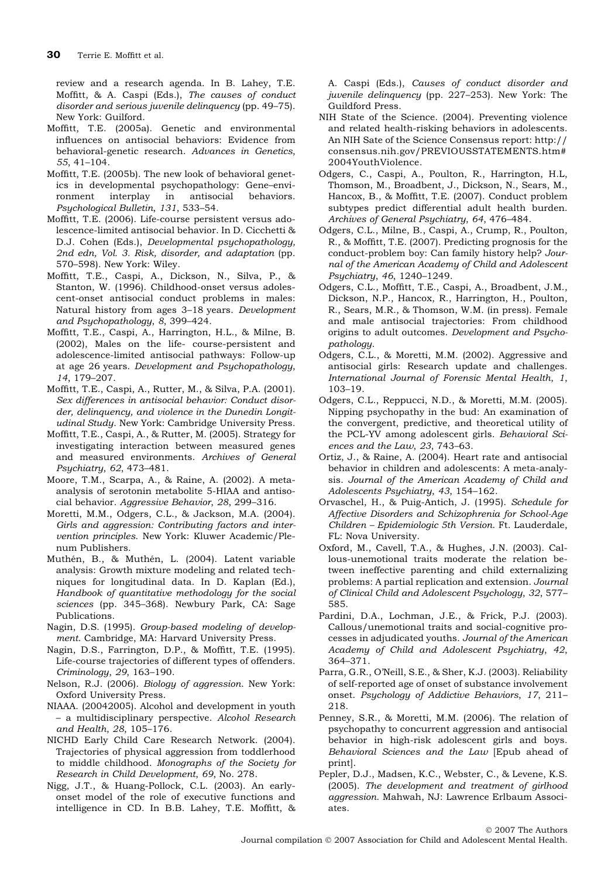review and a research agenda. In B. Lahey, T.E. Moffitt, & A. Caspi (Eds.), *The causes of conduct disorder and serious juvenile delinquency* (pp. 49–75). New York: Guilford.

Moffitt, T.E. (2005a). Genetic and environmental influences on antisocial behaviors: Evidence from behavioral-genetic research. *Advances in Genetics*, *55*, 41–104.

Moffitt, T.E. (2005b). The new look of behavioral genetics in developmental psychopathology: Gene–environment interplay in antisocial behaviors. *Psychological Bulletin*, *131*, 533–54.

Moffitt, T.E. (2006). Life-course persistent versus adolescence-limited antisocial behavior. In D. Cicchetti & D.J. Cohen (Eds.), *Developmental psychopathology, 2nd edn, Vol. 3. Risk, disorder, and adaptation* (pp. 570–598). New York: Wiley.

Moffitt, T.E., Caspi, A., Dickson, N., Silva, P., & Stanton, W. (1996). Childhood-onset versus adolescent-onset antisocial conduct problems in males: Natural history from ages 3–18 years. *Development and Psychopathology*, *8*, 399–424.

Moffitt, T.E., Caspi, A., Harrington, H.L., & Milne, B. (2002), Males on the life- course-persistent and adolescence-limited antisocial pathways: Follow-up at age 26 years. *Development and Psychopathology*, *14*, 179–207.

Moffitt, T.E., Caspi, A., Rutter, M., & Silva, P.A. (2001). *Sex differences in antisocial behavior: Conduct disorder, delinquency, and violence in the Dunedin Longitudinal Study*. New York: Cambridge University Press.

Moffitt, T.E., Caspi, A., & Rutter, M. (2005). Strategy for investigating interaction between measured genes and measured environments. *Archives of General Psychiatry*, *62*, 473–481.

Moore, T.M., Scarpa, A., & Raine, A. (2002). A meta-analysis of serotonin metabolite 5-HIAA and antisocial behavior. *Aggressive Behavior*, *28*, 299–316.

Moretti, M.M., Odgers, C.L., & Jackson, M.A. (2004). *Girls and aggression: Contributing factors and intervention principles*. New York: Kluwer Academic/Plenum Publishers.

Muthén, B., & Muthén, L. (2004). Latent variable analysis: Growth mixture modeling and related techniques for longitudinal data. In D. Kaplan (Ed.), *Handbook of quantitative methodology for the social sciences* (pp. 345–368). Newbury Park, CA: Sage Publications.

Nagin, D.S. (1995). *Group-based modeling of development*. Cambridge, MA: Harvard University Press.

Nagin, D.S., Farrington, D.P., & Moffitt, T.E. (1995). Life-course trajectories of different types of offenders. *Criminology*, *29*, 163–190.

Nelson, R.J. (2006). *Biology of aggression*. New York: Oxford University Press.

NIAAA. (20042005). Alcohol and development in youth – a multidisciplinary perspective. *Alcohol Research and Health*, *28*, 105–176.

NICHD Early Child Care Research Network. (2004). Trajectories of physical aggression from toddlerhood to middle childhood. *Monographs of the Society for Research in Child Development*, *69*, No. 278.

Nigg, J.T., & Huang-Pollock, C.L. (2003). An early-onset model of the role of executive functions and intelligence in CD. In B.B. Lahey, T.E. Moffitt, & A. Caspi (Eds.), *Causes of conduct disorder and juvenile delinquency* (pp. 227–253). New York: The Guildford Press.

NIH State of the Science. (2004). Preventing violence and related health-risking behaviors in adolescents. An NIH Sate of the Science Consensus report: http://consensus.nih.gov/PREVIOUSSTATEMENTS.htm#2004YouthViolence.

Odgers, C., Caspi, A., Poulton, R., Harrington, H.L, Thomson, M., Broadbent, J., Dickson, N., Sears, M., Hancox, B., & Moffitt, T.E. (2007). Conduct problem subtypes predict differential adult health burden. *Archives of General Psychiatry*, *64*, 476–484.

Odgers, C.L., Milne, B., Caspi, A., Crump, R., Poulton, R., & Moffitt, T.E. (2007). Predicting prognosis for the conduct-problem boy: Can family history help? *Journal of the American Academy of Child and Adolescent Psychiatry*, *46*, 1240–1249.

Odgers, C.L., Moffitt, T.E., Caspi, A., Broadbent, J.M., Dickson, N.P., Hancox, R., Harrington, H., Poulton, R., Sears, M.R., & Thomson, W.M. (in press). Female and male antisocial trajectories: From childhood origins to adult outcomes. *Development and Psychopathology*.

Odgers, C.L., & Moretti, M.M. (2002). Aggressive and antisocial girls: Research update and challenges. *International Journal of Forensic Mental Health*, *1*, 103–19.

Odgers, C.L., Reppucci, N.D., & Moretti, M.M. (2005). Nipping psychopathy in the bud: An examination of the convergent, predictive, and theoretical utility of the PCL-YV among adolescent girls. *Behavioral Sciences and the Law*, *23*, 743–63.

Ortiz, J., & Raine, A. (2004). Heart rate and antisocial behavior in children and adolescents: A meta-analysis. *Journal of the American Academy of Child and Adolescents Psychiatry*, *43*, 154–162.

Orvaschel, H., & Puig-Antich, J. (1995). *Schedule for Affective Disorders and Schizophrenia for School-Age Children – Epidemiologic 5th Version*. Ft. Lauderdale, FL: Nova University.

Oxford, M., Cavell, T.A., & Hughes, J.N. (2003). Callous-unemotional traits moderate the relation between ineffective parenting and child externalizing problems: A partial replication and extension. *Journal of Clinical Child and Adolescent Psychology*, *32*, 577–585.

Pardini, D.A., Lochman, J.E., & Frick, P.J. (2003). Callous/unemotional traits and social-cognitive processes in adjudicated youths. *Journal of the American Academy of Child and Adolescent Psychiatry*, *42*, 364–371.

Parra, G.R., O'Neill, S.E., & Sher, K.J. (2003). Reliability of self-reported age of onset of substance involvement onset. *Psychology of Addictive Behaviors*, *17*, 211–218.

Penney, S.R., & Moretti, M.M. (2006). The relation of psychopathy to concurrent aggression and antisocial behavior in high-risk adolescent girls and boys. *Behavioral Sciences and the Law* [Epub ahead of print].

Pepler, D.J., Madsen, K.C., Webster, C., & Levene, K.S. (2005). *The development and treatment of girlhood aggression*. Mahwah, NJ: Lawrence Erlbaum Associates.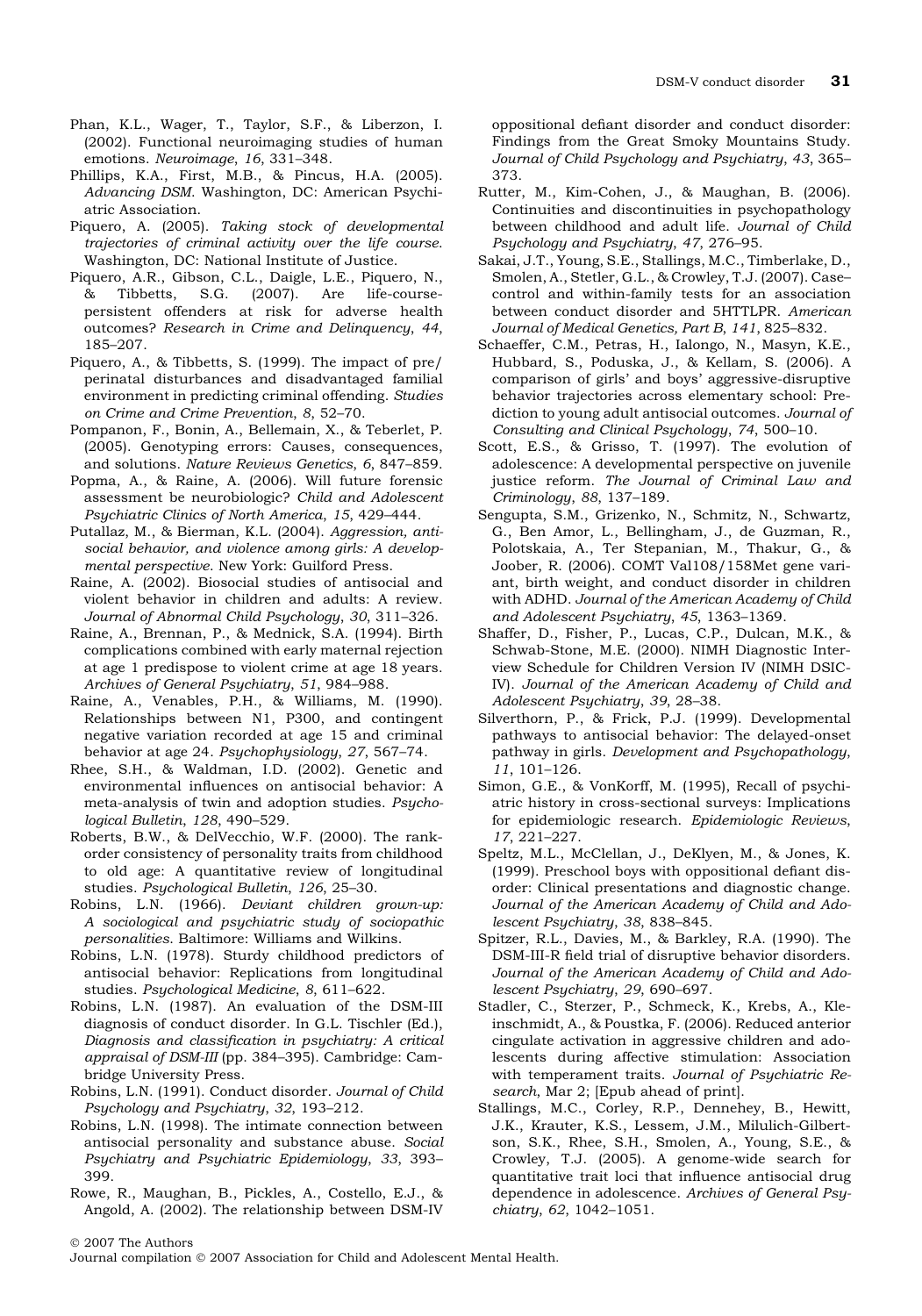Phan, K.L., Wager, T., Taylor, S.F., & Liberzon, I. (2002). Functional neuroimaging studies of human emotions. *Neuroimage*, *16*, 331–348.

Phillips, K.A., First, M.B., & Pincus, H.A. (2005). *Advancing DSM*. Washington, DC: American Psychiatric Association.

Piquero, A. (2005). *Taking stock of developmental trajectories of criminal activity over the life course*. Washington, DC: National Institute of Justice.

Piquero, A.R., Gibson, C.L., Daigle, L.E., Piquero, N., & Tibbetts, S.G. (2007). Are life-course-persistent offenders at risk for adverse health outcomes? *Research in Crime and Delinquency*, *44*, 185–207.

Piquero, A., & Tibbetts, S. (1999). The impact of pre/perinatal disturbances and disadvantaged familial environment in predicting criminal offending. *Studies on Crime and Crime Prevention*, *8*, 52–70.

Pompanon, F., Bonin, A., Bellemain, X., & Teberlet, P. (2005). Genotyping errors: Causes, consequences, and solutions. *Nature Reviews Genetics*, *6*, 847–859.

Popma, A., & Raine, A. (2006). Will future forensic assessment be neurobiologic? *Child and Adolescent Psychiatric Clinics of North America*, *15*, 429–444.

Putallaz, M., & Bierman, K.L. (2004). *Aggression, antisocial behavior, and violence among girls: A developmental perspective*. New York: Guilford Press.

Raine, A. (2002). Biosocial studies of antisocial and violent behavior in children and adults: A review. *Journal of Abnormal Child Psychology*, *30*, 311–326.

Raine, A., Brennan, P., & Mednick, S.A. (1994). Birth complications combined with early maternal rejection at age 1 predispose to violent crime at age 18 years. *Archives of General Psychiatry*, *51*, 984–988.

Raine, A., Venables, P.H., & Williams, M. (1990). Relationships between N1, P300, and contingent negative variation recorded at age 15 and criminal behavior at age 24. *Psychophysiology*, *27*, 567–74.

Rhee, S.H., & Waldman, I.D. (2002). Genetic and environmental influences on antisocial behavior: A meta-analysis of twin and adoption studies. *Psychological Bulletin*, *128*, 490–529.

Roberts, B.W., & DelVecchio, W.F. (2000). The rank-order consistency of personality traits from childhood to old age: A quantitative review of longitudinal studies. *Psychological Bulletin*, *126*, 25–30.

Robins, L.N. (1966). *Deviant children grown-up: A sociological and psychiatric study of sociopathic personalities*. Baltimore: Williams and Wilkins.

Robins, L.N. (1978). Sturdy childhood predictors of antisocial behavior: Replications from longitudinal studies. *Psychological Medicine*, *8*, 611–622.

Robins, L.N. (1987). An evaluation of the DSM-III diagnosis of conduct disorder. In G.L. Tischler (Ed.), *Diagnosis and classification in psychiatry: A critical appraisal of DSM-III* (pp. 384–395). Cambridge: Cambridge University Press.

Robins, L.N. (1991). Conduct disorder. *Journal of Child Psychology and Psychiatry*, *32*, 193–212.

Robins, L.N. (1998). The intimate connection between antisocial personality and substance abuse. *Social Psychiatry and Psychiatric Epidemiology*, *33*, 393–399.

Rowe, R., Maughan, B., Pickles, A., Costello, E.J., & Angold, A. (2002). The relationship between DSM-IV oppositional defiant disorder and conduct disorder: Findings from the Great Smoky Mountains Study. *Journal of Child Psychology and Psychiatry*, *43*, 365–373.

Rutter, M., Kim-Cohen, J., & Maughan, B. (2006). Continuities and discontinuities in psychopathology between childhood and adult life. *Journal of Child Psychology and Psychiatry*, *47*, 276–95.

Sakai, J.T., Young, S.E., Stallings, M.C., Timberlake, D., Smolen, A., Stetler, G.L., & Crowley, T.J. (2007). Case–control and within-family tests for an association between conduct disorder and 5HTTLPR. *American Journal of Medical Genetics, Part B*, *141*, 825–832.

Schaeffer, C.M., Petras, H., Ialongo, N., Masyn, K.E., Hubbard, S., Poduska, J., & Kellam, S. (2006). A comparison of girls' and boys' aggressive-disruptive behavior trajectories across elementary school: Prediction to young adult antisocial outcomes. *Journal of Consulting and Clinical Psychology*, *74*, 500–10.

Scott, E.S., & Grisso, T. (1997). The evolution of adolescence: A developmental perspective on juvenile justice reform. *The Journal of Criminal Law and Criminology*, *88*, 137–189.

Sengupta, S.M., Grizenko, N., Schmitz, N., Schwartz, G., Ben Amor, L., Bellingham, J., de Guzman, R., Polotskaia, A., Ter Stepanian, M., Thakur, G., & Joober, R. (2006). COMT Val108/158Met gene variant, birth weight, and conduct disorder in children with ADHD. *Journal of the American Academy of Child and Adolescent Psychiatry*, *45*, 1363–1369.

Shaffer, D., Fisher, P., Lucas, C.P., Dulcan, M.K., & Schwab-Stone, M.E. (2000). NIMH Diagnostic Interview Schedule for Children Version IV (NIMH DSIC-IV). *Journal of the American Academy of Child and Adolescent Psychiatry*, *39*, 28–38.

Silverthorn, P., & Frick, P.J. (1999). Developmental pathways to antisocial behavior: The delayed-onset pathway in girls. *Development and Psychopathology*, *11*, 101–126.

Simon, G.E., & VonKorff, M. (1995), Recall of psychiatric history in cross-sectional surveys: Implications for epidemiologic research. *Epidemiologic Reviews*, *17*, 221–227.

Speltz, M.L., McClellan, J., DeKlyen, M., & Jones, K. (1999). Preschool boys with oppositional defiant disorder: Clinical presentations and diagnostic change. *Journal of the American Academy of Child and Adolescent Psychiatry*, *38*, 838–845.

Spitzer, R.L., Davies, M., & Barkley, R.A. (1990). The DSM-III-R field trial of disruptive behavior disorders. *Journal of the American Academy of Child and Adolescent Psychiatry*, *29*, 690–697.

Stadler, C., Sterzer, P., Schmeck, K., Krebs, A., Kleinschmidt, A., & Poustka, F. (2006). Reduced anterior cingulate activation in aggressive children and adolescents during affective stimulation: Association with temperament traits. *Journal of Psychiatric Research*, Mar 2; [Epub ahead of print].

Stallings, M.C., Corley, R.P., Dennehey, B., Hewitt, J.K., Krauter, K.S., Lessem, J.M., Milulich-Gilbertson, S.K., Rhee, S.H., Smolen, A., Young, S.E., & Crowley, T.J. (2005). A genome-wide search for quantitative trait loci that influence antisocial drug dependence in adolescence. *Archives of General Psychiatry*, *62*, 1042–1051.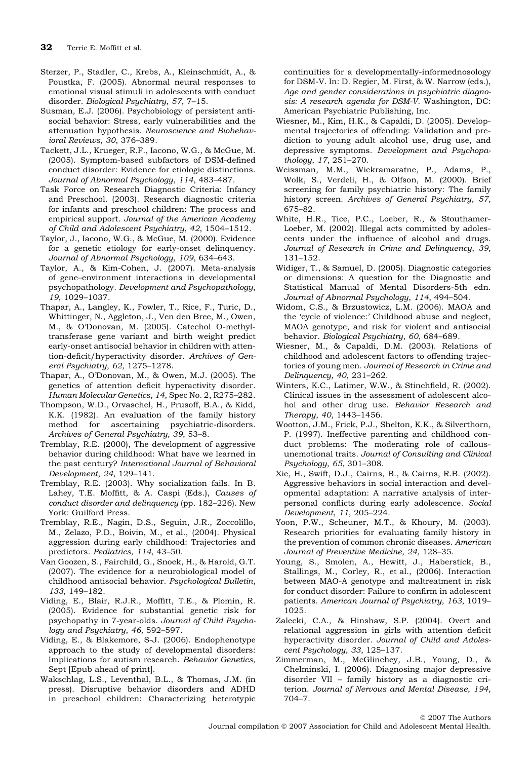Sterzer, P., Stadler, C., Krebs, A., Kleinschmidt, A., & Poustka, F. (2005). Abnormal neural responses to emotional visual stimuli in adolescents with conduct disorder. *Biological Psychiatry*, *57*, 7–15.

Susman, E.J. (2006). Psychobiology of persistent antisocial behavior: Stress, early vulnerabilities and the attenuation hypothesis. *Neuroscience and Biobehavioral Reviews*, *30*, 376–389.

Tackett, J.L., Krueger, R.F., Iacono, W.G., & McGue, M. (2005). Symptom-based subfactors of DSM-defined conduct disorder: Evidence for etiologic distinctions. *Journal of Abnormal Psychology*, *114*, 483–487.

Task Force on Research Diagnostic Criteria: Infancy and Preschool. (2003). Research diagnostic criteria for infants and preschool children: The process and empirical support. *Journal of the American Academy of Child and Adolescent Psychiatry*, *42*, 1504–1512.

Taylor, J., Iacono, W.G., & McGue, M. (2000). Evidence for a genetic etiology for early-onset delinquency. *Journal of Abnormal Psychology*, *109*, 634–643.

Taylor, A., & Kim-Cohen, J. (2007). Meta-analysis of gene–environment interactions in developmental psychopathology. *Development and Psychopathology*, *19*, 1029–1037.

Thapar, A., Langley, K., Fowler, T., Rice, F., Turic, D., Whittinger, N., Aggleton, J., Ven den Bree, M., Owen, M., & O'Donovan, M. (2005). Catechol O-methyltransferase gene variant and birth weight predict early-onset antisocial behavior in children with attention-deficit/hyperactivity disorder. *Archives of General Psychiatry*, *62*, 1275–1278.

Thapar, A., O'Donovan, M., & Owen, M.J. (2005). The genetics of attention deficit hyperactivity disorder. *Human Molecular Genetics*, *14*, Spec No. 2, R275–282.

Thompson, W.D., Orvaschel, H., Prusoff, B.A., & Kidd, K.K. (1982). An evaluation of the family history method for ascertaining psychiatric-disorders. *Archives of General Psychiatry*, *39*, 53–8.

Tremblay, R.E. (2000), The development of aggressive behavior during childhood: What have we learned in the past century? *International Journal of Behavioral Development*, *24*, 129–141.

Tremblay, R.E. (2003). Why socialization fails. In B. Lahey, T.E. Moffitt, & A. Caspi (Eds.), *Causes of conduct disorder and delinquency* (pp. 182–226). New York: Guilford Press.

Tremblay, R.E., Nagin, D.S., Seguin, J.R., Zoccolillo, M., Zelazo, P.D., Boivin, M., et al., (2004). Physical aggression during early childhood: Trajectories and predictors. *Pediatrics*, *114*, 43–50.

Van Goozen, S., Fairchild, G., Snoek, H., & Harold, G.T. (2007). The evidence for a neurobiological model of childhood antisocial behavior. *Psychological Bulletin*, *133*, 149–182.

Viding, E., Blair, R.J.R., Moffitt, T.E., & Plomin, R. (2005). Evidence for substantial genetic risk for psychopathy in 7-year-olds. *Journal of Child Psychology and Psychiatry*, *46*, 592–597.

Viding, E., & Blakemore, S-J. (2006). Endophenotype approach to the study of developmental disorders: Implications for autism research. *Behavior Genetics*, Sept [Epub ahead of print].

Wakschlag, L.S., Leventhal, B.L., & Thomas, J.M. (in press). Disruptive behavior disorders and ADHD in preschool children: Characterizing heterotypic continuities for a developmentally-informednosology for DSM-V. In: D. Regier, M. First, & W. Narrow (eds.), *Age and gender considerations in psychiatric diagnosis: A research agenda for DSM-V*. Washington, DC: American Psychiatric Publishing, Inc.

Wiesner, M., Kim, H.K., & Capaldi, D. (2005). Developmental trajectories of offending: Validation and prediction to young adult alcohol use, drug use, and depressive symptoms. *Development and Psychopathology*, *17*, 251–270.

Weissman, M.M., Wickramaratne, P., Adams, P., Wolk, S., Verdeli, H., & Olfson, M. (2000). Brief screening for family psychiatric history: The family history screen. *Archives of General Psychiatry*, *57*, 675–82.

White, H.R., Tice, P.C., Loeber, R., & Stouthamer-Loeber, M. (2002). Illegal acts committed by adolescents under the influence of alcohol and drugs. *Journal of Research in Crime and Delinquency*, *39*, 131–152.

Widiger, T., & Samuel, D. (2005). Diagnostic categories or dimensions: A question for the Diagnostic and Statistical Manual of Mental Disorders-5th edn. *Journal of Abnormal Psychology*, *114*, 494–504.

Widom, C.S., & Brzustowicz, L.M. (2006). MAOA and the 'cycle of violence:' Childhood abuse and neglect, MAOA genotype, and risk for violent and antisocial behavior. *Biological Psychiatry*, *60*, 684–689.

Wiesner, M., & Capaldi, D.M. (2003). Relations of childhood and adolescent factors to offending trajectories of young men. *Journal of Research in Crime and Delinquency*, *40*, 231–262.

Winters, K.C., Latimer, W.W., & Stinchfield, R. (2002). Clinical issues in the assessment of adolescent alcohol and other drug use. *Behavior Research and Therapy*, *40*, 1443–1456.

Wootton, J.M., Frick, P.J., Shelton, K.K., & Silverthorn, P. (1997). Ineffective parenting and childhood conduct problems: The moderating role of callous-unemotional traits. *Journal of Consulting and Clinical Psychology*, *65*, 301–308.

Xie, H., Swift, D.J., Cairns, B., & Cairns, R.B. (2002). Aggressive behaviors in social interaction and developmental adaptation: A narrative analysis of interpersonal conflicts during early adolescence. *Social Development*, *11*, 205–224.

Yoon, P.W., Scheuner, M.T., & Khoury, M. (2003). Research priorities for evaluating family history in the prevention of common chronic diseases. *American Journal of Preventive Medicine*, *24*, 128–35.

Young, S., Smolen, A., Hewitt, J., Haberstick, B., Stallings, M., Corley, R., et al., (2006). Interaction between MAO-A genotype and maltreatment in risk for conduct disorder: Failure to confirm in adolescent patients. *American Journal of Psychiatry*, *163*, 1019–1025.

Zalecki, C.A., & Hinshaw, S.P. (2004). Overt and relational aggression in girls with attention deficit hyperactivity disorder. *Journal of Child and Adolescent Psychology*, *33*, 125–137.

Zimmerman, M., McGlinchey, J.B., Young, D., & Chelminski, I. (2006). Diagnosing major depressive disorder VII – family history as a diagnostic criterion. *Journal of Nervous and Mental Disease*, *194*, 704–7.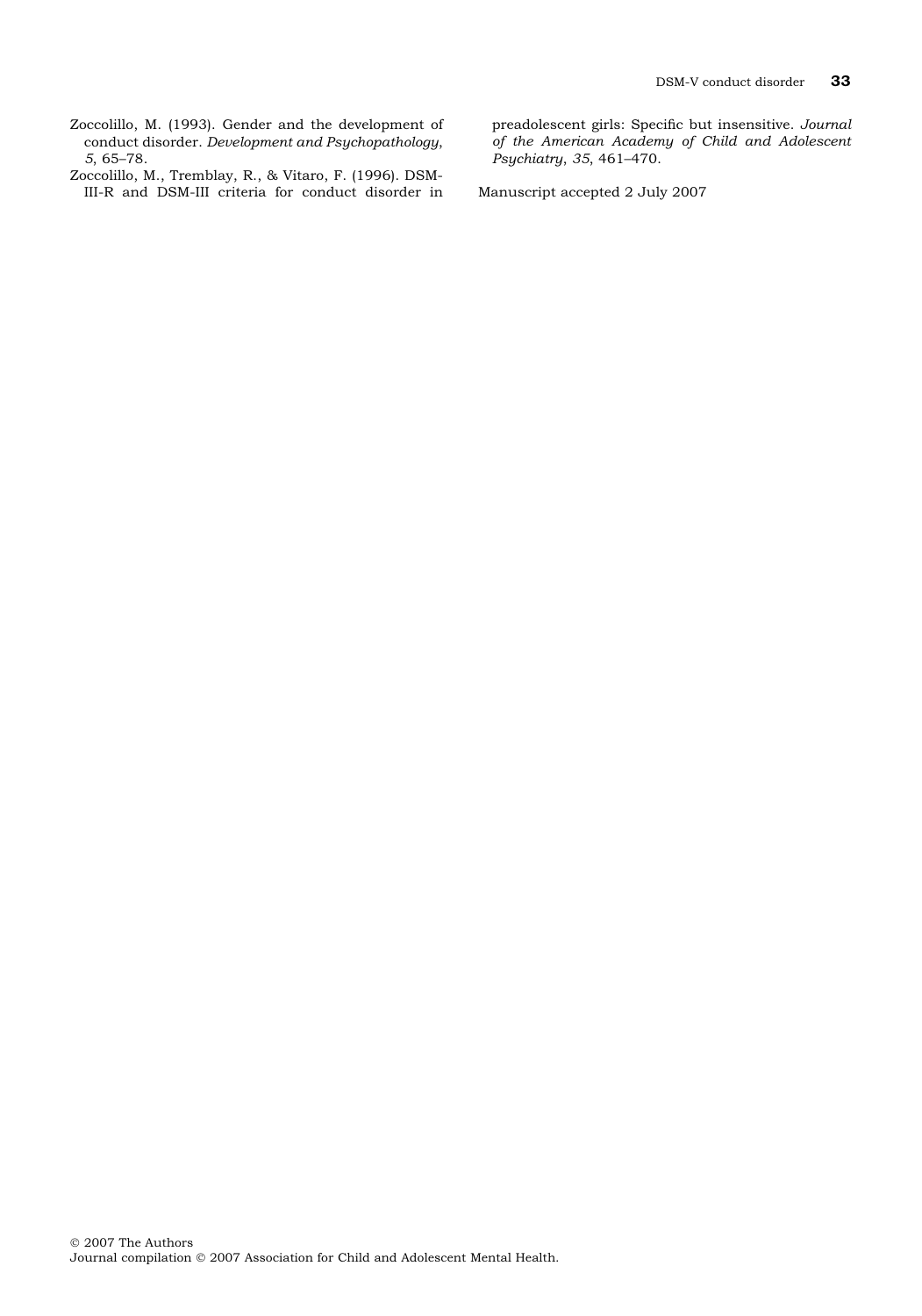Zoccolillo, M. (1993). Gender and the development of conduct disorder. *Development and Psychopathology*, *5*, 65–78.

Zoccolillo, M., Tremblay, R., & Vitaro, F. (1996). DSM-III-R and DSM-III criteria for conduct disorder in preadolescent girls: Specific but insensitive. *Journal of the American Academy of Child and Adolescent Psychiatry*, *35*, 461–470.

Manuscript accepted 2 July 2007

© 2007 The Authors
Journal compilation © 2007 Association for Child and Adolescent Mental Health.